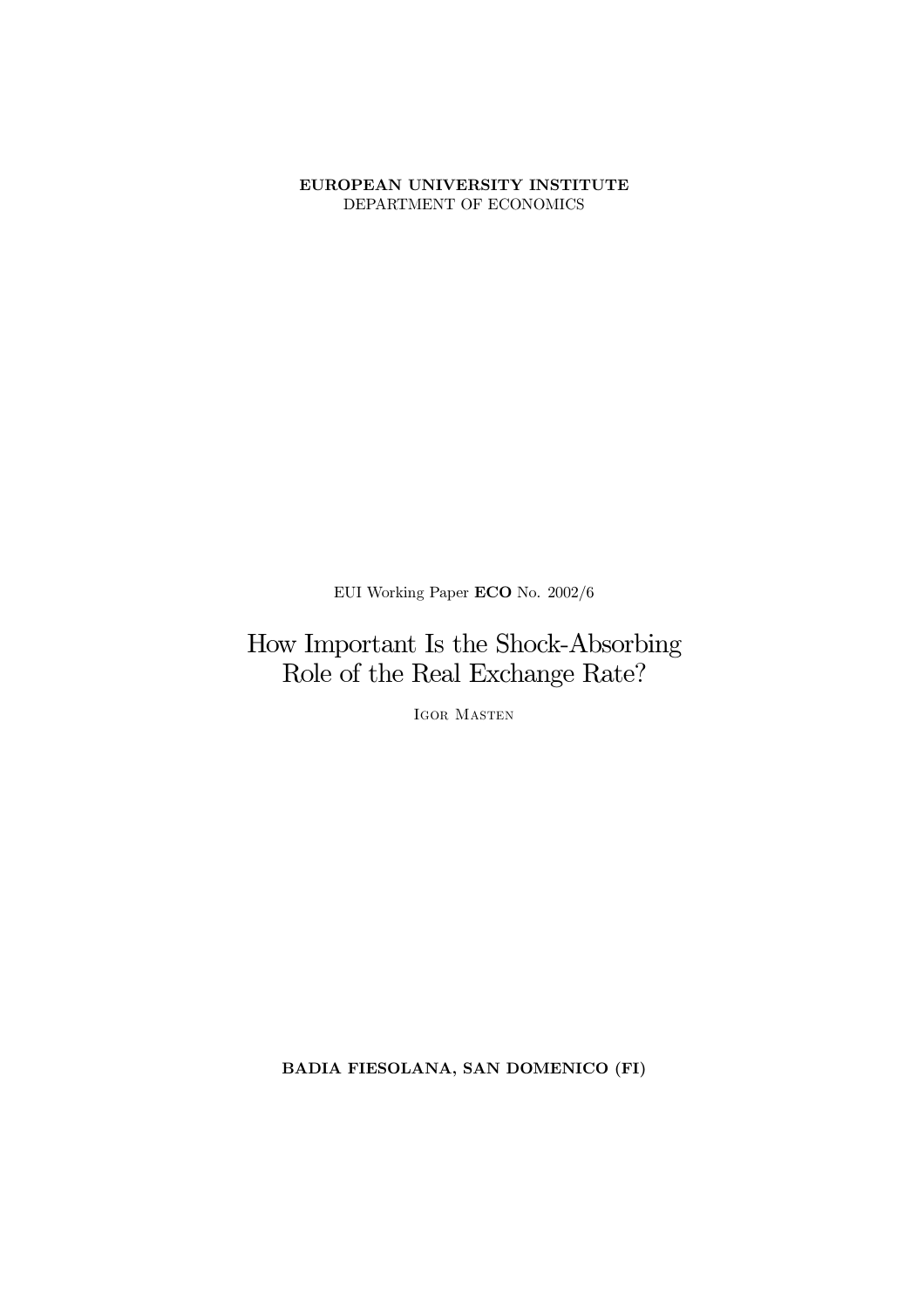**EUROPEAN UNIVERSITY INSTITUTE**
DEPARTMENT OF ECONOMICS

EUI Working Paper **ECO** No. 2002/6

# How Important Is the Shock-Absorbing Role of the Real Exchange Rate?

Igor Masten

**BADIA FIESOLANA, SAN DOMENICO (FI)**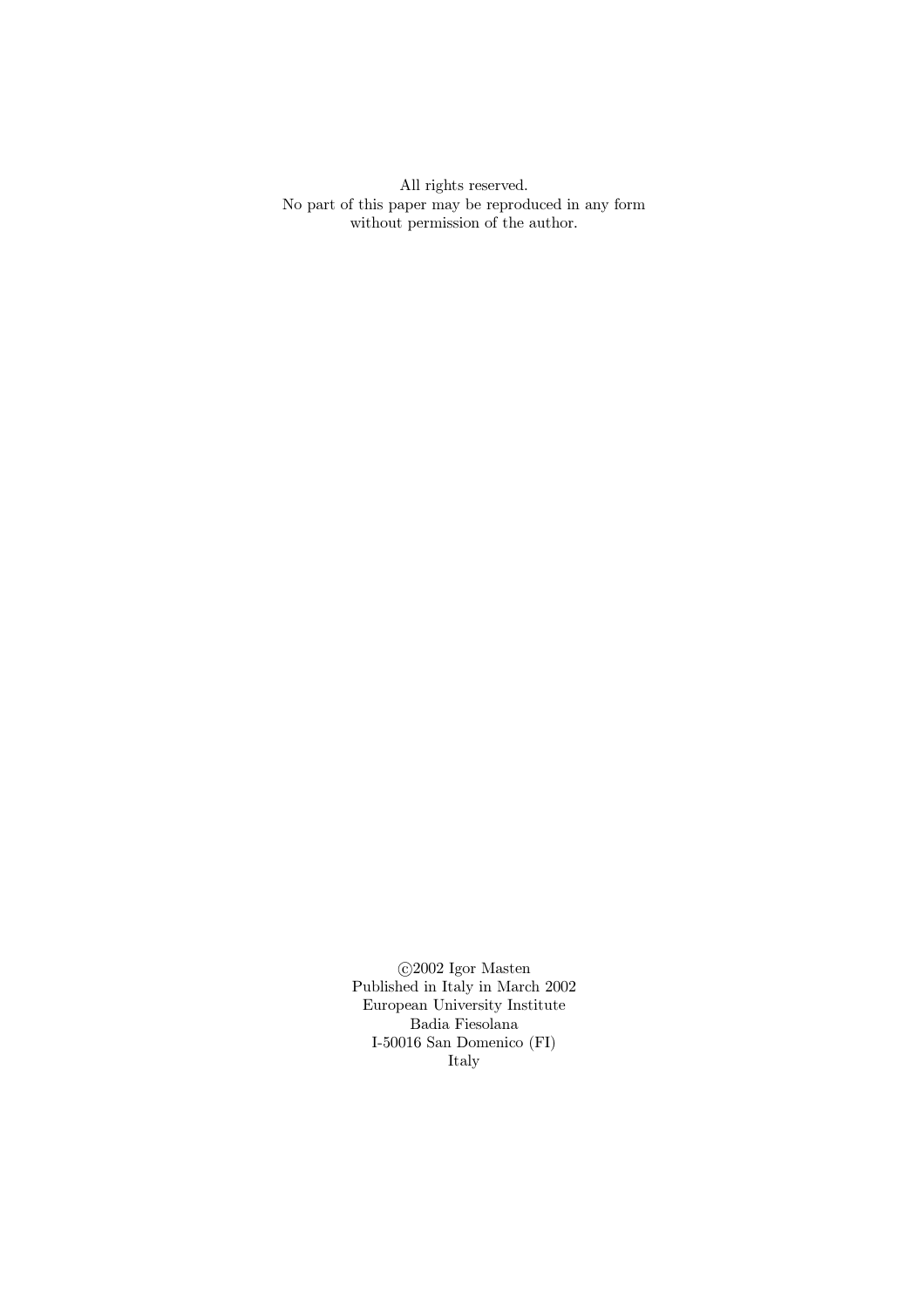All rights reserved.
No part of this paper may be reproduced in any form
without permission of the author.

©2002 Igor Masten
Published in Italy in March 2002
European University Institute
Badia Fiesolana
I-50016 San Domenico (FI)
Italy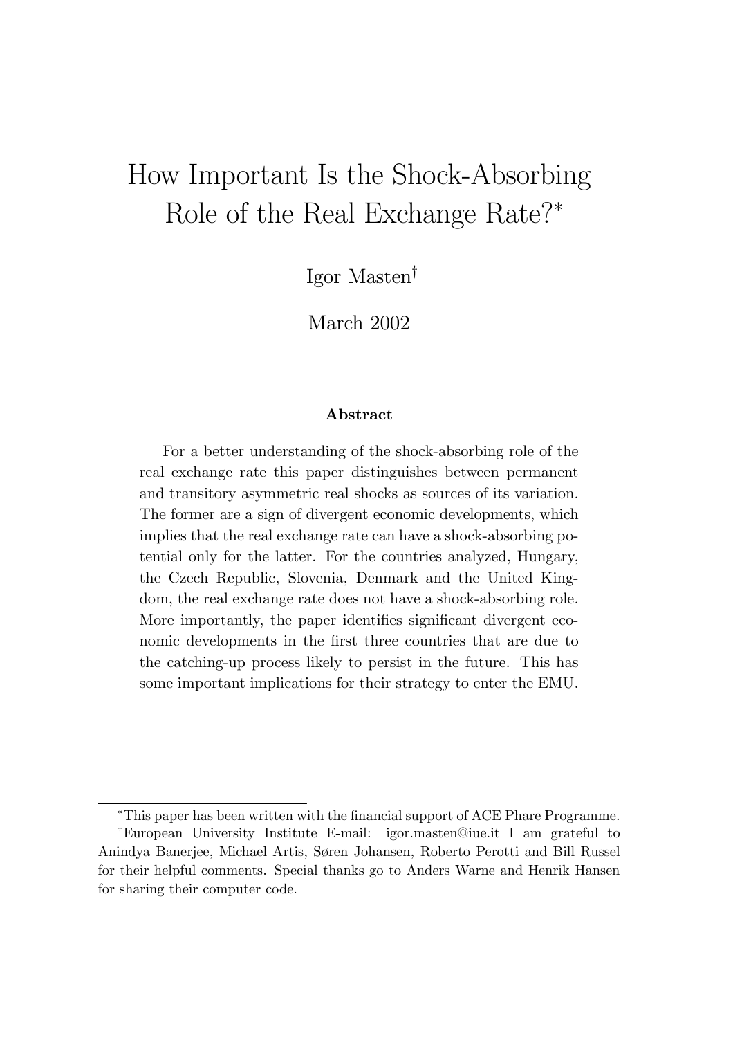# How Important Is the Shock-Absorbing Role of the Real Exchange Rate?*

Igor Masten†

March 2002

**Abstract**

For a better understanding of the shock-absorbing role of the real exchange rate this paper distinguishes between permanent and transitory asymmetric real shocks as sources of its variation. The former are a sign of divergent economic developments, which implies that the real exchange rate can have a shock-absorbing potential only for the latter. For the countries analyzed, Hungary, the Czech Republic, Slovenia, Denmark and the United Kingdom, the real exchange rate does not have a shock-absorbing role. More importantly, the paper identifies significant divergent economic developments in the first three countries that are due to the catching-up process likely to persist in the future. This has some important implications for their strategy to enter the EMU.

---

*This paper has been written with the financial support of ACE Phare Programme.

†European University Institute E-mail: igor.masten@iue.it I am grateful to Anindya Banerjee, Michael Artis, Søren Johansen, Roberto Perotti and Bill Russel for their helpful comments. Special thanks go to Anders Warne and Henrik Hansen for sharing their computer code.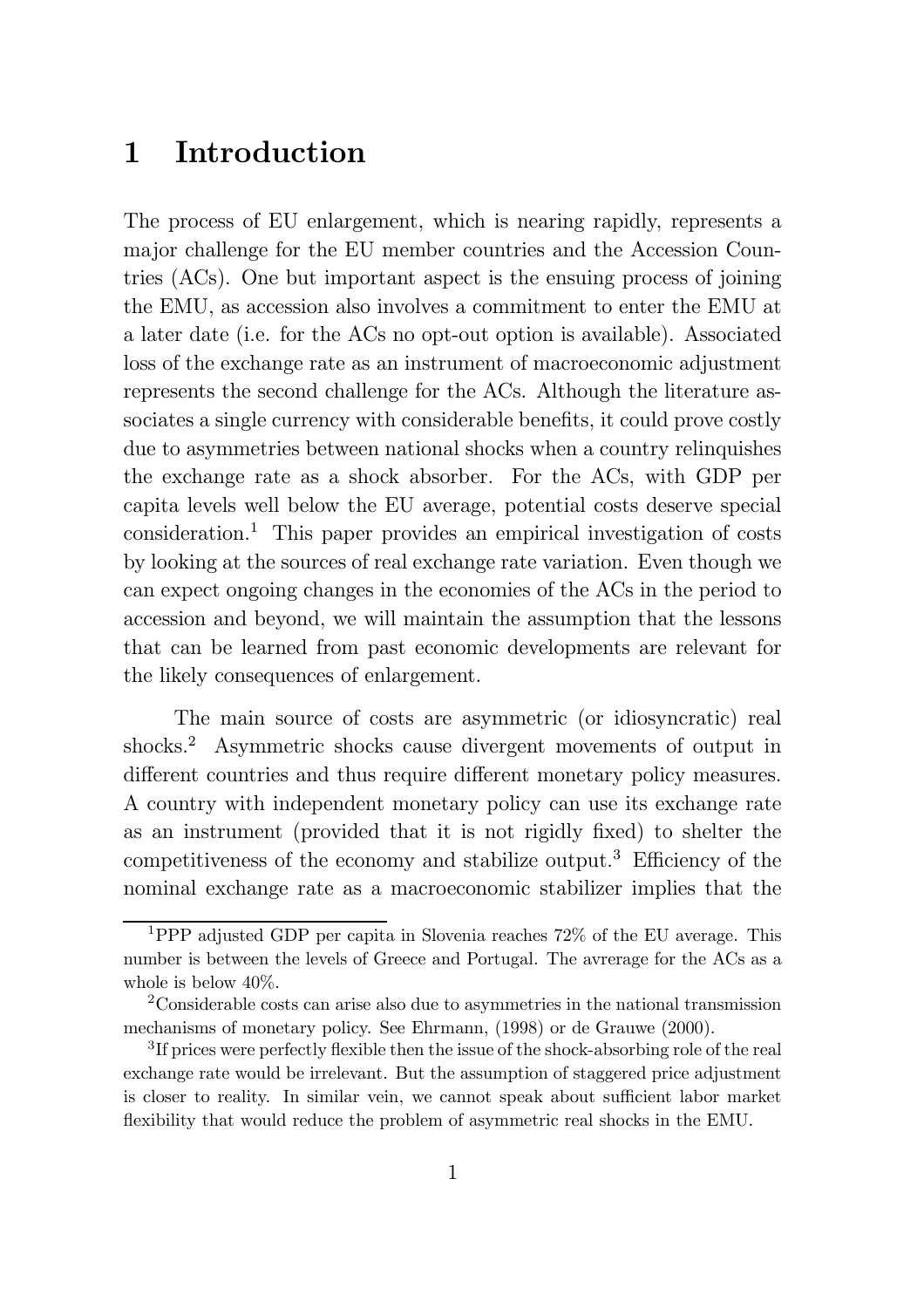# 1 Introduction

The process of EU enlargement, which is nearing rapidly, represents a major challenge for the EU member countries and the Accession Countries (ACs). One but important aspect is the ensuing process of joining the EMU, as accession also involves a commitment to enter the EMU at a later date (i.e. for the ACs no opt-out option is available). Associated loss of the exchange rate as an instrument of macroeconomic adjustment represents the second challenge for the ACs. Although the literature associates a single currency with considerable benefits, it could prove costly due to asymmetries between national shocks when a country relinquishes the exchange rate as a shock absorber. For the ACs, with GDP per capita levels well below the EU average, potential costs deserve special consideration.[1] This paper provides an empirical investigation of costs by looking at the sources of real exchange rate variation. Even though we can expect ongoing changes in the economies of the ACs in the period to accession and beyond, we will maintain the assumption that the lessons that can be learned from past economic developments are relevant for the likely consequences of enlargement.

The main source of costs are asymmetric (or idiosyncratic) real shocks.[2] Asymmetric shocks cause divergent movements of output in different countries and thus require different monetary policy measures. A country with independent monetary policy can use its exchange rate as an instrument (provided that it is not rigidly fixed) to shelter the competitiveness of the economy and stabilize output.[3] Efficiency of the nominal exchange rate as a macroeconomic stabilizer implies that the

[1] PPP adjusted GDP per capita in Slovenia reaches 72% of the EU average. This number is between the levels of Greece and Portugal. The avrerage for the ACs as a whole is below 40%.

[2] Considerable costs can arise also due to asymmetries in the national transmission mechanisms of monetary policy. See Ehrmann, (1998) or de Grauwe (2000).

[3] If prices were perfectly flexible then the issue of the shock-absorbing role of the real exchange rate would be irrelevant. But the assumption of staggered price adjustment is closer to reality. In similar vein, we cannot speak about sufficient labor market flexibility that would reduce the problem of asymmetric real shocks in the EMU.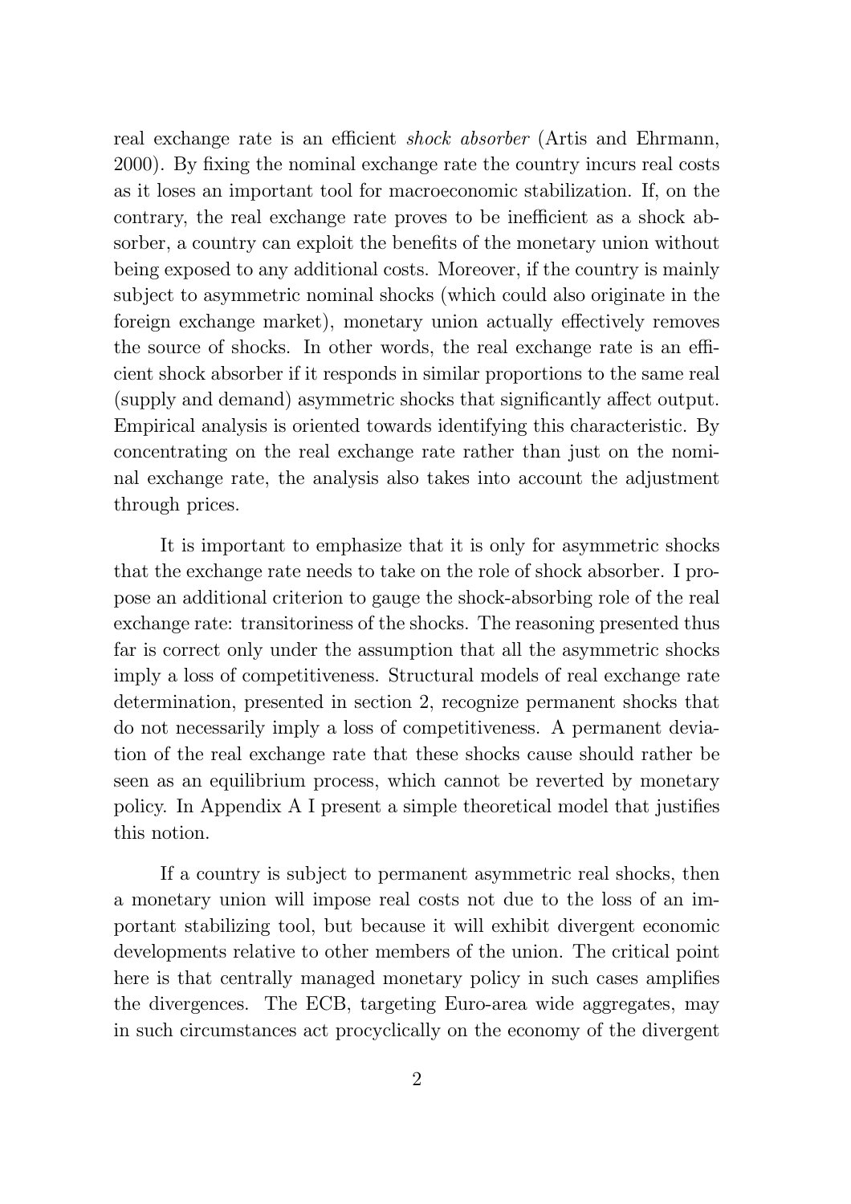real exchange rate is an efficient *shock absorber* (Artis and Ehrmann, 2000). By fixing the nominal exchange rate the country incurs real costs as it loses an important tool for macroeconomic stabilization. If, on the contrary, the real exchange rate proves to be inefficient as a shock absorber, a country can exploit the benefits of the monetary union without being exposed to any additional costs. Moreover, if the country is mainly subject to asymmetric nominal shocks (which could also originate in the foreign exchange market), monetary union actually effectively removes the source of shocks. In other words, the real exchange rate is an efficient shock absorber if it responds in similar proportions to the same real (supply and demand) asymmetric shocks that significantly affect output. Empirical analysis is oriented towards identifying this characteristic. By concentrating on the real exchange rate rather than just on the nominal exchange rate, the analysis also takes into account the adjustment through prices.

It is important to emphasize that it is only for asymmetric shocks that the exchange rate needs to take on the role of shock absorber. I propose an additional criterion to gauge the shock-absorbing role of the real exchange rate: transitoriness of the shocks. The reasoning presented thus far is correct only under the assumption that all the asymmetric shocks imply a loss of competitiveness. Structural models of real exchange rate determination, presented in section 2, recognize permanent shocks that do not necessarily imply a loss of competitiveness. A permanent deviation of the real exchange rate that these shocks cause should rather be seen as an equilibrium process, which cannot be reverted by monetary policy. In Appendix A I present a simple theoretical model that justifies this notion.

If a country is subject to permanent asymmetric real shocks, then a monetary union will impose real costs not due to the loss of an important stabilizing tool, but because it will exhibit divergent economic developments relative to other members of the union. The critical point here is that centrally managed monetary policy in such cases amplifies the divergences. The ECB, targeting Euro-area wide aggregates, may in such circumstances act procyclically on the economy of the divergent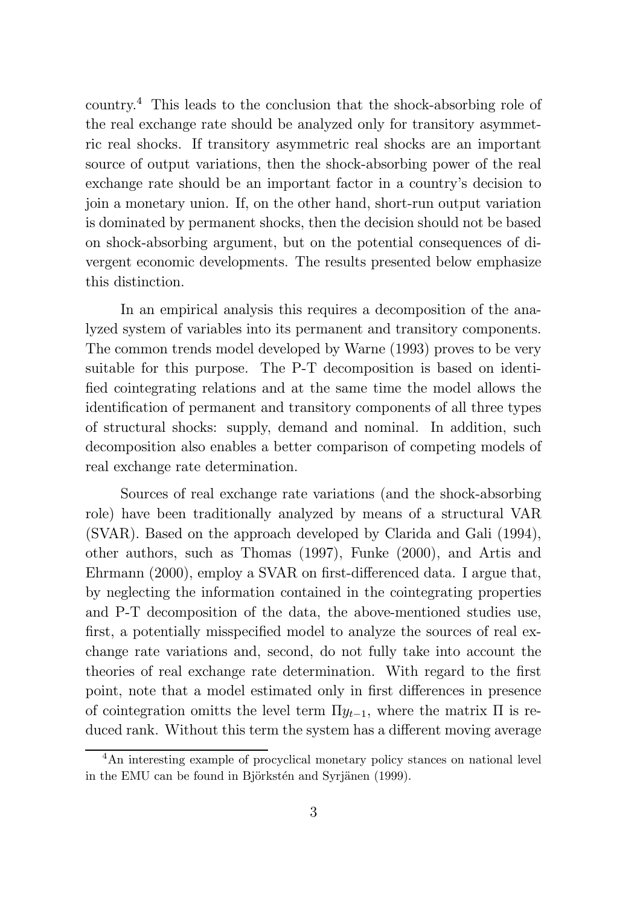country.[4] This leads to the conclusion that the shock-absorbing role of the real exchange rate should be analyzed only for transitory asymmetric real shocks. If transitory asymmetric real shocks are an important source of output variations, then the shock-absorbing power of the real exchange rate should be an important factor in a country's decision to join a monetary union. If, on the other hand, short-run output variation is dominated by permanent shocks, then the decision should not be based on shock-absorbing argument, but on the potential consequences of divergent economic developments. The results presented below emphasize this distinction.

In an empirical analysis this requires a decomposition of the analyzed system of variables into its permanent and transitory components. The common trends model developed by Warne (1993) proves to be very suitable for this purpose. The P-T decomposition is based on identified cointegrating relations and at the same time the model allows the identification of permanent and transitory components of all three types of structural shocks: supply, demand and nominal. In addition, such decomposition also enables a better comparison of competing models of real exchange rate determination.

Sources of real exchange rate variations (and the shock-absorbing role) have been traditionally analyzed by means of a structural VAR (SVAR). Based on the approach developed by Clarida and Gali (1994), other authors, such as Thomas (1997), Funke (2000), and Artis and Ehrmann (2000), employ a SVAR on first-differenced data. I argue that, by neglecting the information contained in the cointegrating properties and P-T decomposition of the data, the above-mentioned studies use, first, a potentially misspecified model to analyze the sources of real exchange rate variations and, second, do not fully take into account the theories of real exchange rate determination. With regard to the first point, note that a model estimated only in first differences in presence of cointegration omitts the level term $\Pi y_{t-1}$, where the matrix $\Pi$ is reduced rank. Without this term the system has a different moving average

[4] An interesting example of procyclical monetary policy stances on national level in the EMU can be found in Björkstén and Syrjänen (1999).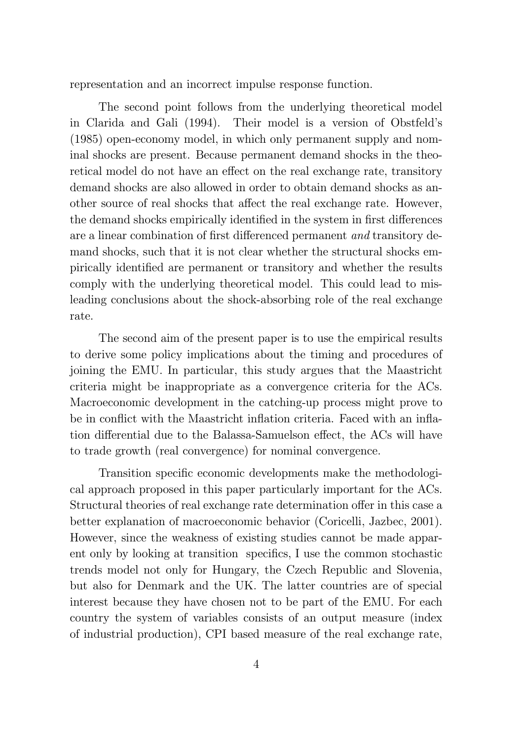representation and an incorrect impulse response function.

The second point follows from the underlying theoretical model in Clarida and Gali (1994). Their model is a version of Obstfeld's (1985) open-economy model, in which only permanent supply and nominal shocks are present. Because permanent demand shocks in the theoretical model do not have an effect on the real exchange rate, transitory demand shocks are also allowed in order to obtain demand shocks as another source of real shocks that affect the real exchange rate. However, the demand shocks empirically identified in the system in first differences are a linear combination of first differenced permanent *and* transitory demand shocks, such that it is not clear whether the structural shocks empirically identified are permanent or transitory and whether the results comply with the underlying theoretical model. This could lead to misleading conclusions about the shock-absorbing role of the real exchange rate.

The second aim of the present paper is to use the empirical results to derive some policy implications about the timing and procedures of joining the EMU. In particular, this study argues that the Maastricht criteria might be inappropriate as a convergence criteria for the ACs. Macroeconomic development in the catching-up process might prove to be in conflict with the Maastricht inflation criteria. Faced with an inflation differential due to the Balassa-Samuelson effect, the ACs will have to trade growth (real convergence) for nominal convergence.

Transition specific economic developments make the methodological approach proposed in this paper particularly important for the ACs. Structural theories of real exchange rate determination offer in this case a better explanation of macroeconomic behavior (Coricelli, Jazbec, 2001). However, since the weakness of existing studies cannot be made apparent only by looking at transition specifics, I use the common stochastic trends model not only for Hungary, the Czech Republic and Slovenia, but also for Denmark and the UK. The latter countries are of special interest because they have chosen not to be part of the EMU. For each country the system of variables consists of an output measure (index of industrial production), CPI based measure of the real exchange rate,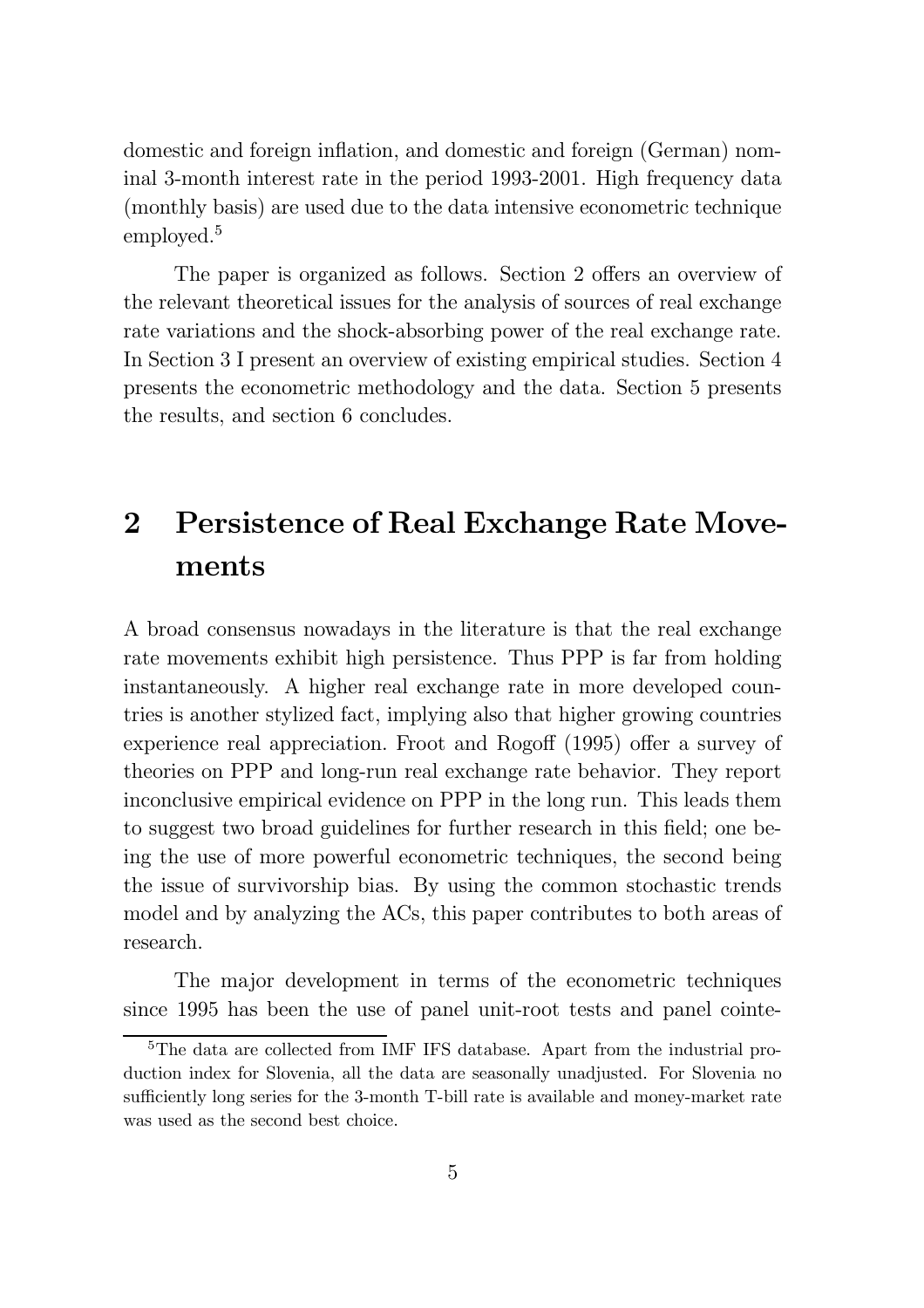domestic and foreign inflation, and domestic and foreign (German) nominal 3-month interest rate in the period 1993-2001. High frequency data (monthly basis) are used due to the data intensive econometric technique employed.[5]

The paper is organized as follows. Section 2 offers an overview of the relevant theoretical issues for the analysis of sources of real exchange rate variations and the shock-absorbing power of the real exchange rate. In Section 3 I present an overview of existing empirical studies. Section 4 presents the econometric methodology and the data. Section 5 presents the results, and section 6 concludes.

# 2 Persistence of Real Exchange Rate Movements

A broad consensus nowadays in the literature is that the real exchange rate movements exhibit high persistence. Thus PPP is far from holding instantaneously. A higher real exchange rate in more developed countries is another stylized fact, implying also that higher growing countries experience real appreciation. Froot and Rogoff (1995) offer a survey of theories on PPP and long-run real exchange rate behavior. They report inconclusive empirical evidence on PPP in the long run. This leads them to suggest two broad guidelines for further research in this field; one being the use of more powerful econometric techniques, the second being the issue of survivorship bias. By using the common stochastic trends model and by analyzing the ACs, this paper contributes to both areas of research.

The major development in terms of the econometric techniques since 1995 has been the use of panel unit-root tests and panel cointe-

[5] The data are collected from IMF IFS database. Apart from the industrial production index for Slovenia, all the data are seasonally unadjusted. For Slovenia no sufficiently long series for the 3-month T-bill rate is available and money-market rate was used as the second best choice.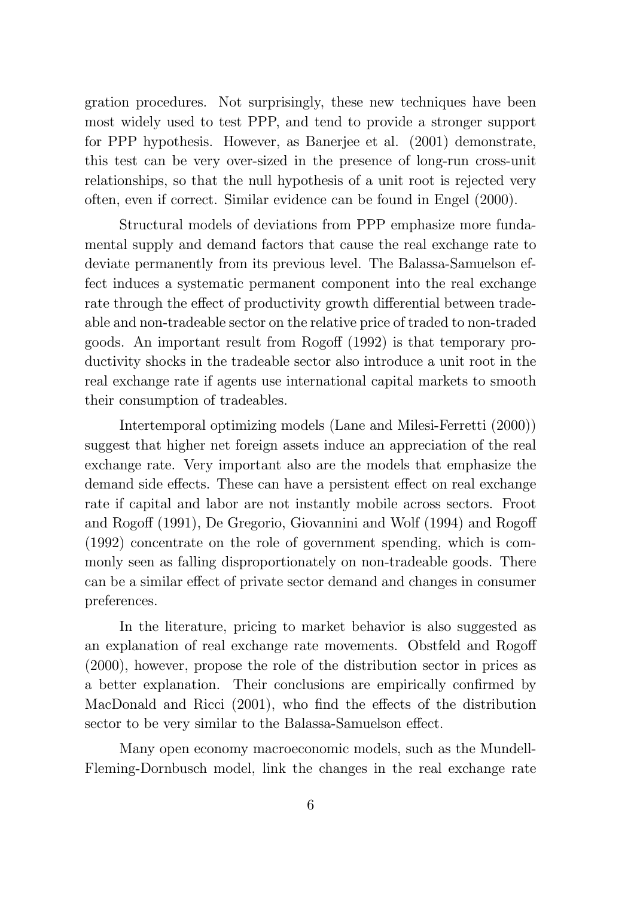gration procedures. Not surprisingly, these new techniques have been most widely used to test PPP, and tend to provide a stronger support for PPP hypothesis. However, as Banerjee et al. (2001) demonstrate, this test can be very over-sized in the presence of long-run cross-unit relationships, so that the null hypothesis of a unit root is rejected very often, even if correct. Similar evidence can be found in Engel (2000).

Structural models of deviations from PPP emphasize more fundamental supply and demand factors that cause the real exchange rate to deviate permanently from its previous level. The Balassa-Samuelson effect induces a systematic permanent component into the real exchange rate through the effect of productivity growth differential between tradeable and non-tradeable sector on the relative price of traded to non-traded goods. An important result from Rogoff (1992) is that temporary productivity shocks in the tradeable sector also introduce a unit root in the real exchange rate if agents use international capital markets to smooth their consumption of tradeables.

Intertemporal optimizing models (Lane and Milesi-Ferretti (2000)) suggest that higher net foreign assets induce an appreciation of the real exchange rate. Very important also are the models that emphasize the demand side effects. These can have a persistent effect on real exchange rate if capital and labor are not instantly mobile across sectors. Froot and Rogoff (1991), De Gregorio, Giovannini and Wolf (1994) and Rogoff (1992) concentrate on the role of government spending, which is commonly seen as falling disproportionately on non-tradeable goods. There can be a similar effect of private sector demand and changes in consumer preferences.

In the literature, pricing to market behavior is also suggested as an explanation of real exchange rate movements. Obstfeld and Rogoff (2000), however, propose the role of the distribution sector in prices as a better explanation. Their conclusions are empirically confirmed by MacDonald and Ricci (2001), who find the effects of the distribution sector to be very similar to the Balassa-Samuelson effect.

Many open economy macroeconomic models, such as the Mundell-Fleming-Dornbusch model, link the changes in the real exchange rate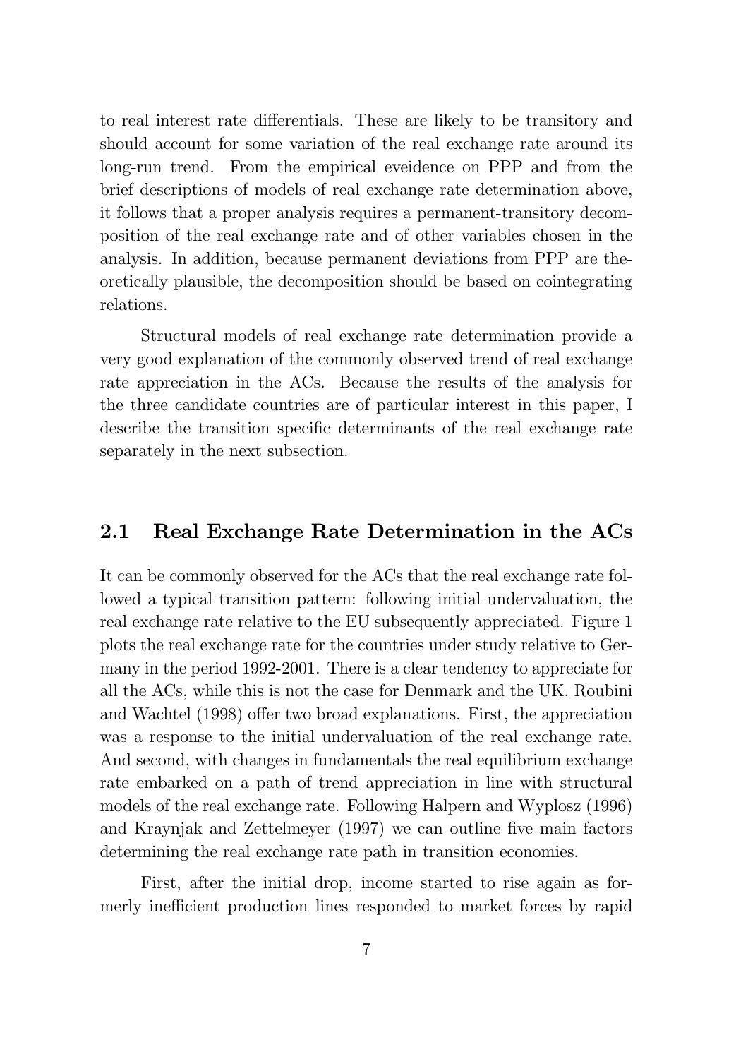to real interest rate differentials. These are likely to be transitory and should account for some variation of the real exchange rate around its long-run trend. From the empirical eveidence on PPP and from the brief descriptions of models of real exchange rate determination above, it follows that a proper analysis requires a permanent-transitory decomposition of the real exchange rate and of other variables chosen in the analysis. In addition, because permanent deviations from PPP are theoretically plausible, the decomposition should be based on cointegrating relations.

Structural models of real exchange rate determination provide a very good explanation of the commonly observed trend of real exchange rate appreciation in the ACs. Because the results of the analysis for the three candidate countries are of particular interest in this paper, I describe the transition specific determinants of the real exchange rate separately in the next subsection.

## 2.1 Real Exchange Rate Determination in the ACs

It can be commonly observed for the ACs that the real exchange rate followed a typical transition pattern: following initial undervaluation, the real exchange rate relative to the EU subsequently appreciated. Figure 1 plots the real exchange rate for the countries under study relative to Germany in the period 1992-2001. There is a clear tendency to appreciate for all the ACs, while this is not the case for Denmark and the UK. Roubini and Wachtel (1998) offer two broad explanations. First, the appreciation was a response to the initial undervaluation of the real exchange rate. And second, with changes in fundamentals the real equilibrium exchange rate embarked on a path of trend appreciation in line with structural models of the real exchange rate. Following Halpern and Wyplosz (1996) and Kraynjak and Zettelmeyer (1997) we can outline five main factors determining the real exchange rate path in transition economies.

First, after the initial drop, income started to rise again as formerly inefficient production lines responded to market forces by rapid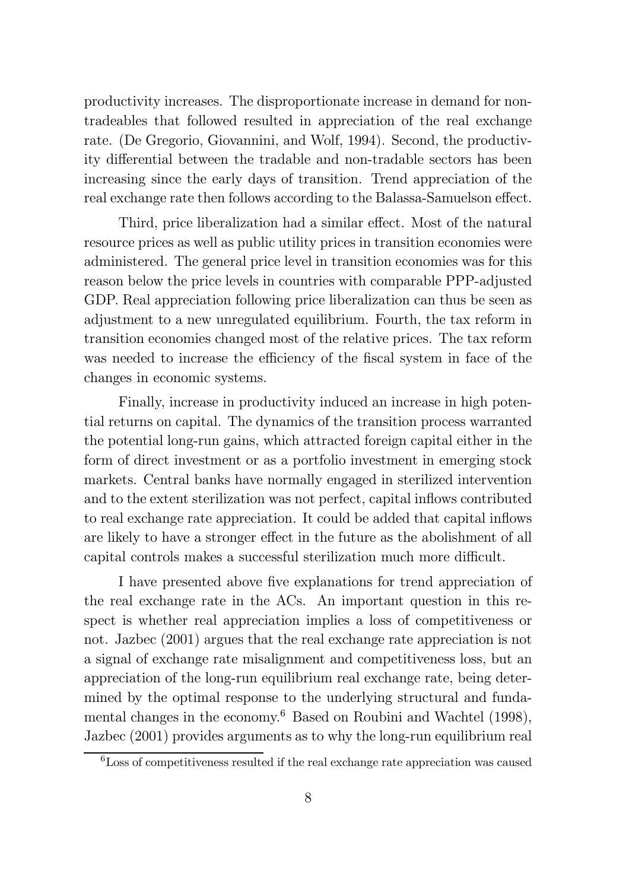productivity increases. The disproportionate increase in demand for non-tradeables that followed resulted in appreciation of the real exchange rate. (De Gregorio, Giovannini, and Wolf, 1994). Second, the productivity differential between the tradable and non-tradable sectors has been increasing since the early days of transition. Trend appreciation of the real exchange rate then follows according to the Balassa-Samuelson effect.

Third, price liberalization had a similar effect. Most of the natural resource prices as well as public utility prices in transition economies were administered. The general price level in transition economies was for this reason below the price levels in countries with comparable PPP-adjusted GDP. Real appreciation following price liberalization can thus be seen as adjustment to a new unregulated equilibrium. Fourth, the tax reform in transition economies changed most of the relative prices. The tax reform was needed to increase the efficiency of the fiscal system in face of the changes in economic systems.

Finally, increase in productivity induced an increase in high potential returns on capital. The dynamics of the transition process warranted the potential long-run gains, which attracted foreign capital either in the form of direct investment or as a portfolio investment in emerging stock markets. Central banks have normally engaged in sterilized intervention and to the extent sterilization was not perfect, capital inflows contributed to real exchange rate appreciation. It could be added that capital inflows are likely to have a stronger effect in the future as the abolishment of all capital controls makes a successful sterilization much more difficult.

I have presented above five explanations for trend appreciation of the real exchange rate in the ACs. An important question in this respect is whether real appreciation implies a loss of competitiveness or not. Jazbec (2001) argues that the real exchange rate appreciation is not a signal of exchange rate misalignment and competitiveness loss, but an appreciation of the long-run equilibrium real exchange rate, being determined by the optimal response to the underlying structural and fundamental changes in the economy.[6] Based on Roubini and Wachtel (1998), Jazbec (2001) provides arguments as to why the long-run equilibrium real

[6] Loss of competitiveness resulted if the real exchange rate appreciation was caused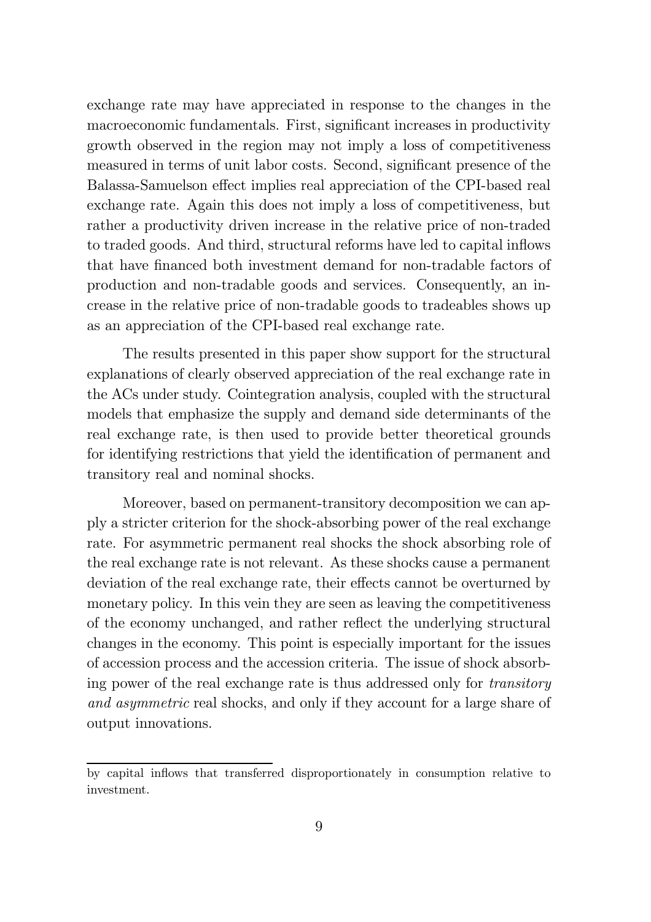exchange rate may have appreciated in response to the changes in the macroeconomic fundamentals. First, significant increases in productivity growth observed in the region may not imply a loss of competitiveness measured in terms of unit labor costs. Second, significant presence of the Balassa-Samuelson effect implies real appreciation of the CPI-based real exchange rate. Again this does not imply a loss of competitiveness, but rather a productivity driven increase in the relative price of non-traded to traded goods. And third, structural reforms have led to capital inflows that have financed both investment demand for non-tradable factors of production and non-tradable goods and services. Consequently, an increase in the relative price of non-tradable goods to tradeables shows up as an appreciation of the CPI-based real exchange rate.

The results presented in this paper show support for the structural explanations of clearly observed appreciation of the real exchange rate in the ACs under study. Cointegration analysis, coupled with the structural models that emphasize the supply and demand side determinants of the real exchange rate, is then used to provide better theoretical grounds for identifying restrictions that yield the identification of permanent and transitory real and nominal shocks.

Moreover, based on permanent-transitory decomposition we can apply a stricter criterion for the shock-absorbing power of the real exchange rate. For asymmetric permanent real shocks the shock absorbing role of the real exchange rate is not relevant. As these shocks cause a permanent deviation of the real exchange rate, their effects cannot be overturned by monetary policy. In this vein they are seen as leaving the competitiveness of the economy unchanged, and rather reflect the underlying structural changes in the economy. This point is especially important for the issues of accession process and the accession criteria. The issue of shock absorbing power of the real exchange rate is thus addressed only for *transitory and asymmetric* real shocks, and only if they account for a large share of output innovations.

---

by capital inflows that transferred disproportionately in consumption relative to investment.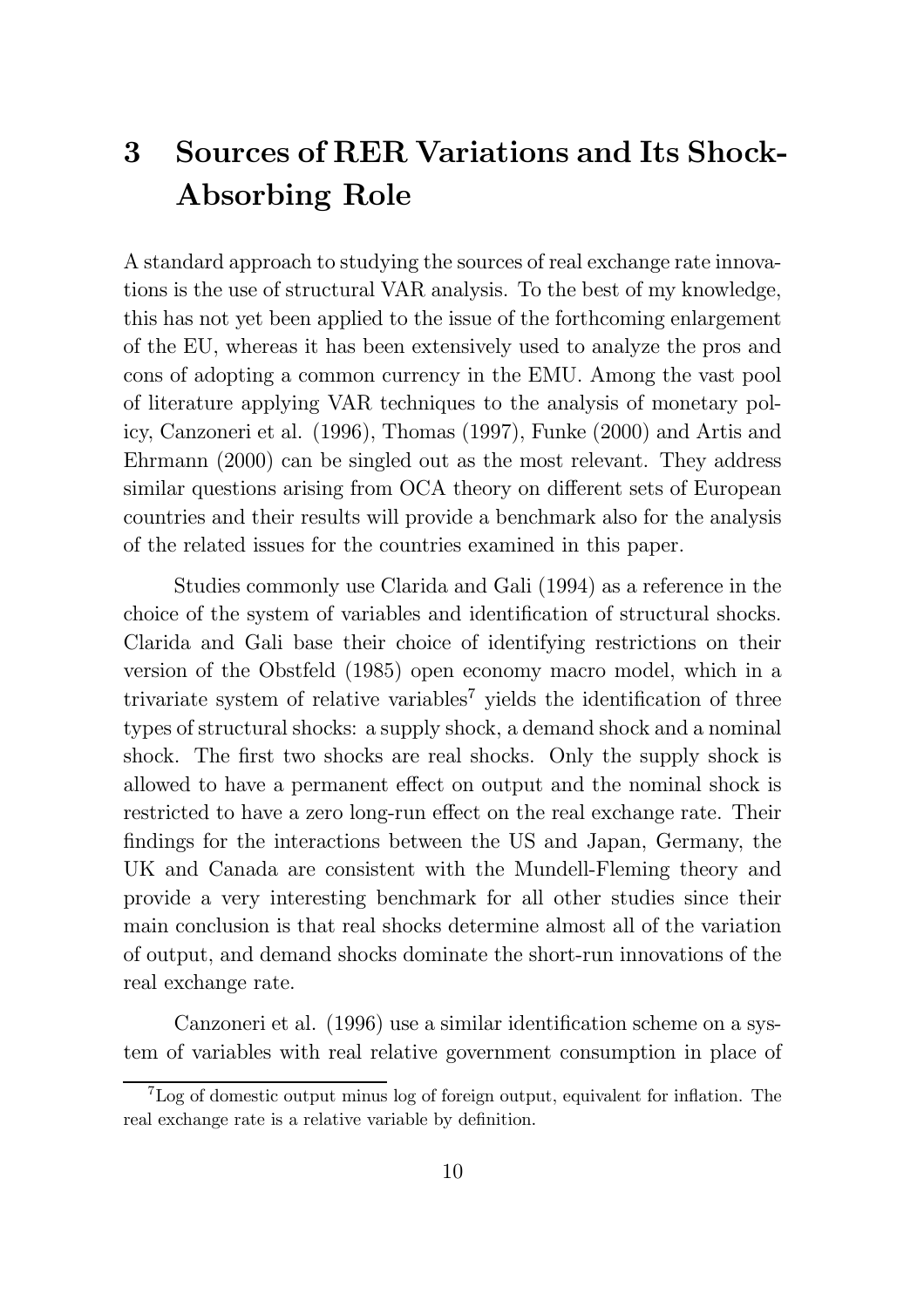# 3 Sources of RER Variations and Its Shock-Absorbing Role

A standard approach to studying the sources of real exchange rate innovations is the use of structural VAR analysis. To the best of my knowledge, this has not yet been applied to the issue of the forthcoming enlargement of the EU, whereas it has been extensively used to analyze the pros and cons of adopting a common currency in the EMU. Among the vast pool of literature applying VAR techniques to the analysis of monetary policy, Canzoneri et al. (1996), Thomas (1997), Funke (2000) and Artis and Ehrmann (2000) can be singled out as the most relevant. They address similar questions arising from OCA theory on different sets of European countries and their results will provide a benchmark also for the analysis of the related issues for the countries examined in this paper.

Studies commonly use Clarida and Gali (1994) as a reference in the choice of the system of variables and identification of structural shocks. Clarida and Gali base their choice of identifying restrictions on their version of the Obstfeld (1985) open economy macro model, which in a trivariate system of relative variables[7] yields the identification of three types of structural shocks: a supply shock, a demand shock and a nominal shock. The first two shocks are real shocks. Only the supply shock is allowed to have a permanent effect on output and the nominal shock is restricted to have a zero long-run effect on the real exchange rate. Their findings for the interactions between the US and Japan, Germany, the UK and Canada are consistent with the Mundell-Fleming theory and provide a very interesting benchmark for all other studies since their main conclusion is that real shocks determine almost all of the variation of output, and demand shocks dominate the short-run innovations of the real exchange rate.

Canzoneri et al. (1996) use a similar identification scheme on a system of variables with real relative government consumption in place of

[7] Log of domestic output minus log of foreign output, equivalent for inflation. The real exchange rate is a relative variable by definition.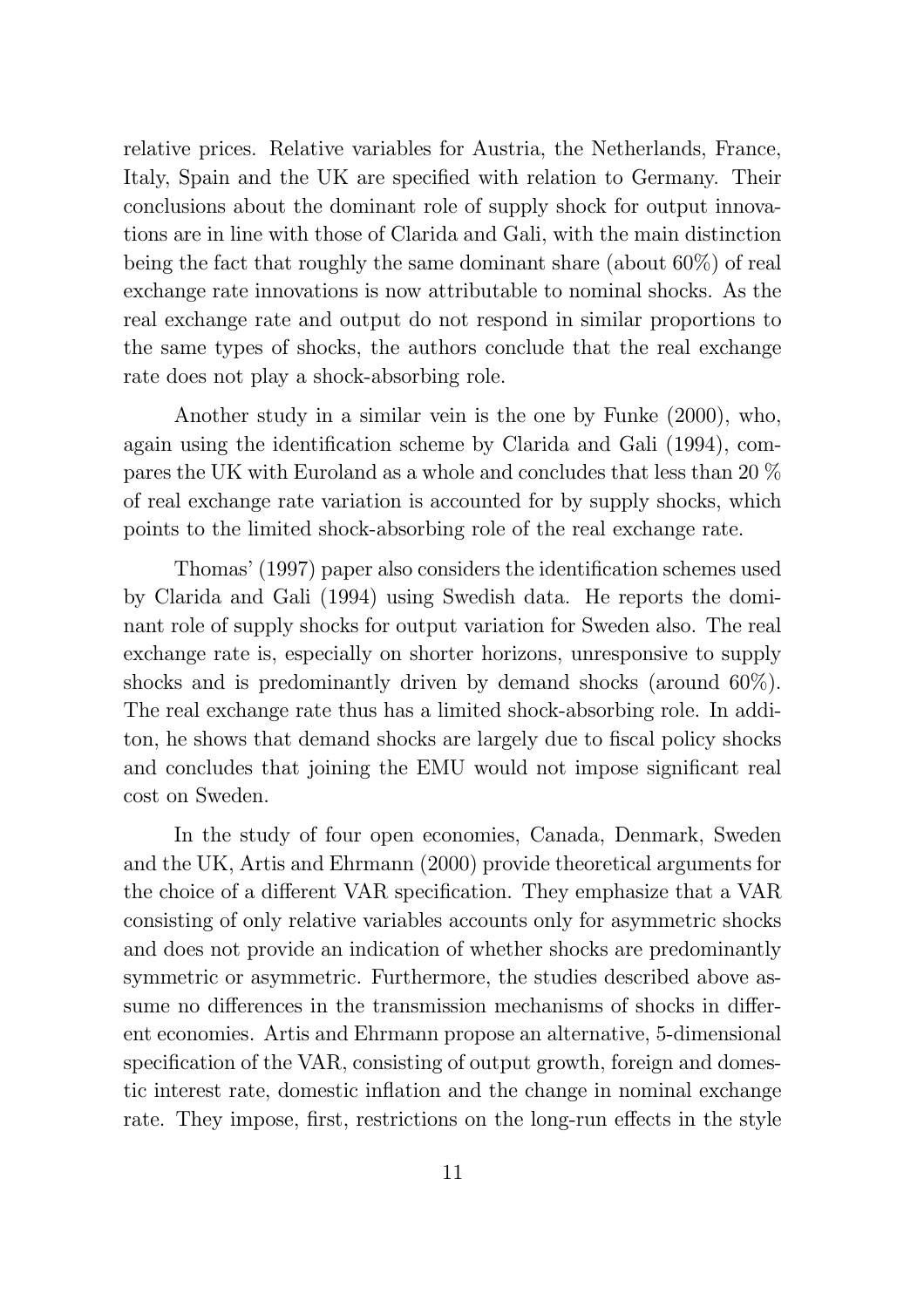relative prices. Relative variables for Austria, the Netherlands, France, Italy, Spain and the UK are specified with relation to Germany. Their conclusions about the dominant role of supply shock for output innovations are in line with those of Clarida and Gali, with the main distinction being the fact that roughly the same dominant share (about 60%) of real exchange rate innovations is now attributable to nominal shocks. As the real exchange rate and output do not respond in similar proportions to the same types of shocks, the authors conclude that the real exchange rate does not play a shock-absorbing role.

Another study in a similar vein is the one by Funke (2000), who, again using the identification scheme by Clarida and Gali (1994), compares the UK with Euroland as a whole and concludes that less than 20 % of real exchange rate variation is accounted for by supply shocks, which points to the limited shock-absorbing role of the real exchange rate.

Thomas' (1997) paper also considers the identification schemes used by Clarida and Gali (1994) using Swedish data. He reports the dominant role of supply shocks for output variation for Sweden also. The real exchange rate is, especially on shorter horizons, unresponsive to supply shocks and is predominantly driven by demand shocks (around 60%). The real exchange rate thus has a limited shock-absorbing role. In additon, he shows that demand shocks are largely due to fiscal policy shocks and concludes that joining the EMU would not impose significant real cost on Sweden.

In the study of four open economies, Canada, Denmark, Sweden and the UK, Artis and Ehrmann (2000) provide theoretical arguments for the choice of a different VAR specification. They emphasize that a VAR consisting of only relative variables accounts only for asymmetric shocks and does not provide an indication of whether shocks are predominantly symmetric or asymmetric. Furthermore, the studies described above assume no differences in the transmission mechanisms of shocks in different economies. Artis and Ehrmann propose an alternative, 5-dimensional specification of the VAR, consisting of output growth, foreign and domestic interest rate, domestic inflation and the change in nominal exchange rate. They impose, first, restrictions on the long-run effects in the style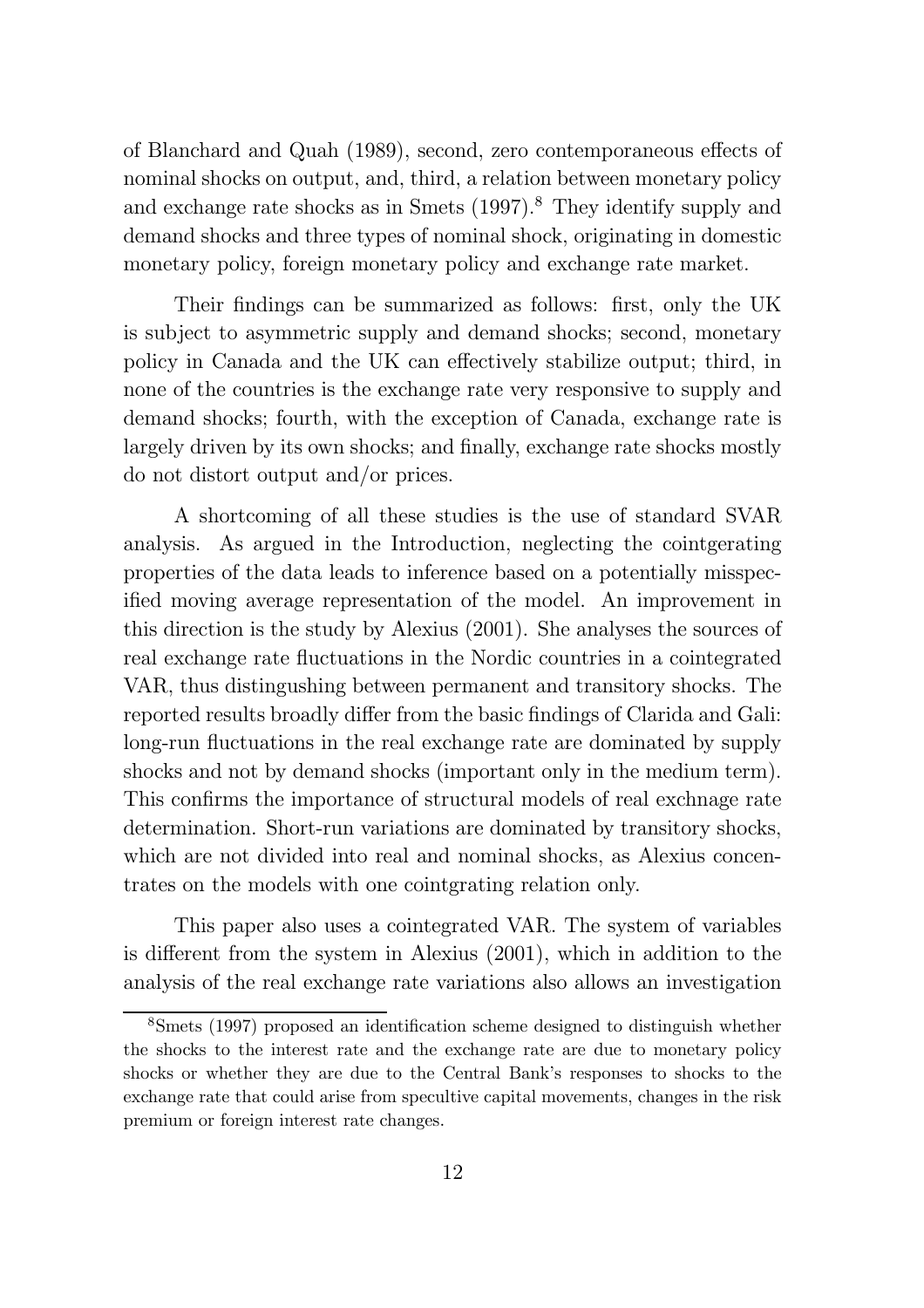of Blanchard and Quah (1989), second, zero contemporaneous effects of nominal shocks on output, and, third, a relation between monetary policy and exchange rate shocks as in Smets (1997).[8] They identify supply and demand shocks and three types of nominal shock, originating in domestic monetary policy, foreign monetary policy and exchange rate market.

Their findings can be summarized as follows: first, only the UK is subject to asymmetric supply and demand shocks; second, monetary policy in Canada and the UK can effectively stabilize output; third, in none of the countries is the exchange rate very responsive to supply and demand shocks; fourth, with the exception of Canada, exchange rate is largely driven by its own shocks; and finally, exchange rate shocks mostly do not distort output and/or prices.

A shortcoming of all these studies is the use of standard SVAR analysis. As argued in the Introduction, neglecting the cointgerating properties of the data leads to inference based on a potentially misspecified moving average representation of the model. An improvement in this direction is the study by Alexius (2001). She analyses the sources of real exchange rate fluctuations in the Nordic countries in a cointegrated VAR, thus distingushing between permanent and transitory shocks. The reported results broadly differ from the basic findings of Clarida and Gali: long-run fluctuations in the real exchange rate are dominated by supply shocks and not by demand shocks (important only in the medium term). This confirms the importance of structural models of real exchnage rate determination. Short-run variations are dominated by transitory shocks, which are not divided into real and nominal shocks, as Alexius concentrates on the models with one cointgrating relation only.

This paper also uses a cointegrated VAR. The system of variables is different from the system in Alexius (2001), which in addition to the analysis of the real exchange rate variations also allows an investigation

[8] Smets (1997) proposed an identification scheme designed to distinguish whether the shocks to the interest rate and the exchange rate are due to monetary policy shocks or whether they are due to the Central Bank's responses to shocks to the exchange rate that could arise from specultive capital movements, changes in the risk premium or foreign interest rate changes.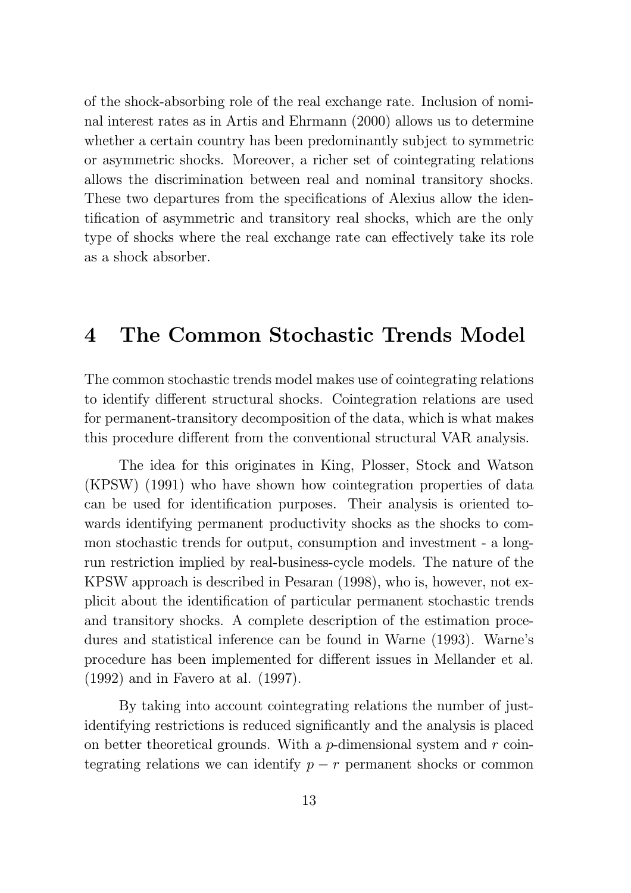of the shock-absorbing role of the real exchange rate. Inclusion of nominal interest rates as in Artis and Ehrmann (2000) allows us to determine whether a certain country has been predominantly subject to symmetric or asymmetric shocks. Moreover, a richer set of cointegrating relations allows the discrimination between real and nominal transitory shocks. These two departures from the specifications of Alexius allow the identification of asymmetric and transitory real shocks, which are the only type of shocks where the real exchange rate can effectively take its role as a shock absorber.

# 4 The Common Stochastic Trends Model

The common stochastic trends model makes use of cointegrating relations to identify different structural shocks. Cointegration relations are used for permanent-transitory decomposition of the data, which is what makes this procedure different from the conventional structural VAR analysis.

The idea for this originates in King, Plosser, Stock and Watson (KPSW) (1991) who have shown how cointegration properties of data can be used for identification purposes. Their analysis is oriented towards identifying permanent productivity shocks as the shocks to common stochastic trends for output, consumption and investment - a long-run restriction implied by real-business-cycle models. The nature of the KPSW approach is described in Pesaran (1998), who is, however, not explicit about the identification of particular permanent stochastic trends and transitory shocks. A complete description of the estimation procedures and statistical inference can be found in Warne (1993). Warne's procedure has been implemented for different issues in Mellander et al. (1992) and in Favero at al. (1997).

By taking into account cointegrating relations the number of just-identifying restrictions is reduced significantly and the analysis is placed on better theoretical grounds. With a $p$-dimensional system and $r$ cointegrating relations we can identify $p - r$ permanent shocks or common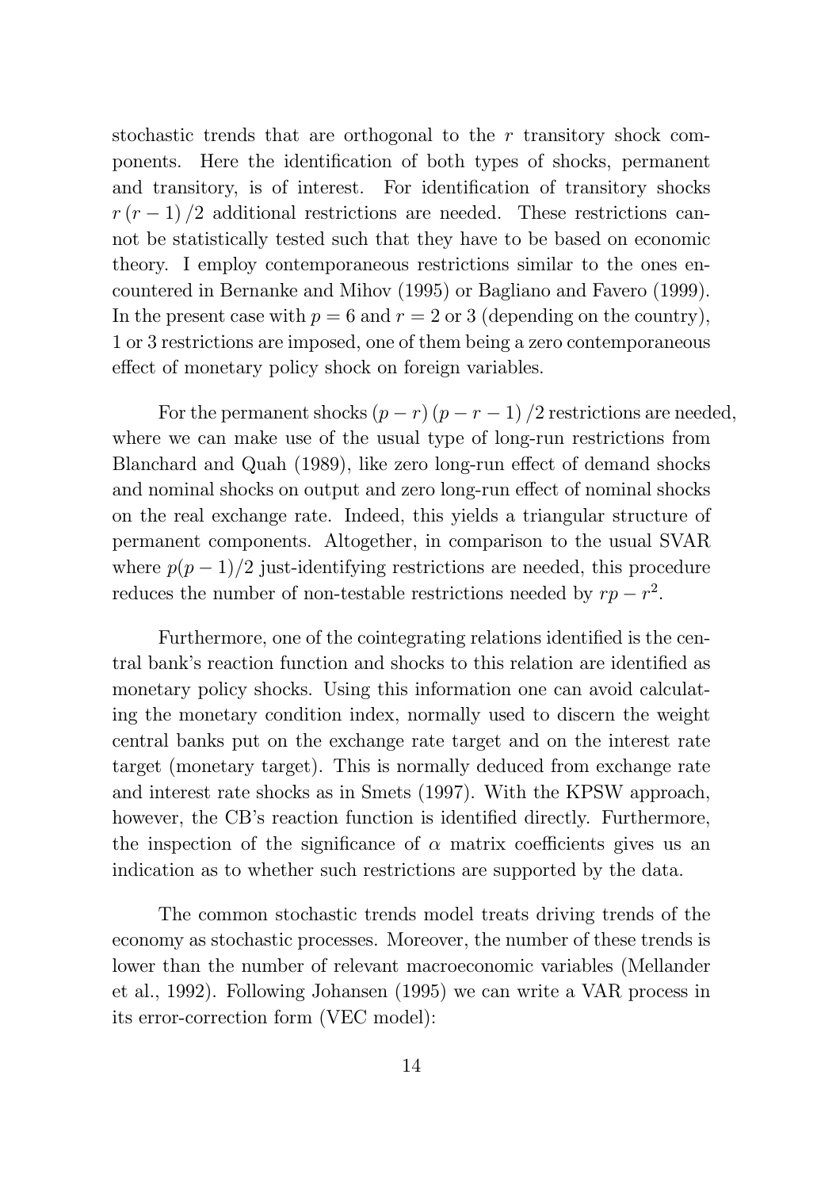stochastic trends that are orthogonal to the $r$ transitory shock components. Here the identification of both types of shocks, permanent and transitory, is of interest. For identification of transitory shocks $r(r-1)/2$ additional restrictions are needed. These restrictions cannot be statistically tested such that they have to be based on economic theory. I employ contemporaneous restrictions similar to the ones encountered in Bernanke and Mihov (1995) or Bagliano and Favero (1999). In the present case with $p = 6$ and $r = 2$ or 3 (depending on the country), 1 or 3 restrictions are imposed, one of them being a zero contemporaneous effect of monetary policy shock on foreign variables.

For the permanent shocks $(p-r)(p-r-1)/2$ restrictions are needed, where we can make use of the usual type of long-run restrictions from Blanchard and Quah (1989), like zero long-run effect of demand shocks and nominal shocks on output and zero long-run effect of nominal shocks on the real exchange rate. Indeed, this yields a triangular structure of permanent components. Altogether, in comparison to the usual SVAR where $p(p-1)/2$ just-identifying restrictions are needed, this procedure reduces the number of non-testable restrictions needed by $rp - r^2$.

Furthermore, one of the cointegrating relations identified is the central bank's reaction function and shocks to this relation are identified as monetary policy shocks. Using this information one can avoid calculating the monetary condition index, normally used to discern the weight central banks put on the exchange rate target and on the interest rate target (monetary target). This is normally deduced from exchange rate and interest rate shocks as in Smets (1997). With the KPSW approach, however, the CB's reaction function is identified directly. Furthermore, the inspection of the significance of $\alpha$ matrix coefficients gives us an indication as to whether such restrictions are supported by the data.

The common stochastic trends model treats driving trends of the economy as stochastic processes. Moreover, the number of these trends is lower than the number of relevant macroeconomic variables (Mellander et al., 1992). Following Johansen (1995) we can write a VAR process in its error-correction form (VEC model):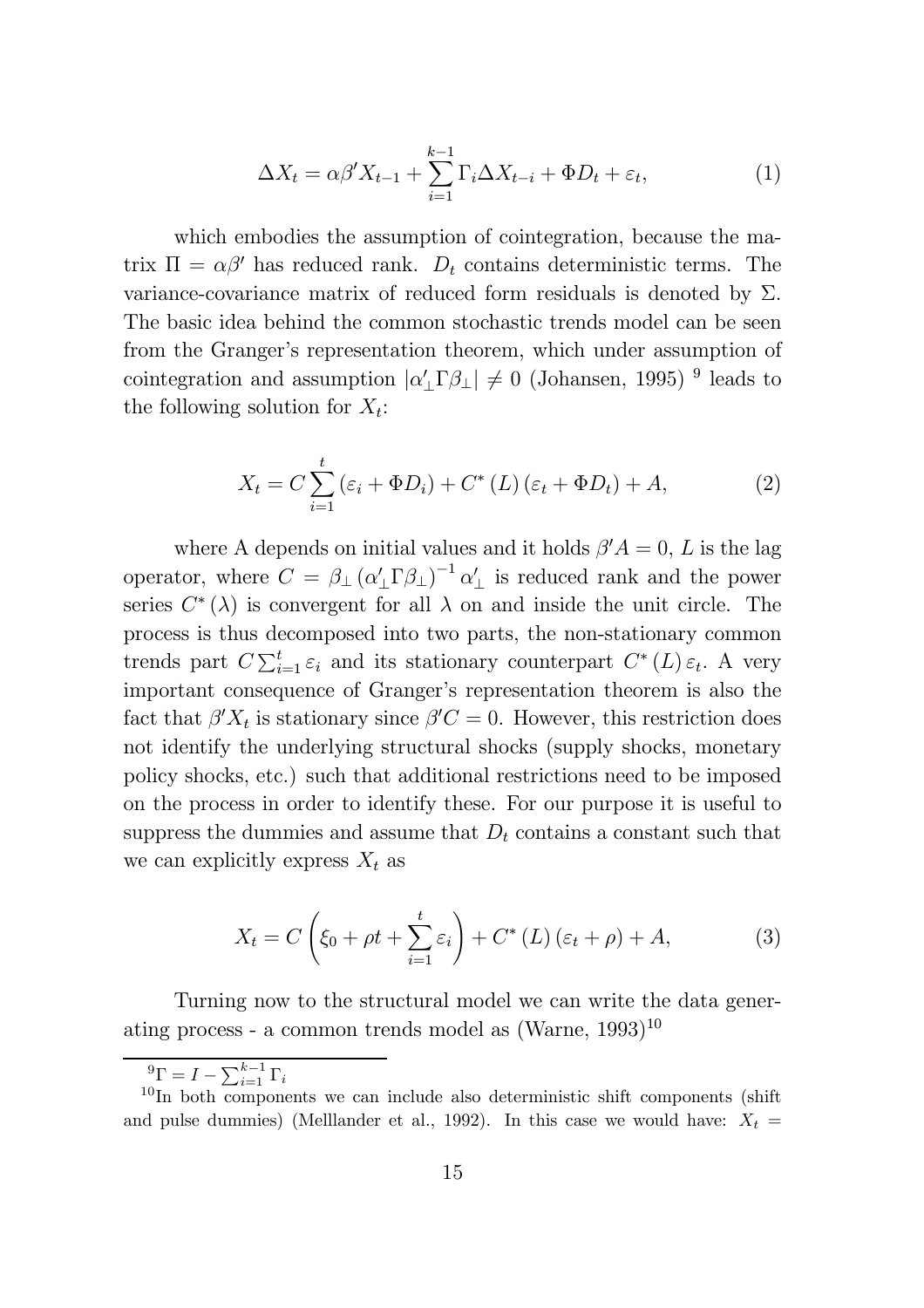$$\Delta X_t = \alpha\beta' X_{t-1} + \sum_{i=1}^{k-1} \Gamma_i \Delta X_{t-i} + \Phi D_t + \varepsilon_t, \tag{1}$$

which embodies the assumption of cointegration, because the matrix $\Pi = \alpha\beta'$ has reduced rank. $D_t$ contains deterministic terms. The variance-covariance matrix of reduced form residuals is denoted by $\Sigma$. The basic idea behind the common stochastic trends model can be seen from the Granger's representation theorem, which under assumption of cointegration and assumption $|\alpha'_\perp \Gamma \beta_\perp| \neq 0$ (Johansen, 1995) [9] leads to the following solution for $X_t$:

$$X_t = C \sum_{i=1}^{t} (\varepsilon_i + \Phi D_i) + C^* (L) (\varepsilon_t + \Phi D_t) + A, \tag{2}$$

where A depends on initial values and it holds $\beta' A = 0$, $L$ is the lag operator, where $C = \beta_\perp (\alpha'_\perp \Gamma \beta_\perp)^{-1} \alpha'_\perp$ is reduced rank and the power series $C^* (\lambda)$ is convergent for all $\lambda$ on and inside the unit circle. The process is thus decomposed into two parts, the non-stationary common trends part $C \sum_{i=1}^{t} \varepsilon_i$ and its stationary counterpart $C^* (L) \varepsilon_t$. A very important consequence of Granger's representation theorem is also the fact that $\beta' X_t$ is stationary since $\beta' C = 0$. However, this restriction does not identify the underlying structural shocks (supply shocks, monetary policy shocks, etc.) such that additional restrictions need to be imposed on the process in order to identify these. For our purpose it is useful to suppress the dummies and assume that $D_t$ contains a constant such that we can explicitly express $X_t$ as

$$X_t = C \left( \xi_0 + \rho t + \sum_{i=1}^{t} \varepsilon_i \right) + C^* (L) (\varepsilon_t + \rho) + A, \tag{3}$$

Turning now to the structural model we can write the data generating process - a common trends model as (Warne, 1993)[10]

---

[9] $\Gamma = I - \sum_{i=1}^{k-1} \Gamma_i$

[10] In both components we can include also deterministic shift components (shift and pulse dummies) (Melllander et al., 1992). In this case we would have: $X_t =$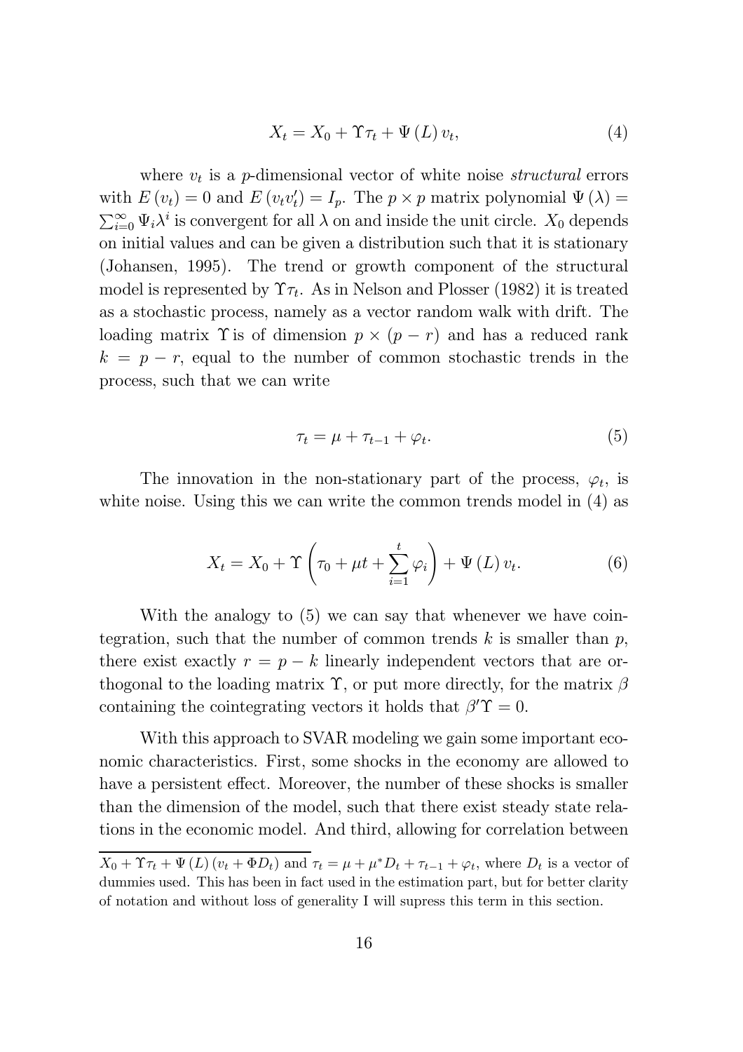$$X_t = X_0 + \Upsilon \tau_t + \Psi(L) v_t, \tag{4}$$

where $v_t$ is a $p$-dimensional vector of white noise *structural* errors with $E(v_t) = 0$ and $E(v_t v_t') = I_p$. The $p \times p$ matrix polynomial $\Psi(\lambda) = \sum_{i=0}^{\infty} \Psi_i \lambda^i$ is convergent for all $\lambda$ on and inside the unit circle. $X_0$ depends on initial values and can be given a distribution such that it is stationary (Johansen, 1995). The trend or growth component of the structural model is represented by $\Upsilon \tau_t$. As in Nelson and Plosser (1982) it is treated as a stochastic process, namely as a vector random walk with drift. The loading matrix $\Upsilon$ is of dimension $p \times (p - r)$ and has a reduced rank $k = p - r$, equal to the number of common stochastic trends in the process, such that we can write

$$\tau_t = \mu + \tau_{t-1} + \varphi_t. \tag{5}$$

The innovation in the non-stationary part of the process, $\varphi_t$, is white noise. Using this we can write the common trends model in (4) as

$$X_t = X_0 + \Upsilon \left( \tau_0 + \mu t + \sum_{i=1}^{t} \varphi_i \right) + \Psi(L) v_t. \tag{6}$$

With the analogy to (5) we can say that whenever we have cointegration, such that the number of common trends $k$ is smaller than $p$, there exist exactly $r = p - k$ linearly independent vectors that are orthogonal to the loading matrix $\Upsilon$, or put more directly, for the matrix $\beta$ containing the cointegrating vectors it holds that $\beta' \Upsilon = 0$.

With this approach to SVAR modeling we gain some important economic characteristics. First, some shocks in the economy are allowed to have a persistent effect. Moreover, the number of these shocks is smaller than the dimension of the model, such that there exist steady state relations in the economic model. And third, allowing for correlation between

---

$X_0 + \Upsilon \tau_t + \Psi(L)(v_t + \Phi D_t)$ and $\tau_t = \mu + \mu^* D_t + \tau_{t-1} + \varphi_t$, where $D_t$ is a vector of dummies used. This has been in fact used in the estimation part, but for better clarity of notation and without loss of generality I will supress this term in this section.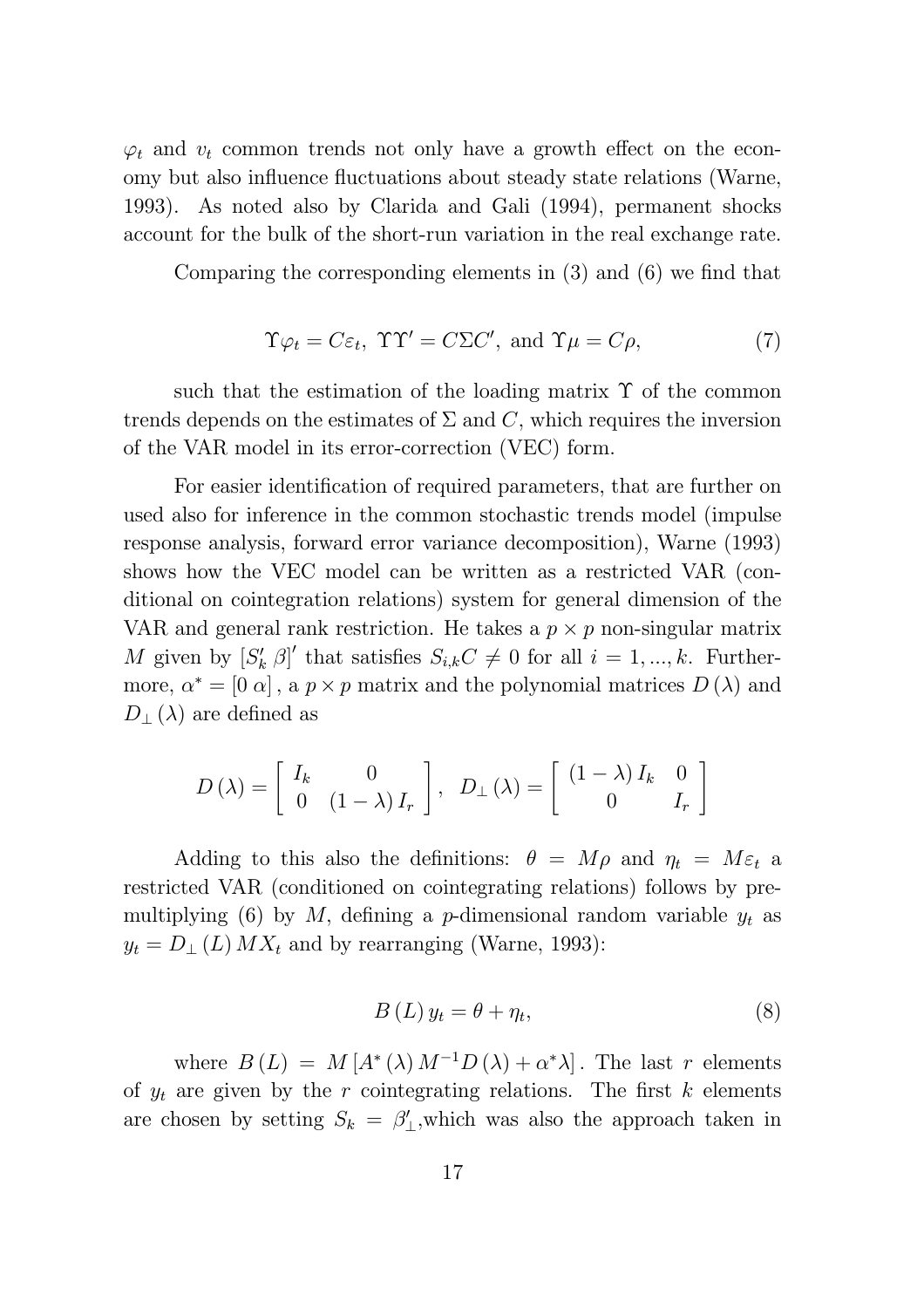$\varphi_t$ and $v_t$ common trends not only have a growth effect on the economy but also influence fluctuations about steady state relations (Warne, 1993). As noted also by Clarida and Gali (1994), permanent shocks account for the bulk of the short-run variation in the real exchange rate.

Comparing the corresponding elements in (3) and (6) we find that

$$\Upsilon\varphi_t = C\varepsilon_t,\ \Upsilon\Upsilon' = C\Sigma C',\ \text{and}\ \Upsilon\mu = C\rho, \tag{7}$$

such that the estimation of the loading matrix $\Upsilon$ of the common trends depends on the estimates of $\Sigma$ and $C$, which requires the inversion of the VAR model in its error-correction (VEC) form.

For easier identification of required parameters, that are further on used also for inference in the common stochastic trends model (impulse response analysis, forward error variance decomposition), Warne (1993) shows how the VEC model can be written as a restricted VAR (conditional on cointegration relations) system for general dimension of the VAR and general rank restriction. He takes a $p \times p$ non-singular matrix $M$ given by $[S_k' \ \beta]'$ that satisfies $S_{i,k}C \neq 0$ for all $i = 1, ..., k$. Furthermore, $\alpha^* = [0 \ \alpha]$, a $p \times p$ matrix and the polynomial matrices $D(\lambda)$ and $D_\perp(\lambda)$ are defined as

$$D(\lambda) = \begin{bmatrix} I_k & 0 \\ 0 & (1-\lambda) I_r \end{bmatrix},\ \ D_\perp(\lambda) = \begin{bmatrix} (1-\lambda) I_k & 0 \\ 0 & I_r \end{bmatrix}$$

Adding to this also the definitions: $\theta = M\rho$ and $\eta_t = M\varepsilon_t$ a restricted VAR (conditioned on cointegrating relations) follows by premultiplying (6) by $M$, defining a $p$-dimensional random variable $y_t$ as $y_t = D_\perp(L) MX_t$ and by rearranging (Warne, 1993):

$$B(L) y_t = \theta + \eta_t, \tag{8}$$

where $B(L) = M[A^*(\lambda) M^{-1} D(\lambda) + \alpha^* \lambda]$. The last $r$ elements of $y_t$ are given by the $r$ cointegrating relations. The first $k$ elements are chosen by setting $S_k = \beta_\perp'$,which was also the approach taken in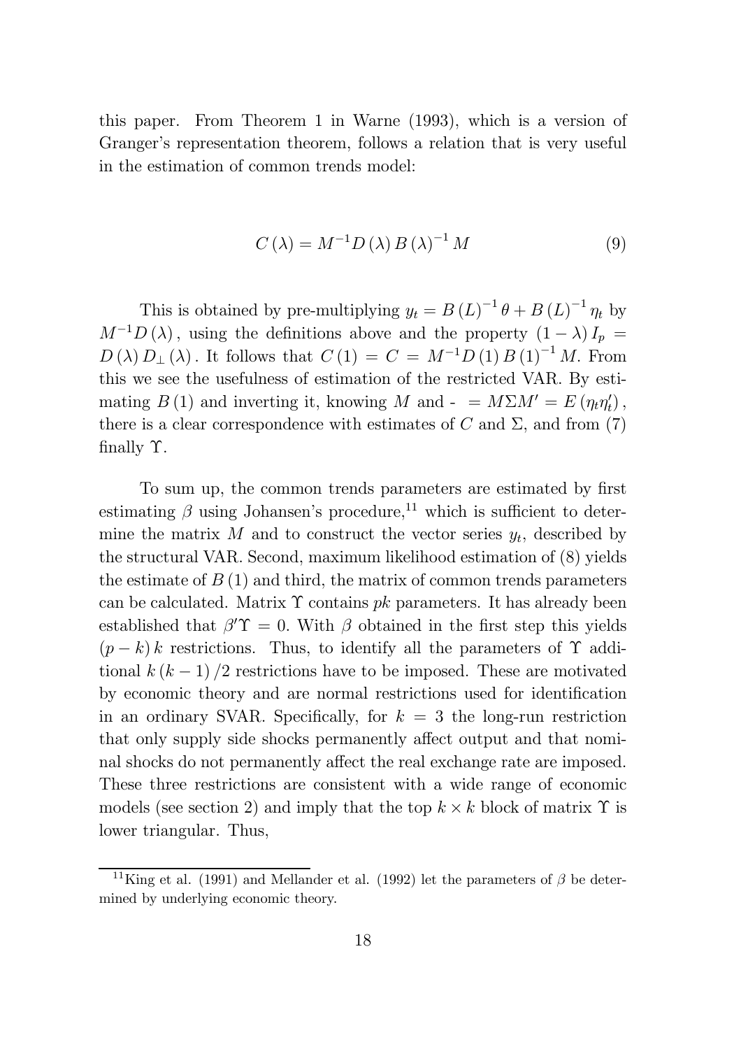this paper. From Theorem 1 in Warne (1993), which is a version of Granger's representation theorem, follows a relation that is very useful in the estimation of common trends model:

$$C(\lambda) = M^{-1} D(\lambda) B(\lambda)^{-1} M \tag{9}$$

This is obtained by pre-multiplying $y_t = B(L)^{-1}\theta + B(L)^{-1}\eta_t$ by $M^{-1}D(\lambda)$, using the definitions above and the property $(1-\lambda) I_p = D(\lambda) D_{\perp}(\lambda)$. It follows that $C(1) = C = M^{-1} D(1) B(1)^{-1} M$. From this we see the usefulness of estimation of the restricted VAR. By estimating $B(1)$ and inverting it, knowing $M$ and $\Gamma = M \Sigma M' = E(\eta_t \eta_t')$, there is a clear correspondence with estimates of $C$ and $\Sigma$, and from (7) finally $\Upsilon$.

To sum up, the common trends parameters are estimated by first estimating $\beta$ using Johansen's procedure,[11] which is sufficient to determine the matrix $M$ and to construct the vector series $y_t$, described by the structural VAR. Second, maximum likelihood estimation of (8) yields the estimate of $B(1)$ and third, the matrix of common trends parameters can be calculated. Matrix $\Upsilon$ contains $pk$ parameters. It has already been established that $\beta'\Upsilon = 0$. With $\beta$ obtained in the first step this yields $(p-k)k$ restrictions. Thus, to identify all the parameters of $\Upsilon$ additional $k(k-1)/2$ restrictions have to be imposed. These are motivated by economic theory and are normal restrictions used for identification in an ordinary SVAR. Specifically, for $k = 3$ the long-run restriction that only supply side shocks permanently affect output and that nominal shocks do not permanently affect the real exchange rate are imposed. These three restrictions are consistent with a wide range of economic models (see section 2) and imply that the top $k \times k$ block of matrix $\Upsilon$ is lower triangular. Thus,

[11] King et al. (1991) and Mellander et al. (1992) let the parameters of $\beta$ be determined by underlying economic theory.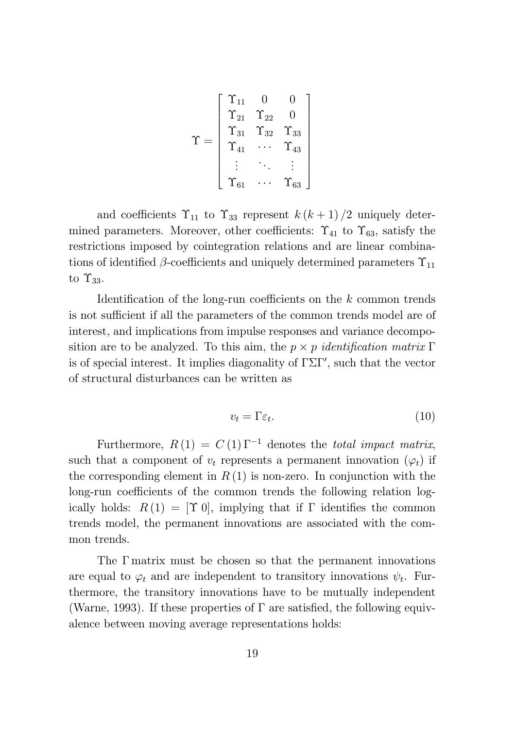$$\Upsilon = \begin{bmatrix} \Upsilon_{11} & 0 & 0 \\ \Upsilon_{21} & \Upsilon_{22} & 0 \\ \Upsilon_{31} & \Upsilon_{32} & \Upsilon_{33} \\ \Upsilon_{41} & \cdots & \Upsilon_{43} \\ \vdots & \ddots & \vdots \\ \Upsilon_{61} & \cdots & \Upsilon_{63} \end{bmatrix}$$

and coefficients $\Upsilon_{11}$ to $\Upsilon_{33}$ represent $k(k+1)/2$ uniquely determined parameters. Moreover, other coefficients: $\Upsilon_{41}$ to $\Upsilon_{63}$, satisfy the restrictions imposed by cointegration relations and are linear combinations of identified $\beta$-coefficients and uniquely determined parameters $\Upsilon_{11}$ to $\Upsilon_{33}$.

Identification of the long-run coefficients on the $k$ common trends is not sufficient if all the parameters of the common trends model are of interest, and implications from impulse responses and variance decomposition are to be analyzed. To this aim, the $p \times p$ *identification matrix* $\Gamma$ is of special interest. It implies diagonality of $\Gamma \Sigma \Gamma'$, such that the vector of structural disturbances can be written as

$$v_t = \Gamma \varepsilon_t. \tag{10}$$

Furthermore, $R(1) = C(1)\Gamma^{-1}$ denotes the *total impact matrix*, such that a component of $v_t$ represents a permanent innovation ($\varphi_t$) if the corresponding element in $R(1)$ is non-zero. In conjunction with the long-run coefficients of the common trends the following relation logically holds: $R(1) = [\Upsilon \; 0]$, implying that if $\Gamma$ identifies the common trends model, the permanent innovations are associated with the common trends.

The $\Gamma$ matrix must be chosen so that the permanent innovations are equal to $\varphi_t$ and are independent to transitory innovations $\psi_t$. Furthermore, the transitory innovations have to be mutually independent (Warne, 1993). If these properties of $\Gamma$ are satisfied, the following equivalence between moving average representations holds: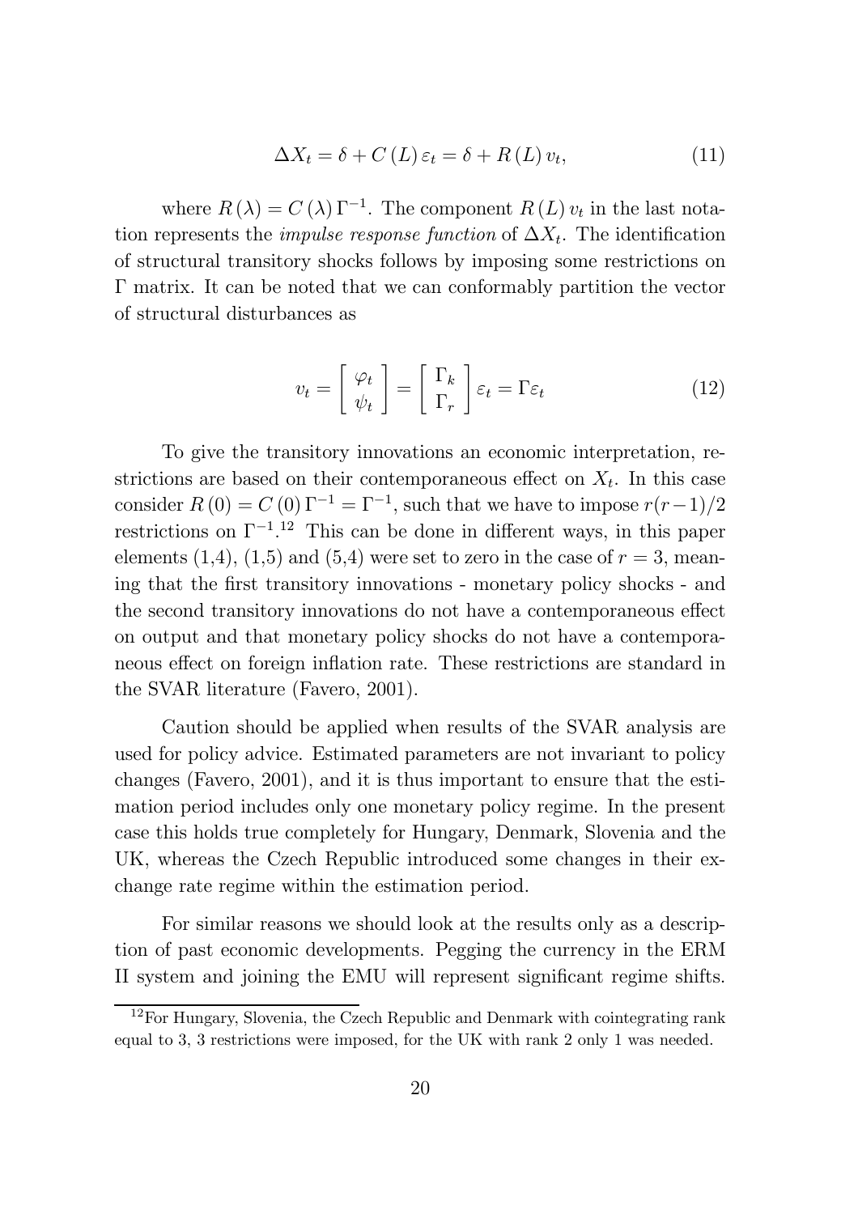$$\Delta X_t = \delta + C(L)\varepsilon_t = \delta + R(L)v_t, \tag{11}$$

where $R(\lambda) = C(\lambda)\Gamma^{-1}$. The component $R(L)v_t$ in the last notation represents the *impulse response function* of $\Delta X_t$. The identification of structural transitory shocks follows by imposing some restrictions on $\Gamma$ matrix. It can be noted that we can conformably partition the vector of structural disturbances as

$$v_t = \begin{bmatrix} \varphi_t \\ \psi_t \end{bmatrix} = \begin{bmatrix} \Gamma_k \\ \Gamma_r \end{bmatrix} \varepsilon_t = \Gamma \varepsilon_t \tag{12}$$

To give the transitory innovations an economic interpretation, restrictions are based on their contemporaneous effect on $X_t$. In this case consider $R(0) = C(0)\Gamma^{-1} = \Gamma^{-1}$, such that we have to impose $r(r-1)/2$ restrictions on $\Gamma^{-1}$.[12] This can be done in different ways, in this paper elements (1,4), (1,5) and (5,4) were set to zero in the case of $r = 3$, meaning that the first transitory innovations - monetary policy shocks - and the second transitory innovations do not have a contemporaneous effect on output and that monetary policy shocks do not have a contemporaneous effect on foreign inflation rate. These restrictions are standard in the SVAR literature (Favero, 2001).

Caution should be applied when results of the SVAR analysis are used for policy advice. Estimated parameters are not invariant to policy changes (Favero, 2001), and it is thus important to ensure that the estimation period includes only one monetary policy regime. In the present case this holds true completely for Hungary, Denmark, Slovenia and the UK, whereas the Czech Republic introduced some changes in their exchange rate regime within the estimation period.

For similar reasons we should look at the results only as a description of past economic developments. Pegging the currency in the ERM II system and joining the EMU will represent significant regime shifts.

[12] For Hungary, Slovenia, the Czech Republic and Denmark with cointegrating rank equal to 3, 3 restrictions were imposed, for the UK with rank 2 only 1 was needed.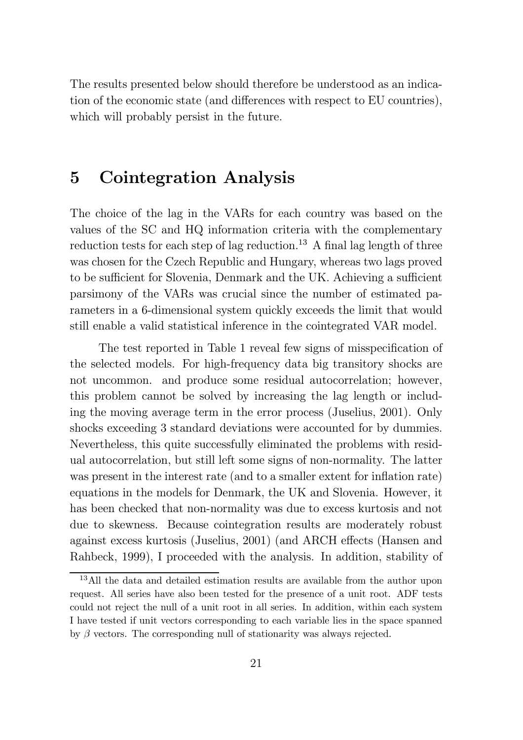The results presented below should therefore be understood as an indication of the economic state (and differences with respect to EU countries), which will probably persist in the future.

# 5 Cointegration Analysis

The choice of the lag in the VARs for each country was based on the values of the SC and HQ information criteria with the complementary reduction tests for each step of lag reduction.[13] A final lag length of three was chosen for the Czech Republic and Hungary, whereas two lags proved to be sufficient for Slovenia, Denmark and the UK. Achieving a sufficient parsimony of the VARs was crucial since the number of estimated parameters in a 6-dimensional system quickly exceeds the limit that would still enable a valid statistical inference in the cointegrated VAR model.

The test reported in Table 1 reveal few signs of misspecification of the selected models. For high-frequency data big transitory shocks are not uncommon. and produce some residual autocorrelation; however, this problem cannot be solved by increasing the lag length or including the moving average term in the error process (Juselius, 2001). Only shocks exceeding 3 standard deviations were accounted for by dummies. Nevertheless, this quite successfully eliminated the problems with residual autocorrelation, but still left some signs of non-normality. The latter was present in the interest rate (and to a smaller extent for inflation rate) equations in the models for Denmark, the UK and Slovenia. However, it has been checked that non-normality was due to excess kurtosis and not due to skewness. Because cointegration results are moderately robust against excess kurtosis (Juselius, 2001) (and ARCH effects (Hansen and Rahbeck, 1999), I proceeded with the analysis. In addition, stability of

[13] All the data and detailed estimation results are available from the author upon request. All series have also been tested for the presence of a unit root. ADF tests could not reject the null of a unit root in all series. In addition, within each system I have tested if unit vectors corresponding to each variable lies in the space spanned by $\beta$ vectors. The corresponding null of stationarity was always rejected.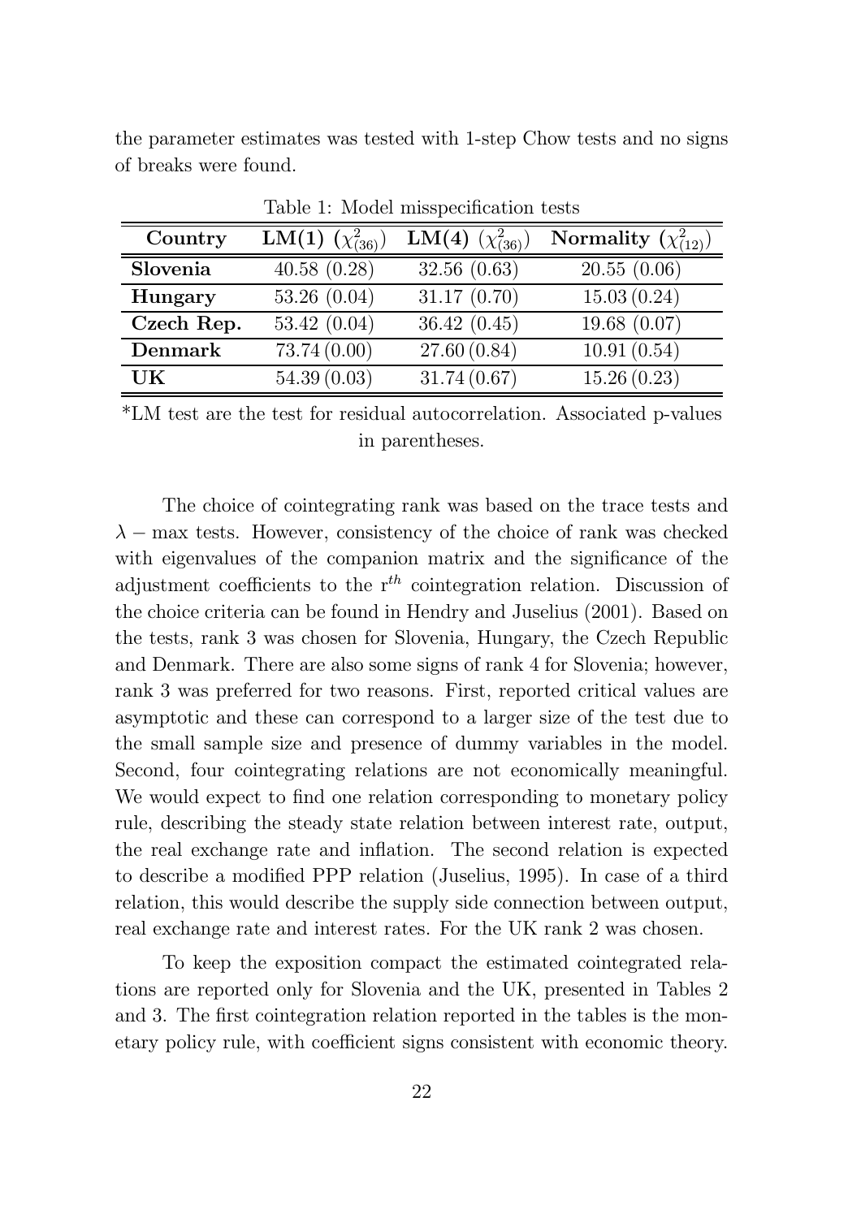the parameter estimates was tested with 1-step Chow tests and no signs of breaks were found.

Table 1: Model misspecification tests

| **Country** | **LM(1)** ($\chi^2_{(36)}$) | **LM(4)** ($\chi^2_{(36)}$) | **Normality** ($\chi^2_{(12)}$) |
|---|---|---|---|
| **Slovenia** | 40.58 (0.28) | 32.56 (0.63) | 20.55 (0.06) |
| **Hungary** | 53.26 (0.04) | 31.17 (0.70) | 15.03 (0.24) |
| **Czech Rep.** | 53.42 (0.04) | 36.42 (0.45) | 19.68 (0.07) |
| **Denmark** | 73.74 (0.00) | 27.60 (0.84) | 10.91 (0.54) |
| **UK** | 54.39 (0.03) | 31.74 (0.67) | 15.26 (0.23) |

*LM test are the test for residual autocorrelation. Associated p-values in parentheses.

The choice of cointegrating rank was based on the trace tests and $\lambda - \max$ tests. However, consistency of the choice of rank was checked with eigenvalues of the companion matrix and the significance of the adjustment coefficients to the $r^{th}$ cointegration relation. Discussion of the choice criteria can be found in Hendry and Juselius (2001). Based on the tests, rank 3 was chosen for Slovenia, Hungary, the Czech Republic and Denmark. There are also some signs of rank 4 for Slovenia; however, rank 3 was preferred for two reasons. First, reported critical values are asymptotic and these can correspond to a larger size of the test due to the small sample size and presence of dummy variables in the model. Second, four cointegrating relations are not economically meaningful. We would expect to find one relation corresponding to monetary policy rule, describing the steady state relation between interest rate, output, the real exchange rate and inflation. The second relation is expected to describe a modified PPP relation (Juselius, 1995). In case of a third relation, this would describe the supply side connection between output, real exchange rate and interest rates. For the UK rank 2 was chosen.

To keep the exposition compact the estimated cointegrated relations are reported only for Slovenia and the UK, presented in Tables 2 and 3. The first cointegration relation reported in the tables is the monetary policy rule, with coefficient signs consistent with economic theory.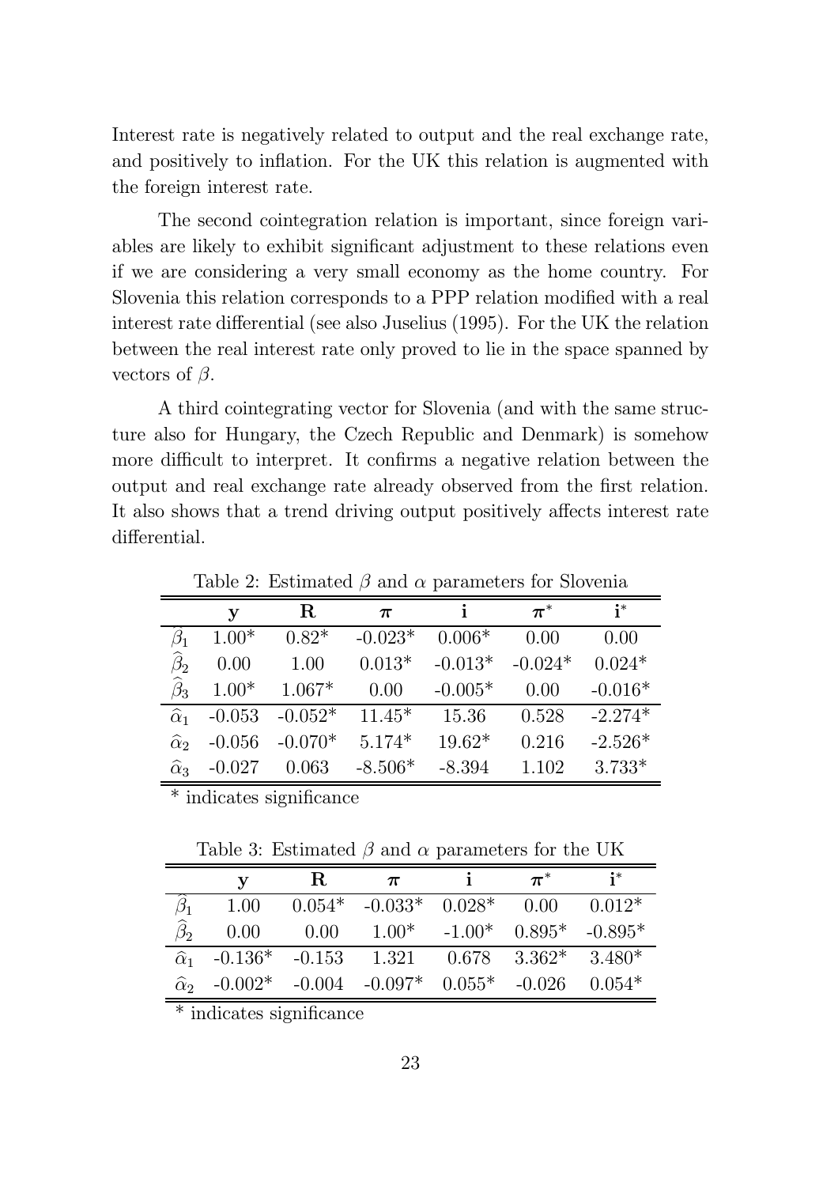Interest rate is negatively related to output and the real exchange rate, and positively to inflation. For the UK this relation is augmented with the foreign interest rate.

The second cointegration relation is important, since foreign variables are likely to exhibit significant adjustment to these relations even if we are considering a very small economy as the home country. For Slovenia this relation corresponds to a PPP relation modified with a real interest rate differential (see also Juselius (1995). For the UK the relation between the real interest rate only proved to lie in the space spanned by vectors of $\beta$.

A third cointegrating vector for Slovenia (and with the same structure also for Hungary, the Czech Republic and Denmark) is somehow more difficult to interpret. It confirms a negative relation between the output and real exchange rate already observed from the first relation. It also shows that a trend driving output positively affects interest rate differential.

Table 2: Estimated $\beta$ and $\alpha$ parameters for Slovenia

| | $\mathbf{y}$ | $\mathbf{R}$ | $\boldsymbol{\pi}$ | $\mathbf{i}$ | $\boldsymbol{\pi}^*$ | $\mathbf{i}^*$ |
|---|---|---|---|---|---|---|
| $\widehat{\beta}_1$ | 1.00* | 0.82* | -0.023* | 0.006* | 0.00 | 0.00 |
| $\widehat{\beta}_2$ | 0.00 | 1.00 | 0.013* | -0.013* | -0.024* | 0.024* |
| $\widehat{\beta}_3$ | 1.00* | 1.067* | 0.00 | -0.005* | 0.00 | -0.016* |
| $\widehat{\alpha}_1$ | -0.053 | -0.052* | 11.45* | 15.36 | 0.528 | -2.274* |
| $\widehat{\alpha}_2$ | -0.056 | -0.070* | 5.174* | 19.62* | 0.216 | -2.526* |
| $\widehat{\alpha}_3$ | -0.027 | 0.063 | -8.506* | -8.394 | 1.102 | 3.733* |

* indicates significance

Table 3: Estimated $\beta$ and $\alpha$ parameters for the UK

| | $\mathbf{y}$ | $\mathbf{R}$ | $\boldsymbol{\pi}$ | $\mathbf{i}$ | $\boldsymbol{\pi}^*$ | $\mathbf{i}^*$ |
|---|---|---|---|---|---|---|
| $\widehat{\beta}_1$ | 1.00 | 0.054* | -0.033* | 0.028* | 0.00 | 0.012* |
| $\widehat{\beta}_2$ | 0.00 | 0.00 | 1.00* | -1.00* | 0.895* | -0.895* |
| $\widehat{\alpha}_1$ | -0.136* | -0.153 | 1.321 | 0.678 | 3.362* | 3.480* |
| $\widehat{\alpha}_2$ | -0.002* | -0.004 | -0.097* | 0.055* | -0.026 | 0.054* |

* indicates significance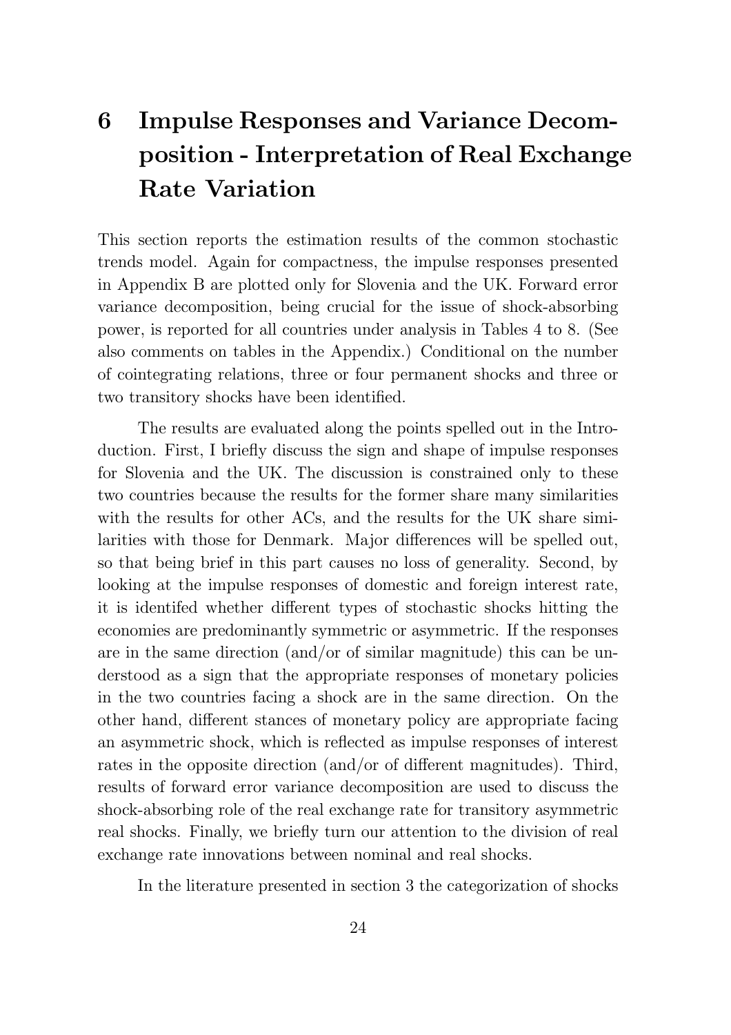# 6 Impulse Responses and Variance Decomposition - Interpretation of Real Exchange Rate Variation

This section reports the estimation results of the common stochastic trends model. Again for compactness, the impulse responses presented in Appendix B are plotted only for Slovenia and the UK. Forward error variance decomposition, being crucial for the issue of shock-absorbing power, is reported for all countries under analysis in Tables 4 to 8. (See also comments on tables in the Appendix.) Conditional on the number of cointegrating relations, three or four permanent shocks and three or two transitory shocks have been identified.

The results are evaluated along the points spelled out in the Introduction. First, I briefly discuss the sign and shape of impulse responses for Slovenia and the UK. The discussion is constrained only to these two countries because the results for the former share many similarities with the results for other ACs, and the results for the UK share similarities with those for Denmark. Major differences will be spelled out, so that being brief in this part causes no loss of generality. Second, by looking at the impulse responses of domestic and foreign interest rate, it is identifed whether different types of stochastic shocks hitting the economies are predominantly symmetric or asymmetric. If the responses are in the same direction (and/or of similar magnitude) this can be understood as a sign that the appropriate responses of monetary policies in the two countries facing a shock are in the same direction. On the other hand, different stances of monetary policy are appropriate facing an asymmetric shock, which is reflected as impulse responses of interest rates in the opposite direction (and/or of different magnitudes). Third, results of forward error variance decomposition are used to discuss the shock-absorbing role of the real exchange rate for transitory asymmetric real shocks. Finally, we briefly turn our attention to the division of real exchange rate innovations between nominal and real shocks.

In the literature presented in section 3 the categorization of shocks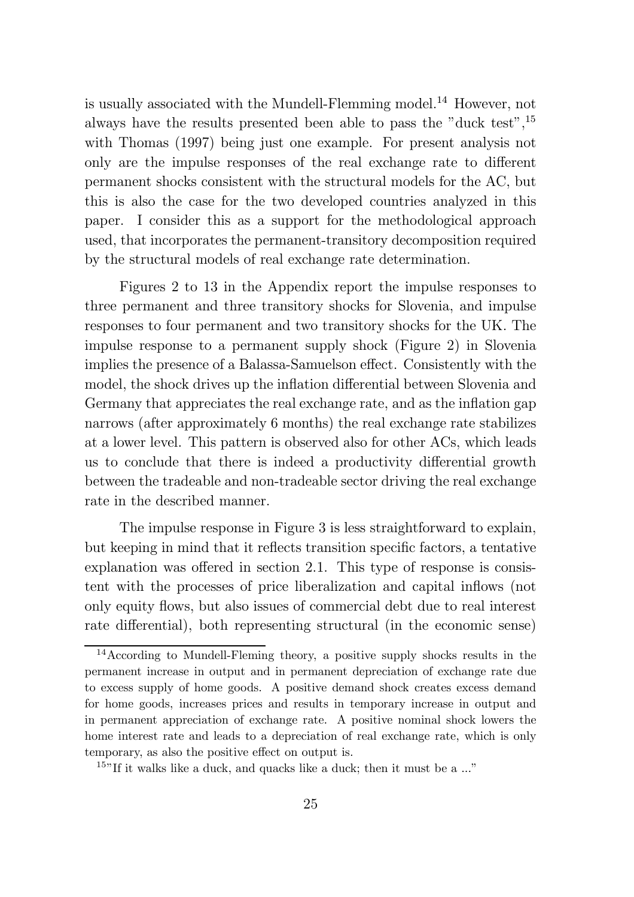is usually associated with the Mundell-Flemming model.[14] However, not always have the results presented been able to pass the "duck test",[15] with Thomas (1997) being just one example. For present analysis not only are the impulse responses of the real exchange rate to different permanent shocks consistent with the structural models for the AC, but this is also the case for the two developed countries analyzed in this paper. I consider this as a support for the methodological approach used, that incorporates the permanent-transitory decomposition required by the structural models of real exchange rate determination.

Figures 2 to 13 in the Appendix report the impulse responses to three permanent and three transitory shocks for Slovenia, and impulse responses to four permanent and two transitory shocks for the UK. The impulse response to a permanent supply shock (Figure 2) in Slovenia implies the presence of a Balassa-Samuelson effect. Consistently with the model, the shock drives up the inflation differential between Slovenia and Germany that appreciates the real exchange rate, and as the inflation gap narrows (after approximately 6 months) the real exchange rate stabilizes at a lower level. This pattern is observed also for other ACs, which leads us to conclude that there is indeed a productivity differential growth between the tradeable and non-tradeable sector driving the real exchange rate in the described manner.

The impulse response in Figure 3 is less straightforward to explain, but keeping in mind that it reflects transition specific factors, a tentative explanation was offered in section 2.1. This type of response is consistent with the processes of price liberalization and capital inflows (not only equity flows, but also issues of commercial debt due to real interest rate differential), both representing structural (in the economic sense)

---

[14] According to Mundell-Fleming theory, a positive supply shocks results in the permanent increase in output and in permanent depreciation of exchange rate due to excess supply of home goods. A positive demand shock creates excess demand for home goods, increases prices and results in temporary increase in output and in permanent appreciation of exchange rate. A positive nominal shock lowers the home interest rate and leads to a depreciation of real exchange rate, which is only temporary, as also the positive effect on output is.

[15] "If it walks like a duck, and quacks like a duck; then it must be a ..."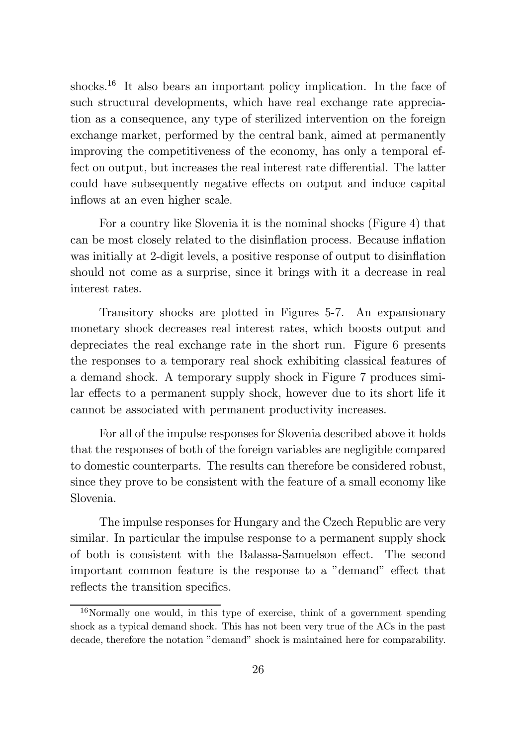shocks.[16] It also bears an important policy implication. In the face of such structural developments, which have real exchange rate appreciation as a consequence, any type of sterilized intervention on the foreign exchange market, performed by the central bank, aimed at permanently improving the competitiveness of the economy, has only a temporal effect on output, but increases the real interest rate differential. The latter could have subsequently negative effects on output and induce capital inflows at an even higher scale.

For a country like Slovenia it is the nominal shocks (Figure 4) that can be most closely related to the disinflation process. Because inflation was initially at 2-digit levels, a positive response of output to disinflation should not come as a surprise, since it brings with it a decrease in real interest rates.

Transitory shocks are plotted in Figures 5-7. An expansionary monetary shock decreases real interest rates, which boosts output and depreciates the real exchange rate in the short run. Figure 6 presents the responses to a temporary real shock exhibiting classical features of a demand shock. A temporary supply shock in Figure 7 produces similar effects to a permanent supply shock, however due to its short life it cannot be associated with permanent productivity increases.

For all of the impulse responses for Slovenia described above it holds that the responses of both of the foreign variables are negligible compared to domestic counterparts. The results can therefore be considered robust, since they prove to be consistent with the feature of a small economy like Slovenia.

The impulse responses for Hungary and the Czech Republic are very similar. In particular the impulse response to a permanent supply shock of both is consistent with the Balassa-Samuelson effect. The second important common feature is the response to a "demand" effect that reflects the transition specifics.

[16] Normally one would, in this type of exercise, think of a government spending shock as a typical demand shock. This has not been very true of the ACs in the past decade, therefore the notation "demand" shock is maintained here for comparability.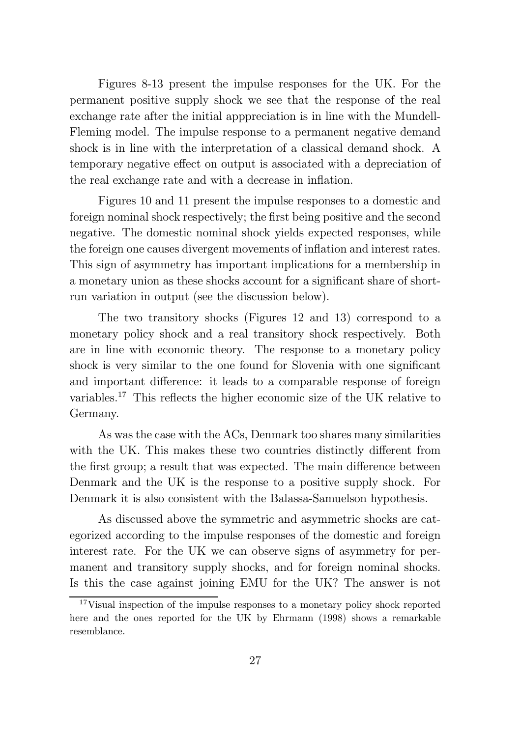Figures 8-13 present the impulse responses for the UK. For the permanent positive supply shock we see that the response of the real exchange rate after the initial apppreciation is in line with the Mundell-Fleming model. The impulse response to a permanent negative demand shock is in line with the interpretation of a classical demand shock. A temporary negative effect on output is associated with a depreciation of the real exchange rate and with a decrease in inflation.

Figures 10 and 11 present the impulse responses to a domestic and foreign nominal shock respectively; the first being positive and the second negative. The domestic nominal shock yields expected responses, while the foreign one causes divergent movements of inflation and interest rates. This sign of asymmetry has important implications for a membership in a monetary union as these shocks account for a significant share of short-run variation in output (see the discussion below).

The two transitory shocks (Figures 12 and 13) correspond to a monetary policy shock and a real transitory shock respectively. Both are in line with economic theory. The response to a monetary policy shock is very similar to the one found for Slovenia with one significant and important difference: it leads to a comparable response of foreign variables.[17] This reflects the higher economic size of the UK relative to Germany.

As was the case with the ACs, Denmark too shares many similarities with the UK. This makes these two countries distinctly different from the first group; a result that was expected. The main difference between Denmark and the UK is the response to a positive supply shock. For Denmark it is also consistent with the Balassa-Samuelson hypothesis.

As discussed above the symmetric and asymmetric shocks are categorized according to the impulse responses of the domestic and foreign interest rate. For the UK we can observe signs of asymmetry for permanent and transitory supply shocks, and for foreign nominal shocks. Is this the case against joining EMU for the UK? The answer is not

[17] Visual inspection of the impulse responses to a monetary policy shock reported here and the ones reported for the UK by Ehrmann (1998) shows a remarkable resemblance.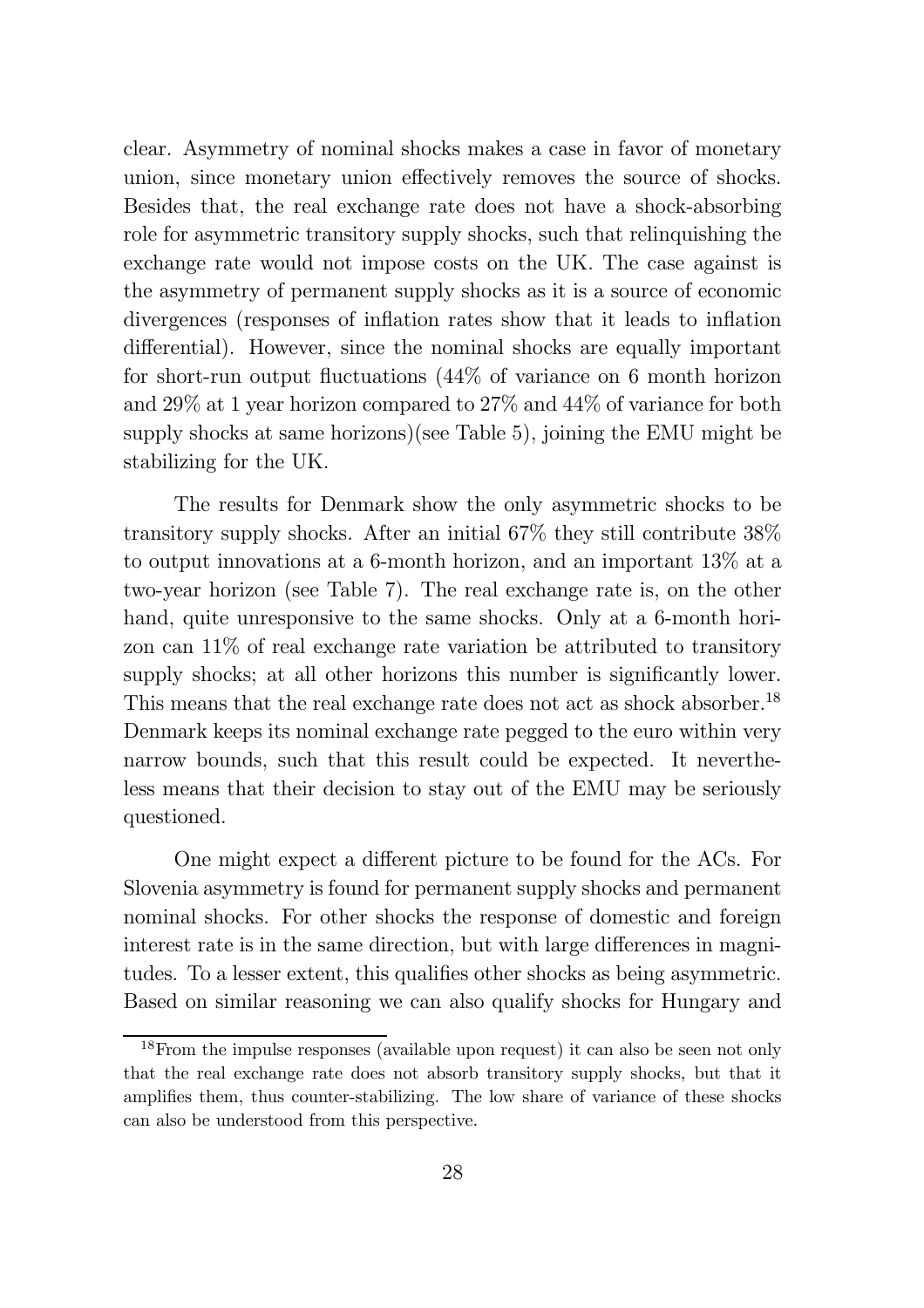clear. Asymmetry of nominal shocks makes a case in favor of monetary union, since monetary union effectively removes the source of shocks. Besides that, the real exchange rate does not have a shock-absorbing role for asymmetric transitory supply shocks, such that relinquishing the exchange rate would not impose costs on the UK. The case against is the asymmetry of permanent supply shocks as it is a source of economic divergences (responses of inflation rates show that it leads to inflation differential). However, since the nominal shocks are equally important for short-run output fluctuations (44% of variance on 6 month horizon and 29% at 1 year horizon compared to 27% and 44% of variance for both supply shocks at same horizons)(see Table 5), joining the EMU might be stabilizing for the UK.

The results for Denmark show the only asymmetric shocks to be transitory supply shocks. After an initial 67% they still contribute 38% to output innovations at a 6-month horizon, and an important 13% at a two-year horizon (see Table 7). The real exchange rate is, on the other hand, quite unresponsive to the same shocks. Only at a 6-month horizon can 11% of real exchange rate variation be attributed to transitory supply shocks; at all other horizons this number is significantly lower. This means that the real exchange rate does not act as shock absorber.[18] Denmark keeps its nominal exchange rate pegged to the euro within very narrow bounds, such that this result could be expected. It nevertheless means that their decision to stay out of the EMU may be seriously questioned.

One might expect a different picture to be found for the ACs. For Slovenia asymmetry is found for permanent supply shocks and permanent nominal shocks. For other shocks the response of domestic and foreign interest rate is in the same direction, but with large differences in magnitudes. To a lesser extent, this qualifies other shocks as being asymmetric. Based on similar reasoning we can also qualify shocks for Hungary and

[18] From the impulse responses (available upon request) it can also be seen not only that the real exchange rate does not absorb transitory supply shocks, but that it amplifies them, thus counter-stabilizing. The low share of variance of these shocks can also be understood from this perspective.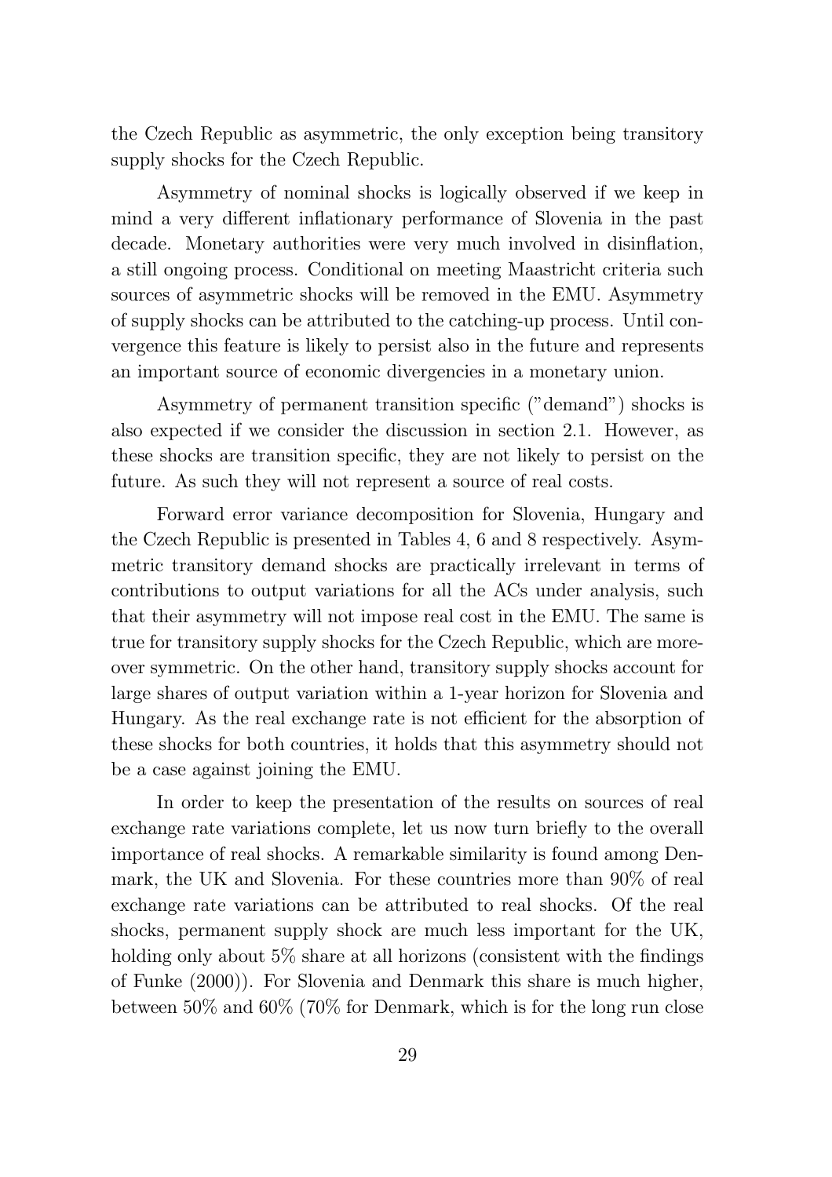the Czech Republic as asymmetric, the only exception being transitory supply shocks for the Czech Republic.

Asymmetry of nominal shocks is logically observed if we keep in mind a very different inflationary performance of Slovenia in the past decade. Monetary authorities were very much involved in disinflation, a still ongoing process. Conditional on meeting Maastricht criteria such sources of asymmetric shocks will be removed in the EMU. Asymmetry of supply shocks can be attributed to the catching-up process. Until convergence this feature is likely to persist also in the future and represents an important source of economic divergencies in a monetary union.

Asymmetry of permanent transition specific ("demand") shocks is also expected if we consider the discussion in section 2.1. However, as these shocks are transition specific, they are not likely to persist on the future. As such they will not represent a source of real costs.

Forward error variance decomposition for Slovenia, Hungary and the Czech Republic is presented in Tables 4, 6 and 8 respectively. Asymmetric transitory demand shocks are practically irrelevant in terms of contributions to output variations for all the ACs under analysis, such that their asymmetry will not impose real cost in the EMU. The same is true for transitory supply shocks for the Czech Republic, which are moreover symmetric. On the other hand, transitory supply shocks account for large shares of output variation within a 1-year horizon for Slovenia and Hungary. As the real exchange rate is not efficient for the absorption of these shocks for both countries, it holds that this asymmetry should not be a case against joining the EMU.

In order to keep the presentation of the results on sources of real exchange rate variations complete, let us now turn briefly to the overall importance of real shocks. A remarkable similarity is found among Denmark, the UK and Slovenia. For these countries more than 90% of real exchange rate variations can be attributed to real shocks. Of the real shocks, permanent supply shock are much less important for the UK, holding only about 5% share at all horizons (consistent with the findings of Funke (2000)). For Slovenia and Denmark this share is much higher, between 50% and 60% (70% for Denmark, which is for the long run close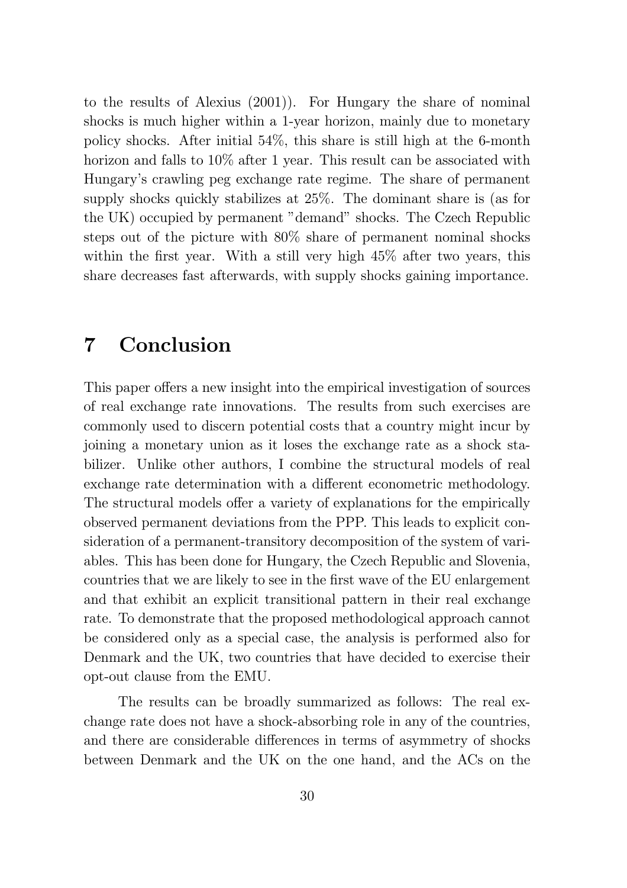to the results of Alexius (2001)). For Hungary the share of nominal shocks is much higher within a 1-year horizon, mainly due to monetary policy shocks. After initial 54%, this share is still high at the 6-month horizon and falls to 10% after 1 year. This result can be associated with Hungary's crawling peg exchange rate regime. The share of permanent supply shocks quickly stabilizes at 25%. The dominant share is (as for the UK) occupied by permanent "demand" shocks. The Czech Republic steps out of the picture with 80% share of permanent nominal shocks within the first year. With a still very high 45% after two years, this share decreases fast afterwards, with supply shocks gaining importance.

# 7 Conclusion

This paper offers a new insight into the empirical investigation of sources of real exchange rate innovations. The results from such exercises are commonly used to discern potential costs that a country might incur by joining a monetary union as it loses the exchange rate as a shock stabilizer. Unlike other authors, I combine the structural models of real exchange rate determination with a different econometric methodology. The structural models offer a variety of explanations for the empirically observed permanent deviations from the PPP. This leads to explicit consideration of a permanent-transitory decomposition of the system of variables. This has been done for Hungary, the Czech Republic and Slovenia, countries that we are likely to see in the first wave of the EU enlargement and that exhibit an explicit transitional pattern in their real exchange rate. To demonstrate that the proposed methodological approach cannot be considered only as a special case, the analysis is performed also for Denmark and the UK, two countries that have decided to exercise their opt-out clause from the EMU.

The results can be broadly summarized as follows: The real exchange rate does not have a shock-absorbing role in any of the countries, and there are considerable differences in terms of asymmetry of shocks between Denmark and the UK on the one hand, and the ACs on the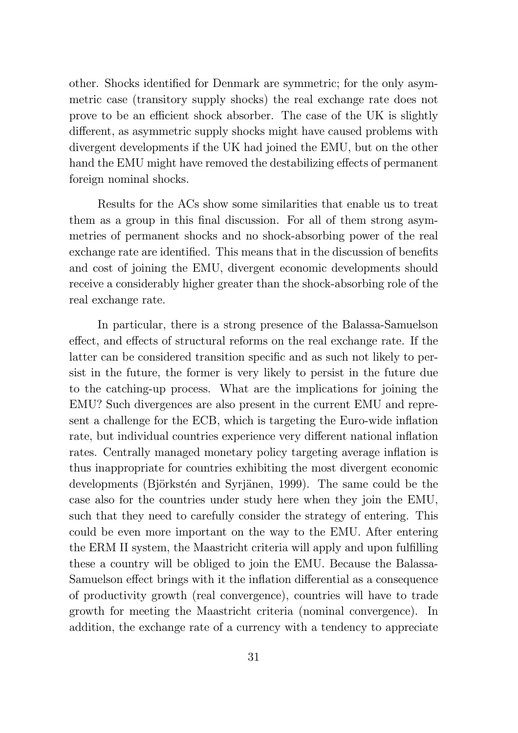other. Shocks identified for Denmark are symmetric; for the only asymmetric case (transitory supply shocks) the real exchange rate does not prove to be an efficient shock absorber. The case of the UK is slightly different, as asymmetric supply shocks might have caused problems with divergent developments if the UK had joined the EMU, but on the other hand the EMU might have removed the destabilizing effects of permanent foreign nominal shocks.

Results for the ACs show some similarities that enable us to treat them as a group in this final discussion. For all of them strong asymmetries of permanent shocks and no shock-absorbing power of the real exchange rate are identified. This means that in the discussion of benefits and cost of joining the EMU, divergent economic developments should receive a considerably higher greater than the shock-absorbing role of the real exchange rate.

In particular, there is a strong presence of the Balassa-Samuelson effect, and effects of structural reforms on the real exchange rate. If the latter can be considered transition specific and as such not likely to persist in the future, the former is very likely to persist in the future due to the catching-up process. What are the implications for joining the EMU? Such divergences are also present in the current EMU and represent a challenge for the ECB, which is targeting the Euro-wide inflation rate, but individual countries experience very different national inflation rates. Centrally managed monetary policy targeting average inflation is thus inappropriate for countries exhibiting the most divergent economic developments (Björkstén and Syrjänen, 1999). The same could be the case also for the countries under study here when they join the EMU, such that they need to carefully consider the strategy of entering. This could be even more important on the way to the EMU. After entering the ERM II system, the Maastricht criteria will apply and upon fulfilling these a country will be obliged to join the EMU. Because the Balassa-Samuelson effect brings with it the inflation differential as a consequence of productivity growth (real convergence), countries will have to trade growth for meeting the Maastricht criteria (nominal convergence). In addition, the exchange rate of a currency with a tendency to appreciate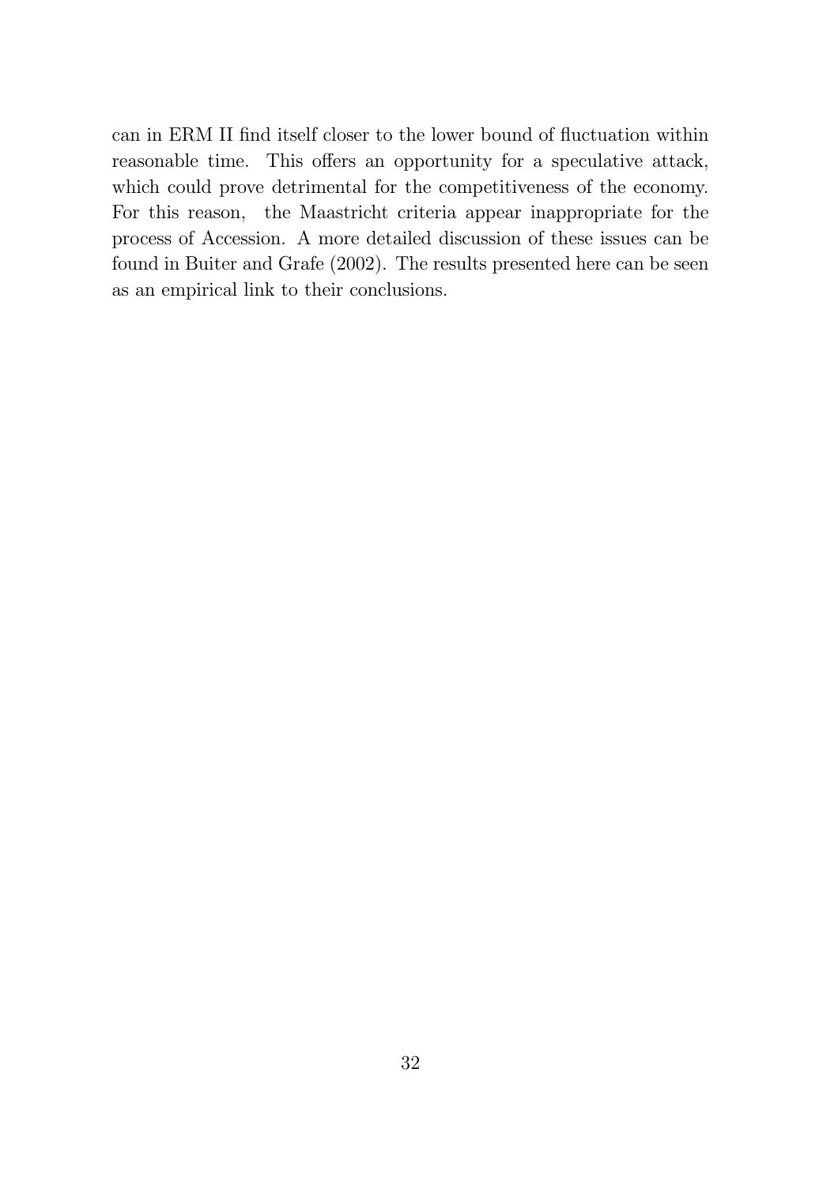can in ERM II find itself closer to the lower bound of fluctuation within reasonable time. This offers an opportunity for a speculative attack, which could prove detrimental for the competitiveness of the economy. For this reason, the Maastricht criteria appear inappropriate for the process of Accession. A more detailed discussion of these issues can be found in Buiter and Grafe (2002). The results presented here can be seen as an empirical link to their conclusions.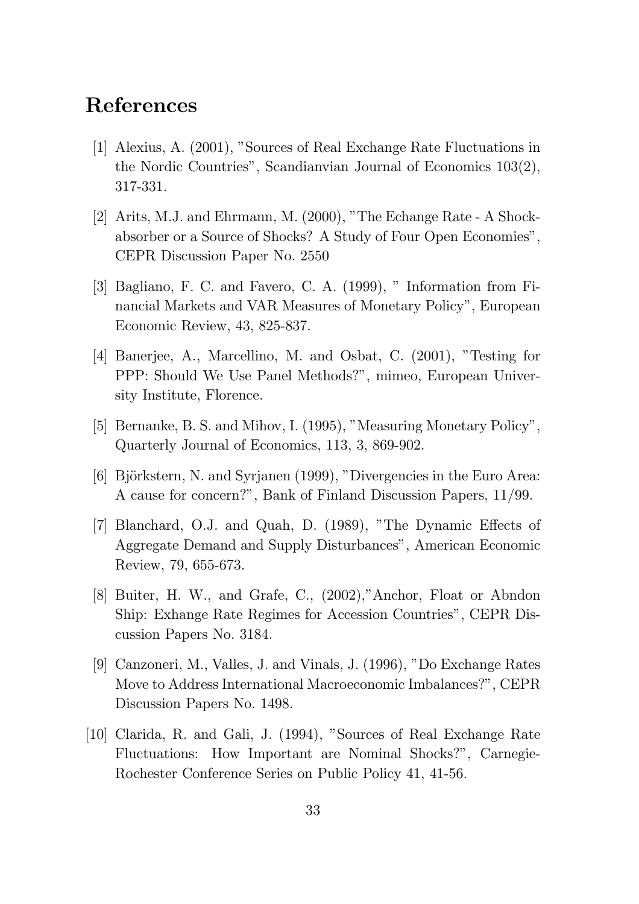## References

[1] Alexius, A. (2001), "Sources of Real Exchange Rate Fluctuations in the Nordic Countries", Scandianvian Journal of Economics 103(2), 317-331.

[2] Arits, M.J. and Ehrmann, M. (2000), "The Echange Rate - A Shock-absorber or a Source of Shocks? A Study of Four Open Economies", CEPR Discussion Paper No. 2550

[3] Bagliano, F. C. and Favero, C. A. (1999), " Information from Financial Markets and VAR Measures of Monetary Policy", European Economic Review, 43, 825-837.

[4] Banerjee, A., Marcellino, M. and Osbat, C. (2001), "Testing for PPP: Should We Use Panel Methods?", mimeo, European University Institute, Florence.

[5] Bernanke, B. S. and Mihov, I. (1995), "Measuring Monetary Policy", Quarterly Journal of Economics, 113, 3, 869-902.

[6] Björkstern, N. and Syrjanen (1999), "Divergencies in the Euro Area: A cause for concern?", Bank of Finland Discussion Papers, 11/99.

[7] Blanchard, O.J. and Quah, D. (1989), "The Dynamic Effects of Aggregate Demand and Supply Disturbances", American Economic Review, 79, 655-673.

[8] Buiter, H. W., and Grafe, C., (2002),"Anchor, Float or Abndon Ship: Exhange Rate Regimes for Accession Countries", CEPR Discussion Papers No. 3184.

[9] Canzoneri, M., Valles, J. and Vinals, J. (1996), "Do Exchange Rates Move to Address International Macroeconomic Imbalances?", CEPR Discussion Papers No. 1498.

[10] Clarida, R. and Gali, J. (1994), "Sources of Real Exchange Rate Fluctuations: How Important are Nominal Shocks?", Carnegie-Rochester Conference Series on Public Policy 41, 41-56.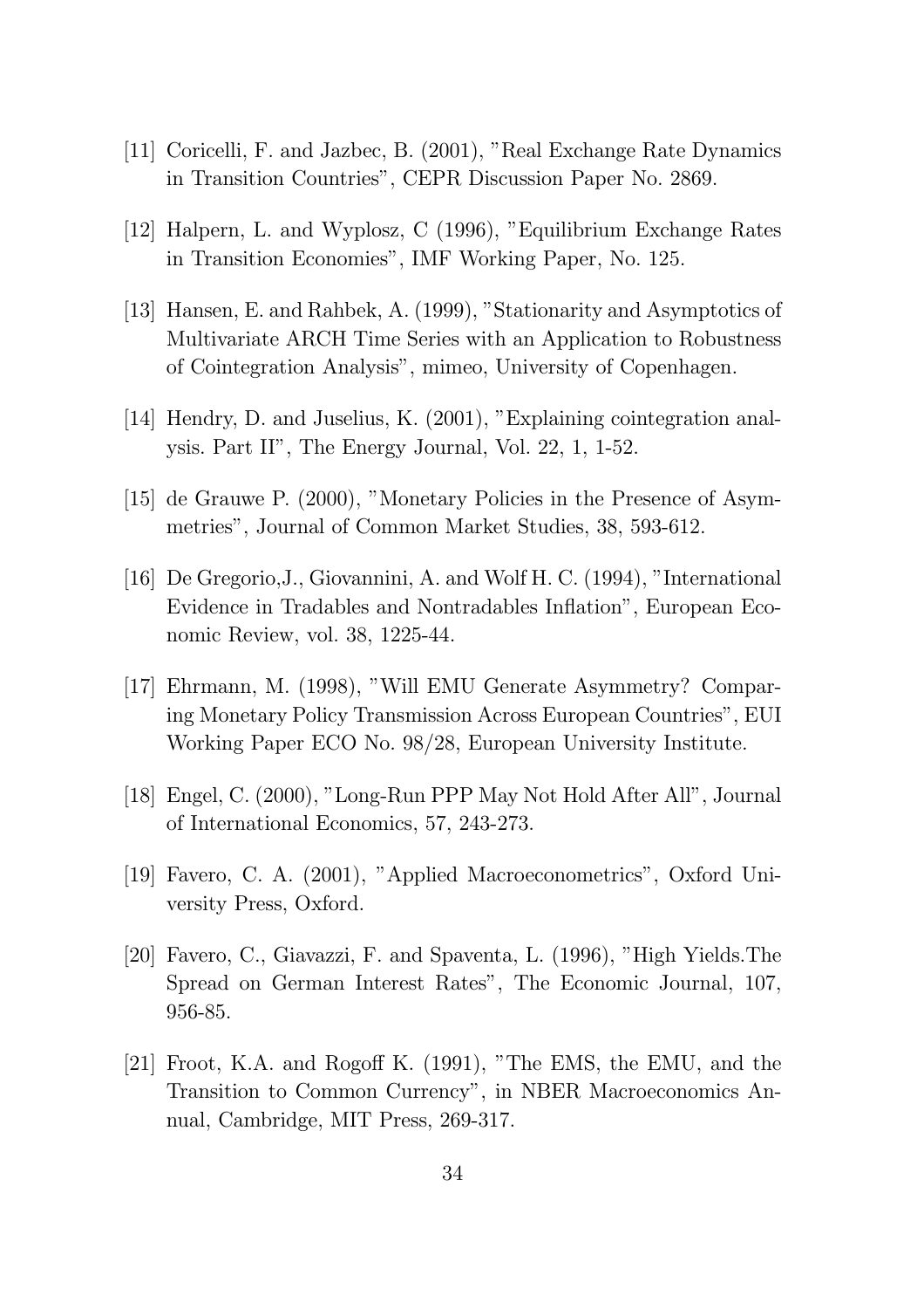[11] Coricelli, F. and Jazbec, B. (2001), "Real Exchange Rate Dynamics in Transition Countries", CEPR Discussion Paper No. 2869.

[12] Halpern, L. and Wyplosz, C (1996), "Equilibrium Exchange Rates in Transition Economies", IMF Working Paper, No. 125.

[13] Hansen, E. and Rahbek, A. (1999), "Stationarity and Asymptotics of Multivariate ARCH Time Series with an Application to Robustness of Cointegration Analysis", mimeo, University of Copenhagen.

[14] Hendry, D. and Juselius, K. (2001), "Explaining cointegration analysis. Part II", The Energy Journal, Vol. 22, 1, 1-52.

[15] de Grauwe P. (2000), "Monetary Policies in the Presence of Asymmetries", Journal of Common Market Studies, 38, 593-612.

[16] De Gregorio,J., Giovannini, A. and Wolf H. C. (1994), "International Evidence in Tradables and Nontradables Inflation", European Economic Review, vol. 38, 1225-44.

[17] Ehrmann, M. (1998), "Will EMU Generate Asymmetry? Comparing Monetary Policy Transmission Across European Countries", EUI Working Paper ECO No. 98/28, European University Institute.

[18] Engel, C. (2000), "Long-Run PPP May Not Hold After All", Journal of International Economics, 57, 243-273.

[19] Favero, C. A. (2001), "Applied Macroeconometrics", Oxford University Press, Oxford.

[20] Favero, C., Giavazzi, F. and Spaventa, L. (1996), "High Yields.The Spread on German Interest Rates", The Economic Journal, 107, 956-85.

[21] Froot, K.A. and Rogoff K. (1991), "The EMS, the EMU, and the Transition to Common Currency", in NBER Macroeconomics Annual, Cambridge, MIT Press, 269-317.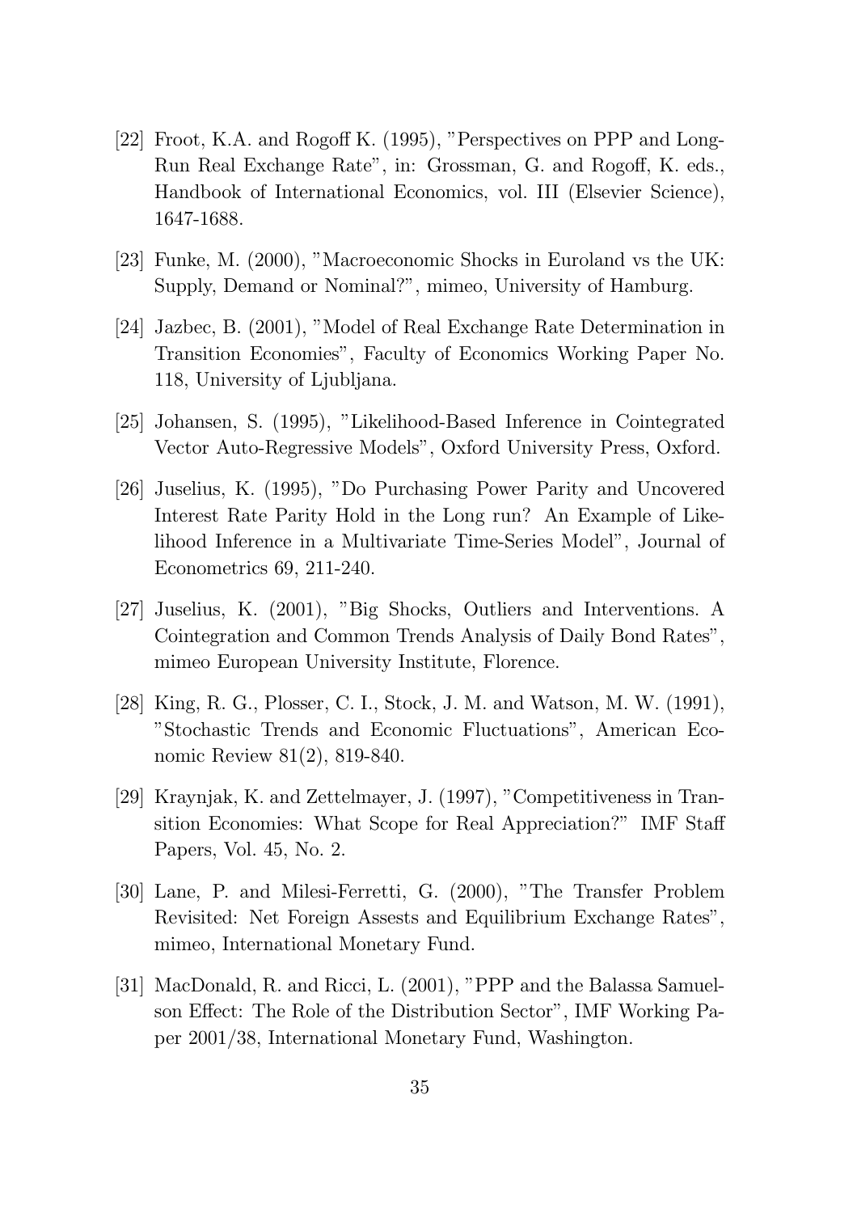[22] Froot, K.A. and Rogoff K. (1995), "Perspectives on PPP and Long-Run Real Exchange Rate", in: Grossman, G. and Rogoff, K. eds., Handbook of International Economics, vol. III (Elsevier Science), 1647-1688.

[23] Funke, M. (2000), "Macroeconomic Shocks in Euroland vs the UK: Supply, Demand or Nominal?", mimeo, University of Hamburg.

[24] Jazbec, B. (2001), "Model of Real Exchange Rate Determination in Transition Economies", Faculty of Economics Working Paper No. 118, University of Ljubljana.

[25] Johansen, S. (1995), "Likelihood-Based Inference in Cointegrated Vector Auto-Regressive Models", Oxford University Press, Oxford.

[26] Juselius, K. (1995), "Do Purchasing Power Parity and Uncovered Interest Rate Parity Hold in the Long run? An Example of Likelihood Inference in a Multivariate Time-Series Model", Journal of Econometrics 69, 211-240.

[27] Juselius, K. (2001), "Big Shocks, Outliers and Interventions. A Cointegration and Common Trends Analysis of Daily Bond Rates", mimeo European University Institute, Florence.

[28] King, R. G., Plosser, C. I., Stock, J. M. and Watson, M. W. (1991), "Stochastic Trends and Economic Fluctuations", American Economic Review 81(2), 819-840.

[29] Kraynjak, K. and Zettelmayer, J. (1997), "Competitiveness in Transition Economies: What Scope for Real Appreciation?" IMF Staff Papers, Vol. 45, No. 2.

[30] Lane, P. and Milesi-Ferretti, G. (2000), "The Transfer Problem Revisited: Net Foreign Assests and Equilibrium Exchange Rates", mimeo, International Monetary Fund.

[31] MacDonald, R. and Ricci, L. (2001), "PPP and the Balassa Samuelson Effect: The Role of the Distribution Sector", IMF Working Paper 2001/38, International Monetary Fund, Washington.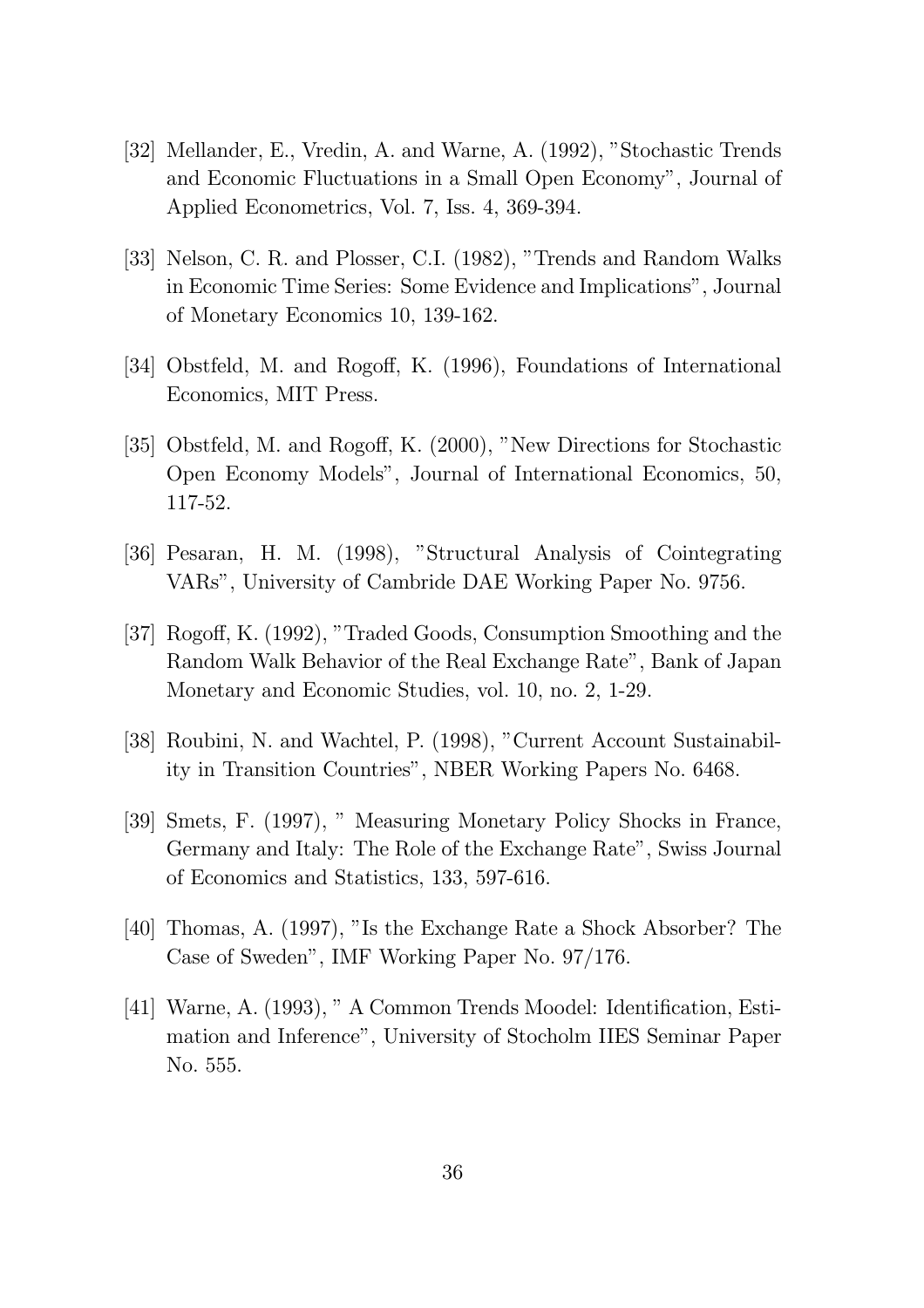[32] Mellander, E., Vredin, A. and Warne, A. (1992), "Stochastic Trends and Economic Fluctuations in a Small Open Economy", Journal of Applied Econometrics, Vol. 7, Iss. 4, 369-394.

[33] Nelson, C. R. and Plosser, C.I. (1982), "Trends and Random Walks in Economic Time Series: Some Evidence and Implications", Journal of Monetary Economics 10, 139-162.

[34] Obstfeld, M. and Rogoff, K. (1996), Foundations of International Economics, MIT Press.

[35] Obstfeld, M. and Rogoff, K. (2000), "New Directions for Stochastic Open Economy Models", Journal of International Economics, 50, 117-52.

[36] Pesaran, H. M. (1998), "Structural Analysis of Cointegrating VARs", University of Cambride DAE Working Paper No. 9756.

[37] Rogoff, K. (1992), "Traded Goods, Consumption Smoothing and the Random Walk Behavior of the Real Exchange Rate", Bank of Japan Monetary and Economic Studies, vol. 10, no. 2, 1-29.

[38] Roubini, N. and Wachtel, P. (1998), "Current Account Sustainability in Transition Countries", NBER Working Papers No. 6468.

[39] Smets, F. (1997), " Measuring Monetary Policy Shocks in France, Germany and Italy: The Role of the Exchange Rate", Swiss Journal of Economics and Statistics, 133, 597-616.

[40] Thomas, A. (1997), "Is the Exchange Rate a Shock Absorber? The Case of Sweden", IMF Working Paper No. 97/176.

[41] Warne, A. (1993), " A Common Trends Moodel: Identification, Estimation and Inference", University of Stocholm IIES Seminar Paper No. 555.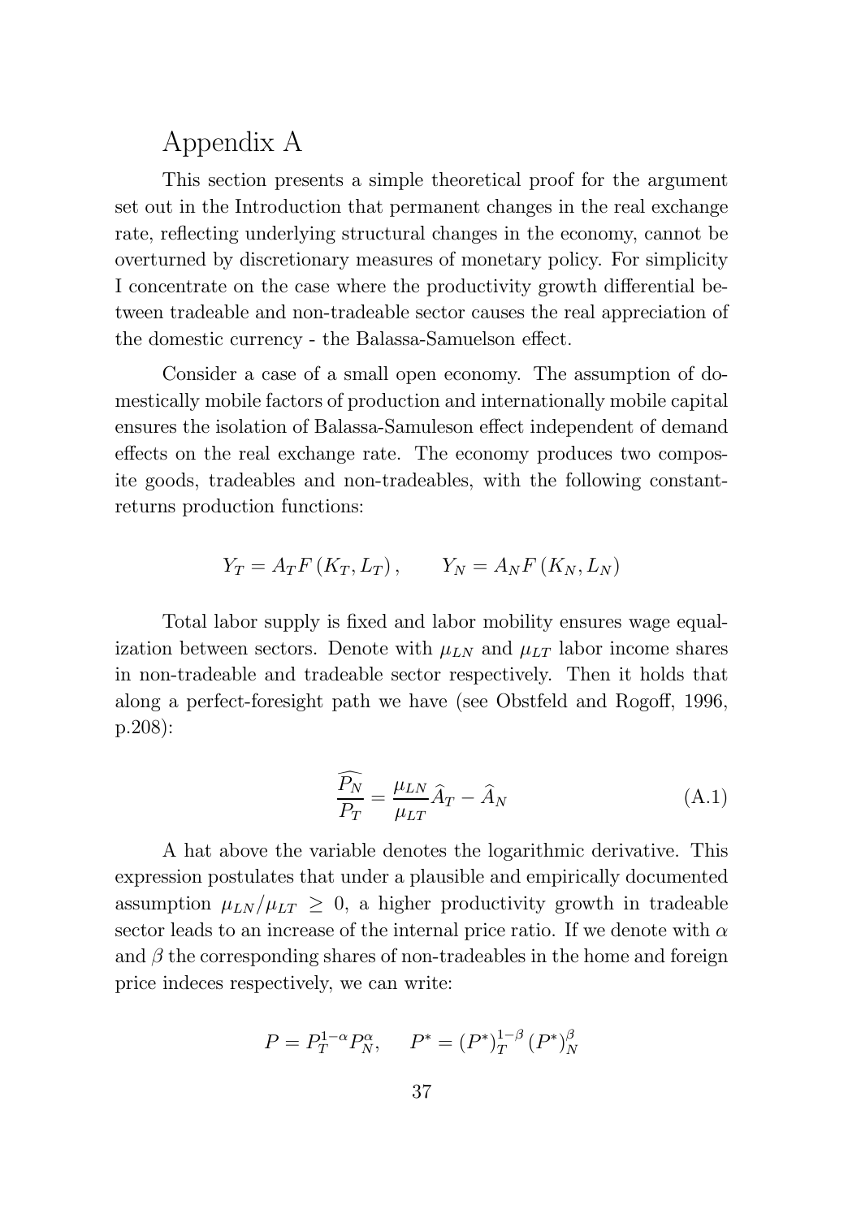# Appendix A

This section presents a simple theoretical proof for the argument set out in the Introduction that permanent changes in the real exchange rate, reflecting underlying structural changes in the economy, cannot be overturned by discretionary measures of monetary policy. For simplicity I concentrate on the case where the productivity growth differential between tradeable and non-tradeable sector causes the real appreciation of the domestic currency - the Balassa-Samuelson effect.

Consider a case of a small open economy. The assumption of domestically mobile factors of production and internationally mobile capital ensures the isolation of Balassa-Samuleson effect independent of demand effects on the real exchange rate. The economy produces two composite goods, tradeables and non-tradeables, with the following constant-returns production functions:

$$Y_T = A_T F\left(K_T, L_T\right), \qquad Y_N = A_N F\left(K_N, L_N\right)$$

Total labor supply is fixed and labor mobility ensures wage equalization between sectors. Denote with $\mu_{LN}$ and $\mu_{LT}$ labor income shares in non-tradeable and tradeable sector respectively. Then it holds that along a perfect-foresight path we have (see Obstfeld and Rogoff, 1996, p.208):

$$\widehat{\frac{P_N}{P_T}} = \frac{\mu_{LN}}{\mu_{LT}} \widehat{A}_T - \widehat{A}_N \tag{A.1}$$

A hat above the variable denotes the logarithmic derivative. This expression postulates that under a plausible and empirically documented assumption $\mu_{LN}/\mu_{LT} \geq 0$, a higher productivity growth in tradeable sector leads to an increase of the internal price ratio. If we denote with $\alpha$ and $\beta$ the corresponding shares of non-tradeables in the home and foreign price indeces respectively, we can write:

$$P = P_T^{1-\alpha} P_N^{\alpha}, \qquad P^* = \left(P^*\right)_T^{1-\beta} \left(P^*\right)_N^{\beta}$$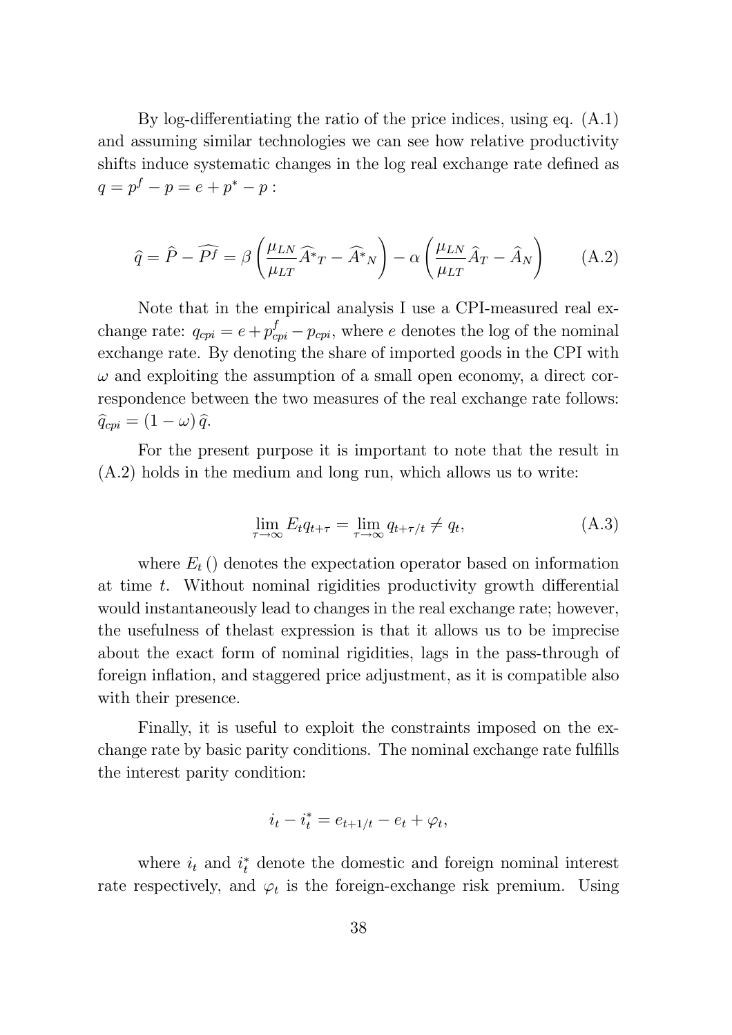By log-differentiating the ratio of the price indices, using eq. (A.1) and assuming similar technologies we can see how relative productivity shifts induce systematic changes in the log real exchange rate defined as $q = p^f - p = e + p^* - p$ :

$$\widehat{q} = \widehat{P} - \widehat{P^f} = \beta \left( \frac{\mu_{LN}}{\mu_{LT}} \widehat{A^*}_T - \widehat{A^*}_N \right) - \alpha \left( \frac{\mu_{LN}}{\mu_{LT}} \widehat{A}_T - \widehat{A}_N \right) \qquad \text{(A.2)}$$

Note that in the empirical analysis I use a CPI-measured real exchange rate: $q_{cpi} = e + p^f_{cpi} - p_{cpi}$, where $e$ denotes the log of the nominal exchange rate. By denoting the share of imported goods in the CPI with $\omega$ and exploiting the assumption of a small open economy, a direct correspondence between the two measures of the real exchange rate follows: $\widehat{q}_{cpi} = (1-\omega)\,\widehat{q}$.

For the present purpose it is important to note that the result in (A.2) holds in the medium and long run, which allows us to write:

$$\lim_{\tau \to \infty} E_t q_{t+\tau} = \lim_{\tau \to \infty} q_{t+\tau/t} \neq q_t, \qquad \text{(A.3)}$$

where $E_t\,()$ denotes the expectation operator based on information at time $t$. Without nominal rigidities productivity growth differential would instantaneously lead to changes in the real exchange rate; however, the usefulness of thelast expression is that it allows us to be imprecise about the exact form of nominal rigidities, lags in the pass-through of foreign inflation, and staggered price adjustment, as it is compatible also with their presence.

Finally, it is useful to exploit the constraints imposed on the exchange rate by basic parity conditions. The nominal exchange rate fulfills the interest parity condition:

$$i_t - i_t^* = e_{t+1/t} - e_t + \varphi_t,$$

where $i_t$ and $i_t^*$ denote the domestic and foreign nominal interest rate respectively, and $\varphi_t$ is the foreign-exchange risk premium. Using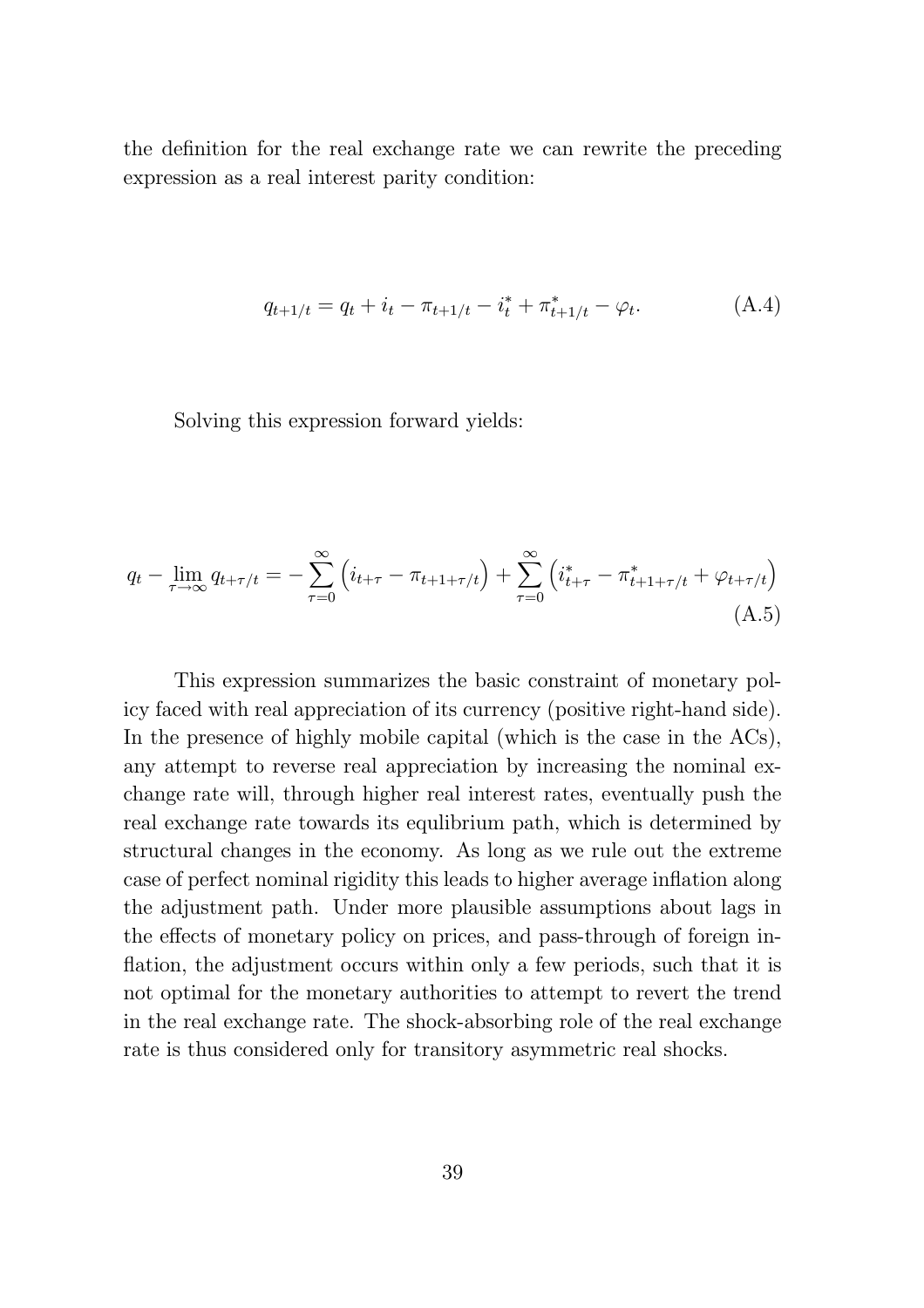the definition for the real exchange rate we can rewrite the preceding expression as a real interest parity condition:

$$q_{t+1/t} = q_t + i_t - \pi_{t+1/t} - i_t^* + \pi_{t+1/t}^* - \varphi_t. \tag{A.4}$$

Solving this expression forward yields:

$$q_t - \lim_{\tau \to \infty} q_{t+\tau/t} = -\sum_{\tau=0}^{\infty} \left( i_{t+\tau} - \pi_{t+1+\tau/t} \right) + \sum_{\tau=0}^{\infty} \left( i_{t+\tau}^* - \pi_{t+1+\tau/t}^* + \varphi_{t+\tau/t} \right) \tag{A.5}$$

This expression summarizes the basic constraint of monetary policy faced with real appreciation of its currency (positive right-hand side). In the presence of highly mobile capital (which is the case in the ACs), any attempt to reverse real appreciation by increasing the nominal exchange rate will, through higher real interest rates, eventually push the real exchange rate towards its equlibrium path, which is determined by structural changes in the economy. As long as we rule out the extreme case of perfect nominal rigidity this leads to higher average inflation along the adjustment path. Under more plausible assumptions about lags in the effects of monetary policy on prices, and pass-through of foreign inflation, the adjustment occurs within only a few periods, such that it is not optimal for the monetary authorities to attempt to revert the trend in the real exchange rate. The shock-absorbing role of the real exchange rate is thus considered only for transitory asymmetric real shocks.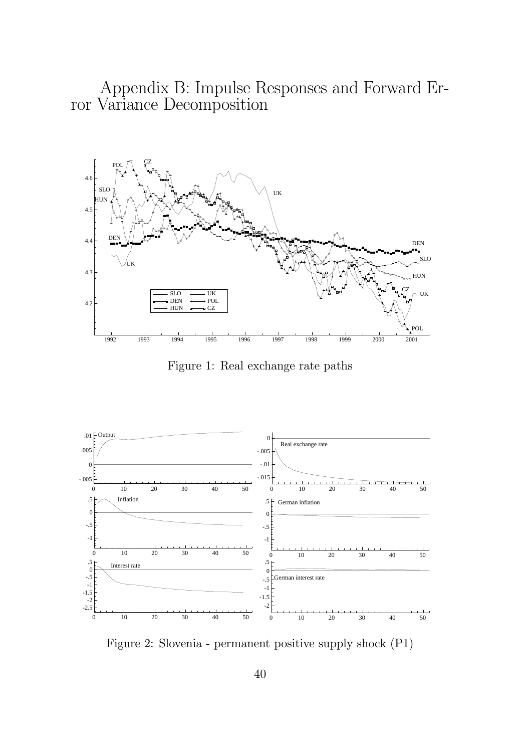# Appendix B: Impulse Responses and Forward Error Variance Decomposition

Figure 1: Real exchange rate paths

Figure 2: Slovenia - permanent positive supply shock (P1)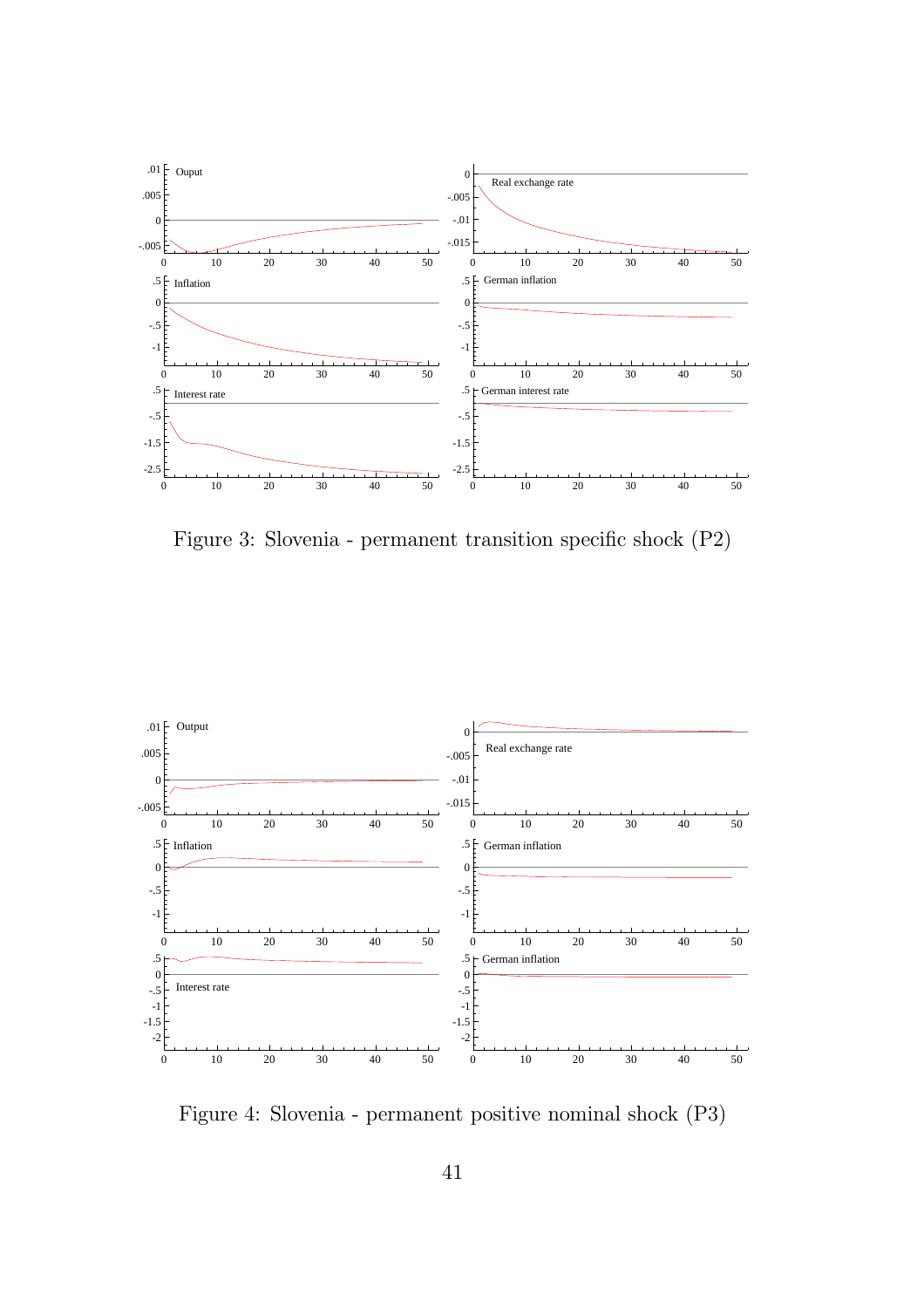Figure 3: Slovenia - permanent transition specific shock (P2)

Figure 4: Slovenia - permanent positive nominal shock (P3)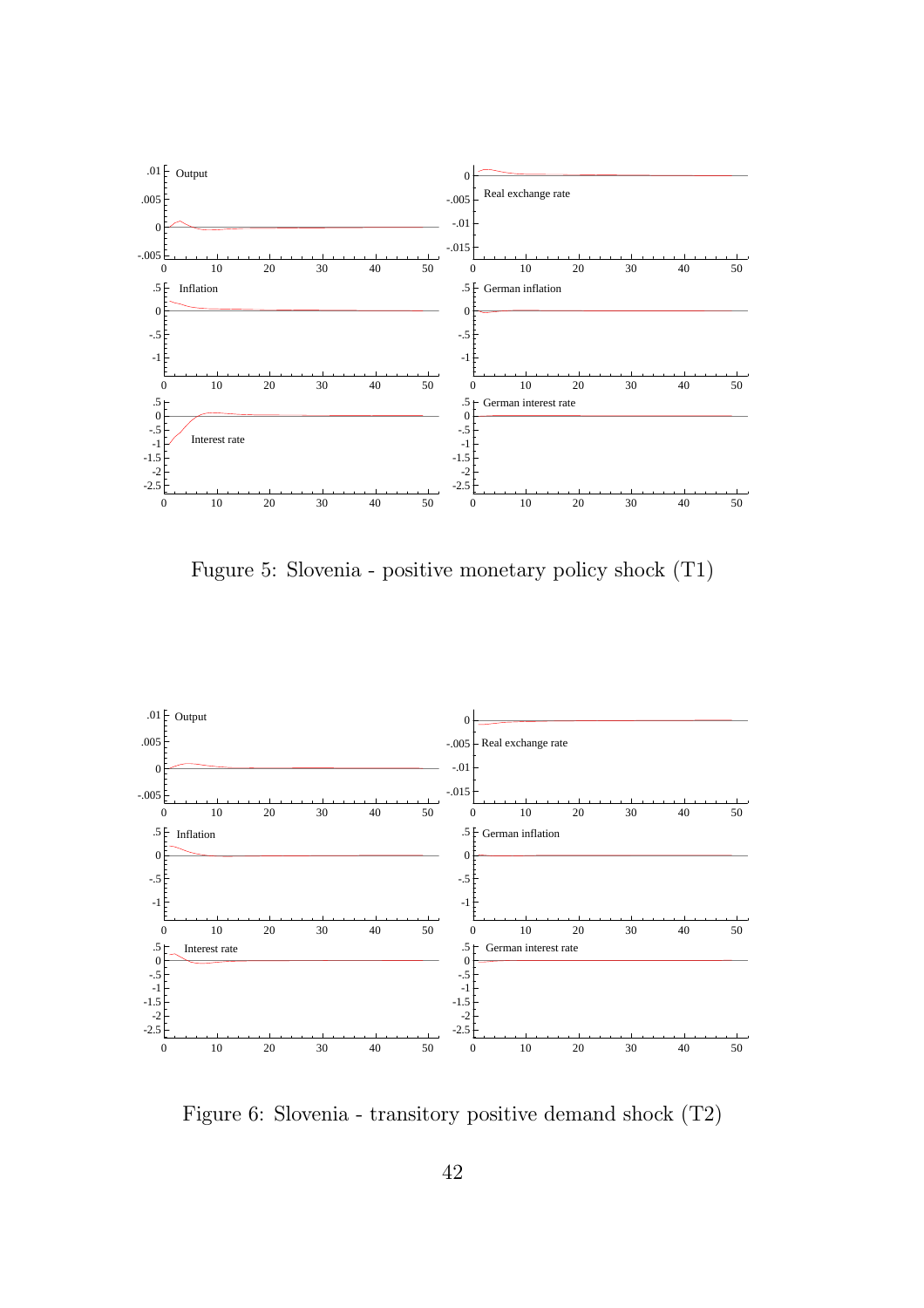Fugure 5: Slovenia - positive monetary policy shock (T1)

Figure 6: Slovenia - transitory positive demand shock (T2)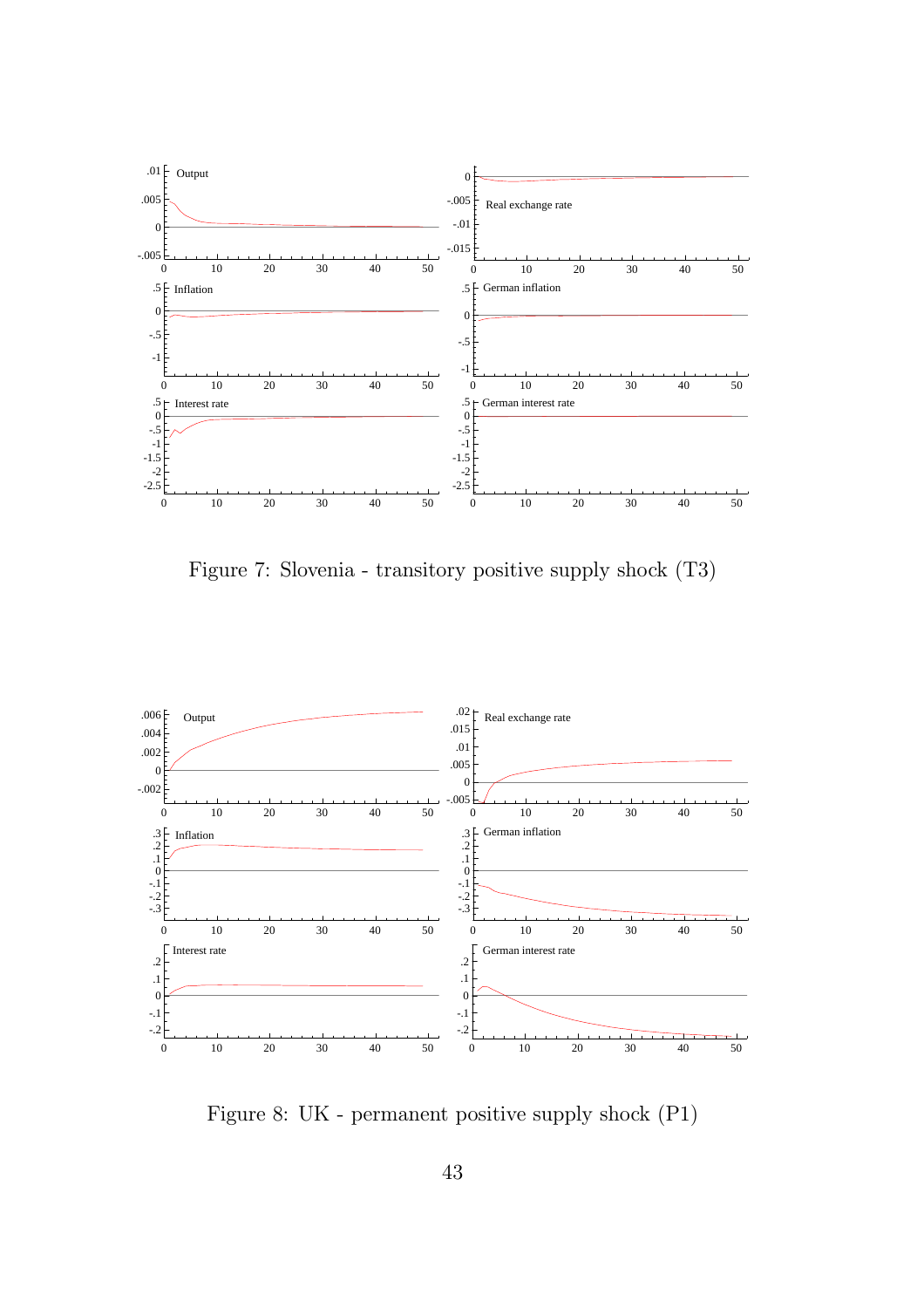Figure 7: Slovenia - transitory positive supply shock (T3)

Figure 8: UK - permanent positive supply shock (P1)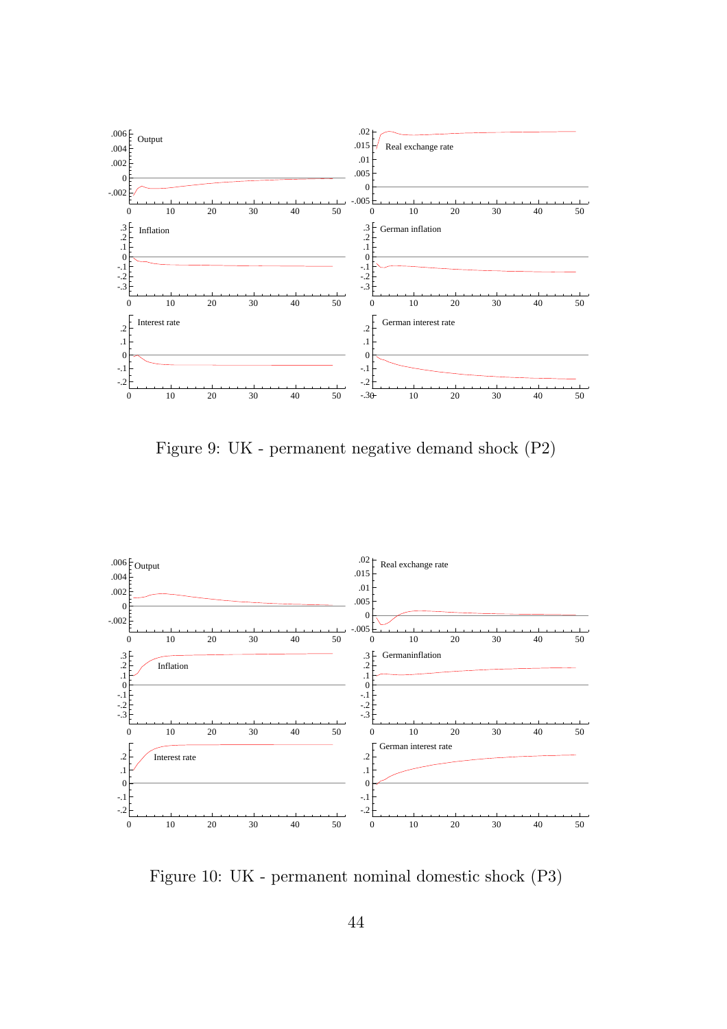Figure 9: UK - permanent negative demand shock (P2)

Figure 10: UK - permanent nominal domestic shock (P3)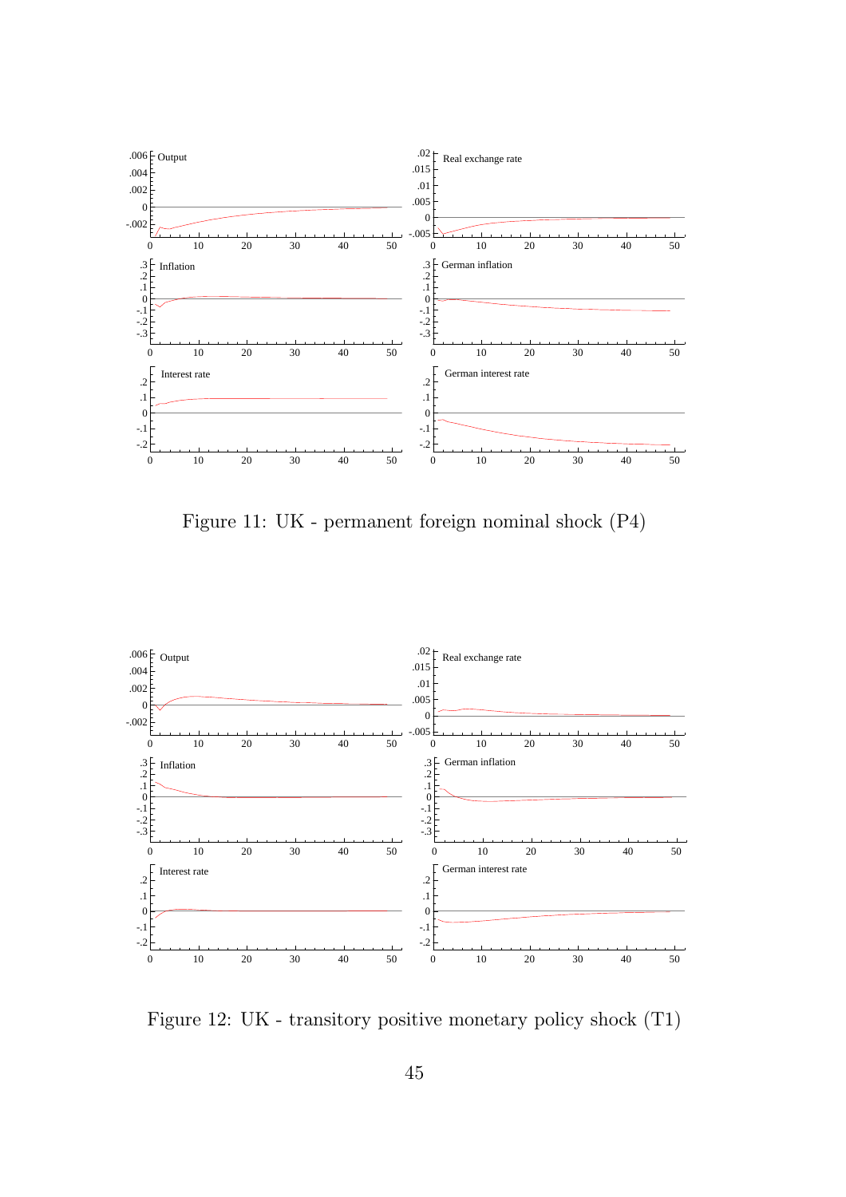Figure 11: UK - permanent foreign nominal shock (P4)

Figure 12: UK - transitory positive monetary policy shock (T1)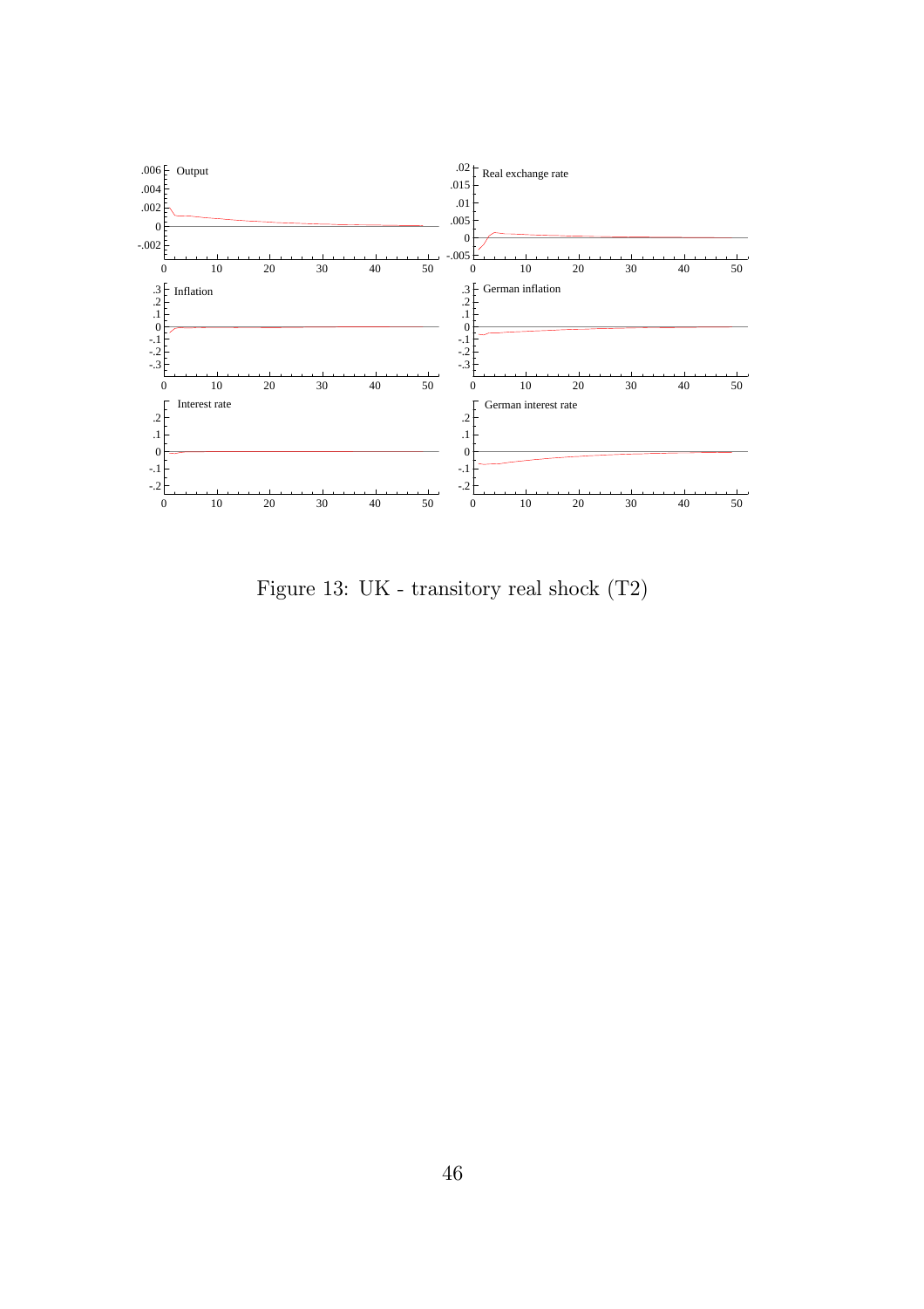Figure 13: UK - transitory real shock (T2)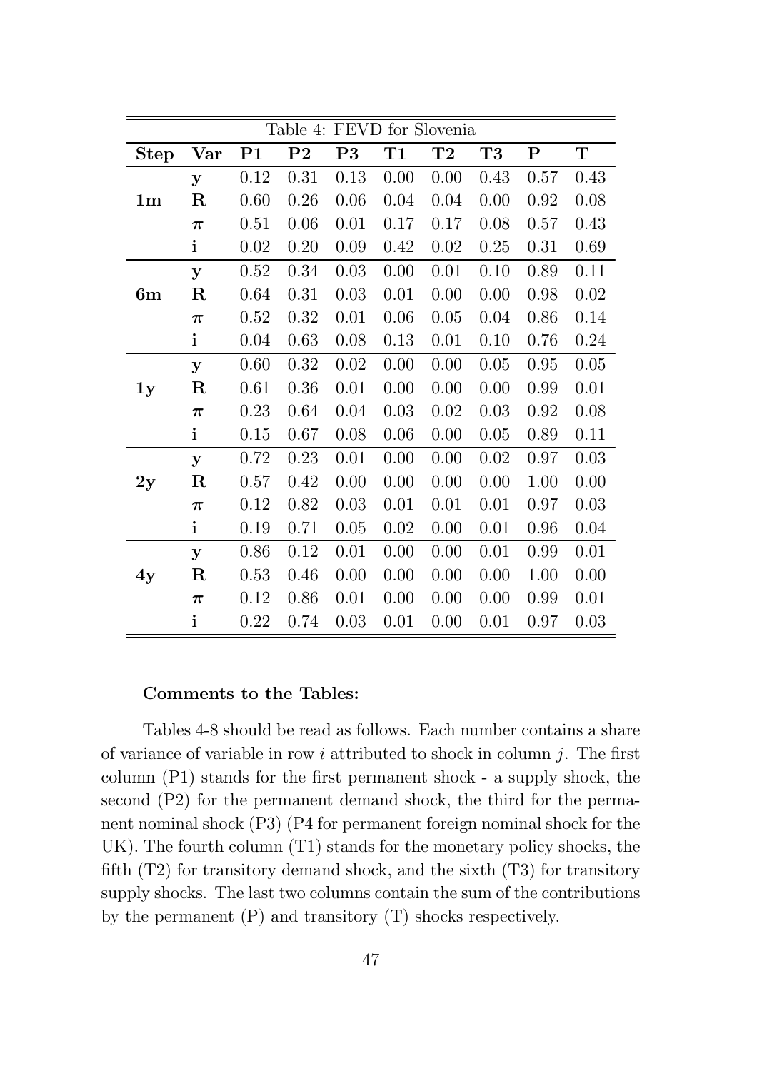Table 4: FEVD for Slovenia

| Step | Var | P1 | P2 | P3 | T1 | T2 | T3 | P | T |
|---|---|---|---|---|---|---|---|---|---|
| **1m** | $\mathbf{y}$ | 0.12 | 0.31 | 0.13 | 0.00 | 0.00 | 0.43 | 0.57 | 0.43 |
| | $\mathbf{R}$ | 0.60 | 0.26 | 0.06 | 0.04 | 0.04 | 0.00 | 0.92 | 0.08 |
| | $\boldsymbol{\pi}$ | 0.51 | 0.06 | 0.01 | 0.17 | 0.17 | 0.08 | 0.57 | 0.43 |
| | $\mathbf{i}$ | 0.02 | 0.20 | 0.09 | 0.42 | 0.02 | 0.25 | 0.31 | 0.69 |
| **6m** | $\mathbf{y}$ | 0.52 | 0.34 | 0.03 | 0.00 | 0.01 | 0.10 | 0.89 | 0.11 |
| | $\mathbf{R}$ | 0.64 | 0.31 | 0.03 | 0.01 | 0.00 | 0.00 | 0.98 | 0.02 |
| | $\boldsymbol{\pi}$ | 0.52 | 0.32 | 0.01 | 0.06 | 0.05 | 0.04 | 0.86 | 0.14 |
| | $\mathbf{i}$ | 0.04 | 0.63 | 0.08 | 0.13 | 0.01 | 0.10 | 0.76 | 0.24 |
| **1y** | $\mathbf{y}$ | 0.60 | 0.32 | 0.02 | 0.00 | 0.00 | 0.05 | 0.95 | 0.05 |
| | $\mathbf{R}$ | 0.61 | 0.36 | 0.01 | 0.00 | 0.00 | 0.00 | 0.99 | 0.01 |
| | $\boldsymbol{\pi}$ | 0.23 | 0.64 | 0.04 | 0.03 | 0.02 | 0.03 | 0.92 | 0.08 |
| | $\mathbf{i}$ | 0.15 | 0.67 | 0.08 | 0.06 | 0.00 | 0.05 | 0.89 | 0.11 |
| **2y** | $\mathbf{y}$ | 0.72 | 0.23 | 0.01 | 0.00 | 0.00 | 0.02 | 0.97 | 0.03 |
| | $\mathbf{R}$ | 0.57 | 0.42 | 0.00 | 0.00 | 0.00 | 0.00 | 1.00 | 0.00 |
| | $\boldsymbol{\pi}$ | 0.12 | 0.82 | 0.03 | 0.01 | 0.01 | 0.01 | 0.97 | 0.03 |
| | $\mathbf{i}$ | 0.19 | 0.71 | 0.05 | 0.02 | 0.00 | 0.01 | 0.96 | 0.04 |
| **4y** | $\mathbf{y}$ | 0.86 | 0.12 | 0.01 | 0.00 | 0.00 | 0.01 | 0.99 | 0.01 |
| | $\mathbf{R}$ | 0.53 | 0.46 | 0.00 | 0.00 | 0.00 | 0.00 | 1.00 | 0.00 |
| | $\boldsymbol{\pi}$ | 0.12 | 0.86 | 0.01 | 0.00 | 0.00 | 0.00 | 0.99 | 0.01 |
| | $\mathbf{i}$ | 0.22 | 0.74 | 0.03 | 0.01 | 0.00 | 0.01 | 0.97 | 0.03 |

**Comments to the Tables:**

Tables 4-8 should be read as follows. Each number contains a share of variance of variable in row $i$ attributed to shock in column $j$. The first column (P1) stands for the first permanent shock - a supply shock, the second (P2) for the permanent demand shock, the third for the permanent nominal shock (P3) (P4 for permanent foreign nominal shock for the UK). The fourth column (T1) stands for the monetary policy shocks, the fifth (T2) for transitory demand shock, and the sixth (T3) for transitory supply shocks. The last two columns contain the sum of the contributions by the permanent (P) and transitory (T) shocks respectively.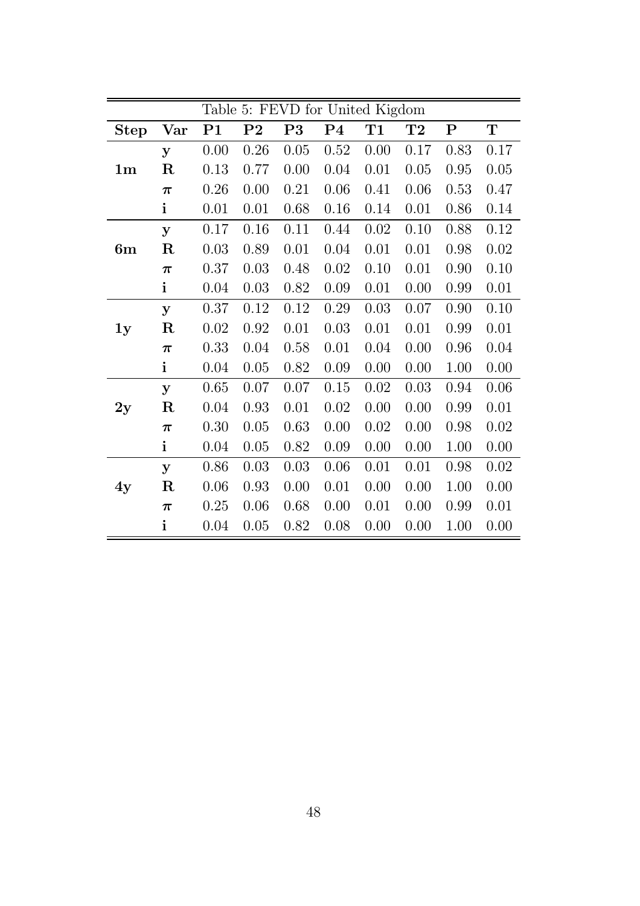Table 5: FEVD for United Kigdom

| **Step** | **Var** | **P1** | **P2** | **P3** | **P4** | **T1** | **T2** | **P** | **T** |
|---|---|---|---|---|---|---|---|---|---|
| **1m** | $\mathbf{y}$ | 0.00 | 0.26 | 0.05 | 0.52 | 0.00 | 0.17 | 0.83 | 0.17 |
| | $\mathbf{R}$ | 0.13 | 0.77 | 0.00 | 0.04 | 0.01 | 0.05 | 0.95 | 0.05 |
| | $\boldsymbol{\pi}$ | 0.26 | 0.00 | 0.21 | 0.06 | 0.41 | 0.06 | 0.53 | 0.47 |
| | $\mathbf{i}$ | 0.01 | 0.01 | 0.68 | 0.16 | 0.14 | 0.01 | 0.86 | 0.14 |
| **6m** | $\mathbf{y}$ | 0.17 | 0.16 | 0.11 | 0.44 | 0.02 | 0.10 | 0.88 | 0.12 |
| | $\mathbf{R}$ | 0.03 | 0.89 | 0.01 | 0.04 | 0.01 | 0.01 | 0.98 | 0.02 |
| | $\boldsymbol{\pi}$ | 0.37 | 0.03 | 0.48 | 0.02 | 0.10 | 0.01 | 0.90 | 0.10 |
| | $\mathbf{i}$ | 0.04 | 0.03 | 0.82 | 0.09 | 0.01 | 0.00 | 0.99 | 0.01 |
| **1y** | $\mathbf{y}$ | 0.37 | 0.12 | 0.12 | 0.29 | 0.03 | 0.07 | 0.90 | 0.10 |
| | $\mathbf{R}$ | 0.02 | 0.92 | 0.01 | 0.03 | 0.01 | 0.01 | 0.99 | 0.01 |
| | $\boldsymbol{\pi}$ | 0.33 | 0.04 | 0.58 | 0.01 | 0.04 | 0.00 | 0.96 | 0.04 |
| | $\mathbf{i}$ | 0.04 | 0.05 | 0.82 | 0.09 | 0.00 | 0.00 | 1.00 | 0.00 |
| **2y** | $\mathbf{y}$ | 0.65 | 0.07 | 0.07 | 0.15 | 0.02 | 0.03 | 0.94 | 0.06 |
| | $\mathbf{R}$ | 0.04 | 0.93 | 0.01 | 0.02 | 0.00 | 0.00 | 0.99 | 0.01 |
| | $\boldsymbol{\pi}$ | 0.30 | 0.05 | 0.63 | 0.00 | 0.02 | 0.00 | 0.98 | 0.02 |
| | $\mathbf{i}$ | 0.04 | 0.05 | 0.82 | 0.09 | 0.00 | 0.00 | 1.00 | 0.00 |
| **4y** | $\mathbf{y}$ | 0.86 | 0.03 | 0.03 | 0.06 | 0.01 | 0.01 | 0.98 | 0.02 |
| | $\mathbf{R}$ | 0.06 | 0.93 | 0.00 | 0.01 | 0.00 | 0.00 | 1.00 | 0.00 |
| | $\boldsymbol{\pi}$ | 0.25 | 0.06 | 0.68 | 0.00 | 0.01 | 0.00 | 0.99 | 0.01 |
| | $\mathbf{i}$ | 0.04 | 0.05 | 0.82 | 0.08 | 0.00 | 0.00 | 1.00 | 0.00 |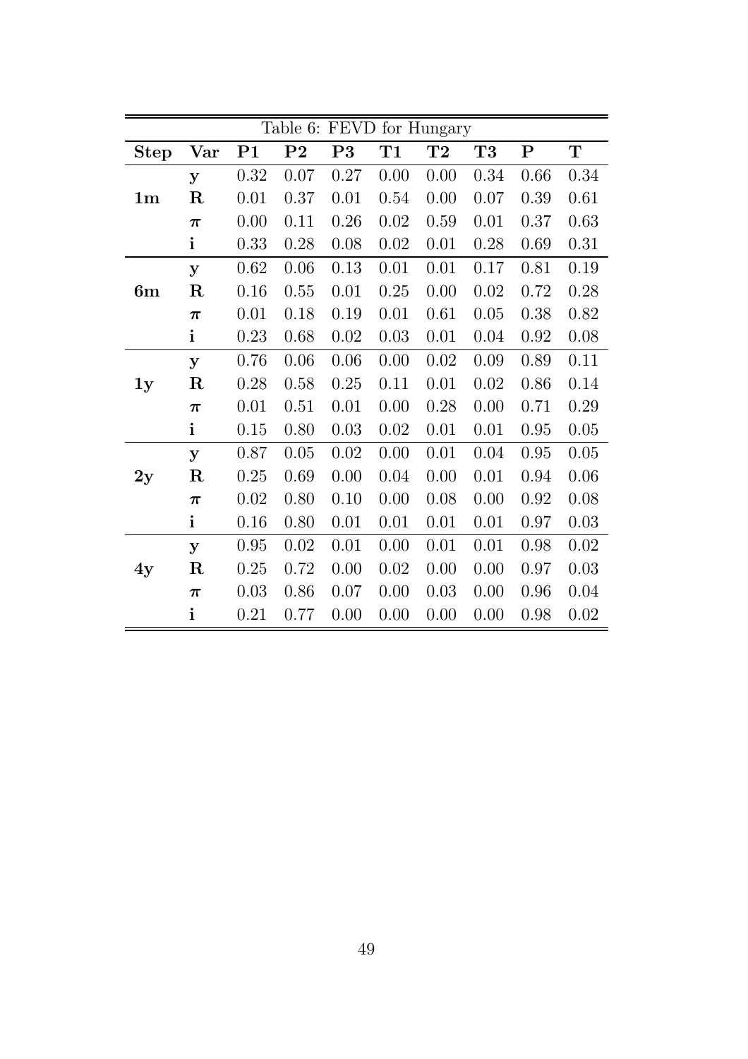Table 6: FEVD for Hungary

| Step | Var | P1 | P2 | P3 | T1 | T2 | T3 | P | T |
|---|---|---|---|---|---|---|---|---|---|
| **1m** | $\mathbf{y}$ | 0.32 | 0.07 | 0.27 | 0.00 | 0.00 | 0.34 | 0.66 | 0.34 |
| | $\mathbf{R}$ | 0.01 | 0.37 | 0.01 | 0.54 | 0.00 | 0.07 | 0.39 | 0.61 |
| | $\boldsymbol{\pi}$ | 0.00 | 0.11 | 0.26 | 0.02 | 0.59 | 0.01 | 0.37 | 0.63 |
| | $\mathbf{i}$ | 0.33 | 0.28 | 0.08 | 0.02 | 0.01 | 0.28 | 0.69 | 0.31 |
| **6m** | $\mathbf{y}$ | 0.62 | 0.06 | 0.13 | 0.01 | 0.01 | 0.17 | 0.81 | 0.19 |
| | $\mathbf{R}$ | 0.16 | 0.55 | 0.01 | 0.25 | 0.00 | 0.02 | 0.72 | 0.28 |
| | $\boldsymbol{\pi}$ | 0.01 | 0.18 | 0.19 | 0.01 | 0.61 | 0.05 | 0.38 | 0.82 |
| | $\mathbf{i}$ | 0.23 | 0.68 | 0.02 | 0.03 | 0.01 | 0.04 | 0.92 | 0.08 |
| **1y** | $\mathbf{y}$ | 0.76 | 0.06 | 0.06 | 0.00 | 0.02 | 0.09 | 0.89 | 0.11 |
| | $\mathbf{R}$ | 0.28 | 0.58 | 0.25 | 0.11 | 0.01 | 0.02 | 0.86 | 0.14 |
| | $\boldsymbol{\pi}$ | 0.01 | 0.51 | 0.01 | 0.00 | 0.28 | 0.00 | 0.71 | 0.29 |
| | $\mathbf{i}$ | 0.15 | 0.80 | 0.03 | 0.02 | 0.01 | 0.01 | 0.95 | 0.05 |
| **2y** | $\mathbf{y}$ | 0.87 | 0.05 | 0.02 | 0.00 | 0.01 | 0.04 | 0.95 | 0.05 |
| | $\mathbf{R}$ | 0.25 | 0.69 | 0.00 | 0.04 | 0.00 | 0.01 | 0.94 | 0.06 |
| | $\boldsymbol{\pi}$ | 0.02 | 0.80 | 0.10 | 0.00 | 0.08 | 0.00 | 0.92 | 0.08 |
| | $\mathbf{i}$ | 0.16 | 0.80 | 0.01 | 0.01 | 0.01 | 0.01 | 0.97 | 0.03 |
| **4y** | $\mathbf{y}$ | 0.95 | 0.02 | 0.01 | 0.00 | 0.01 | 0.01 | 0.98 | 0.02 |
| | $\mathbf{R}$ | 0.25 | 0.72 | 0.00 | 0.02 | 0.00 | 0.00 | 0.97 | 0.03 |
| | $\boldsymbol{\pi}$ | 0.03 | 0.86 | 0.07 | 0.00 | 0.03 | 0.00 | 0.96 | 0.04 |
| | $\mathbf{i}$ | 0.21 | 0.77 | 0.00 | 0.00 | 0.00 | 0.00 | 0.98 | 0.02 |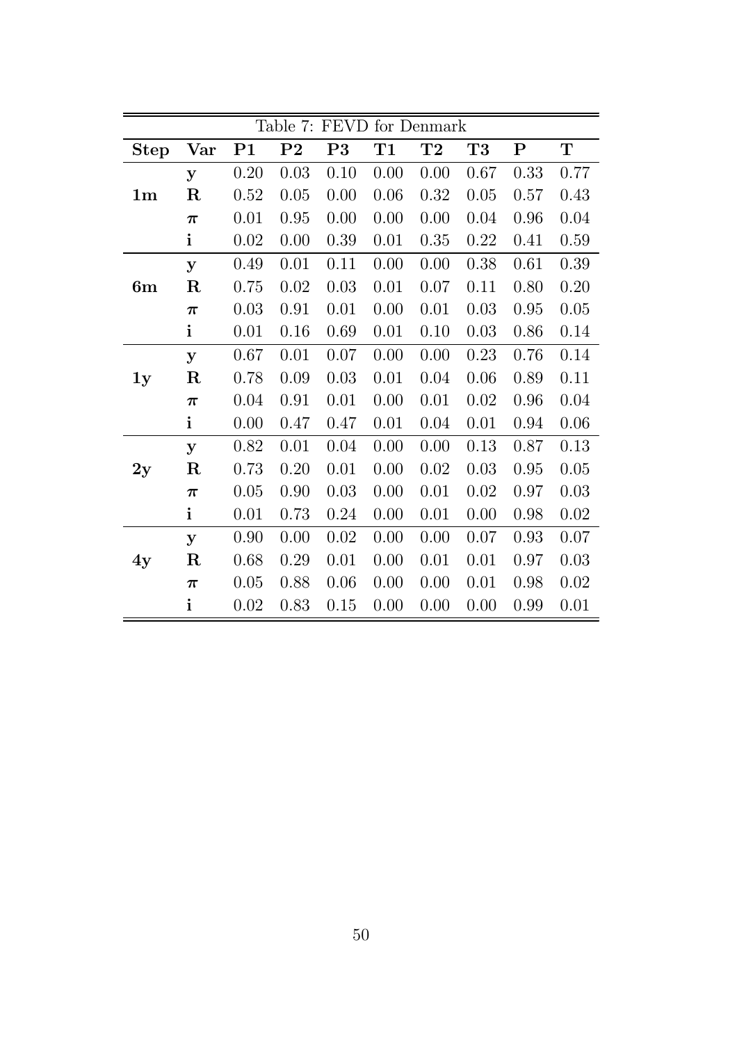Table 7: FEVD for Denmark

| **Step** | **Var** | **P1** | **P2** | **P3** | **T1** | **T2** | **T3** | **P** | **T** |
|---|---|---|---|---|---|---|---|---|---|
| **1m** | $\mathbf{y}$ | 0.20 | 0.03 | 0.10 | 0.00 | 0.00 | 0.67 | 0.33 | 0.77 |
| | $\mathbf{R}$ | 0.52 | 0.05 | 0.00 | 0.06 | 0.32 | 0.05 | 0.57 | 0.43 |
| | $\boldsymbol{\pi}$ | 0.01 | 0.95 | 0.00 | 0.00 | 0.00 | 0.04 | 0.96 | 0.04 |
| | $\mathbf{i}$ | 0.02 | 0.00 | 0.39 | 0.01 | 0.35 | 0.22 | 0.41 | 0.59 |
| **6m** | $\mathbf{y}$ | 0.49 | 0.01 | 0.11 | 0.00 | 0.00 | 0.38 | 0.61 | 0.39 |
| | $\mathbf{R}$ | 0.75 | 0.02 | 0.03 | 0.01 | 0.07 | 0.11 | 0.80 | 0.20 |
| | $\boldsymbol{\pi}$ | 0.03 | 0.91 | 0.01 | 0.00 | 0.01 | 0.03 | 0.95 | 0.05 |
| | $\mathbf{i}$ | 0.01 | 0.16 | 0.69 | 0.01 | 0.10 | 0.03 | 0.86 | 0.14 |
| **1y** | $\mathbf{y}$ | 0.67 | 0.01 | 0.07 | 0.00 | 0.00 | 0.23 | 0.76 | 0.14 |
| | $\mathbf{R}$ | 0.78 | 0.09 | 0.03 | 0.01 | 0.04 | 0.06 | 0.89 | 0.11 |
| | $\boldsymbol{\pi}$ | 0.04 | 0.91 | 0.01 | 0.00 | 0.01 | 0.02 | 0.96 | 0.04 |
| | $\mathbf{i}$ | 0.00 | 0.47 | 0.47 | 0.01 | 0.04 | 0.01 | 0.94 | 0.06 |
| **2y** | $\mathbf{y}$ | 0.82 | 0.01 | 0.04 | 0.00 | 0.00 | 0.13 | 0.87 | 0.13 |
| | $\mathbf{R}$ | 0.73 | 0.20 | 0.01 | 0.00 | 0.02 | 0.03 | 0.95 | 0.05 |
| | $\boldsymbol{\pi}$ | 0.05 | 0.90 | 0.03 | 0.00 | 0.01 | 0.02 | 0.97 | 0.03 |
| | $\mathbf{i}$ | 0.01 | 0.73 | 0.24 | 0.00 | 0.01 | 0.00 | 0.98 | 0.02 |
| **4y** | $\mathbf{y}$ | 0.90 | 0.00 | 0.02 | 0.00 | 0.00 | 0.07 | 0.93 | 0.07 |
| | $\mathbf{R}$ | 0.68 | 0.29 | 0.01 | 0.00 | 0.01 | 0.01 | 0.97 | 0.03 |
| | $\boldsymbol{\pi}$ | 0.05 | 0.88 | 0.06 | 0.00 | 0.00 | 0.01 | 0.98 | 0.02 |
| | $\mathbf{i}$ | 0.02 | 0.83 | 0.15 | 0.00 | 0.00 | 0.00 | 0.99 | 0.01 |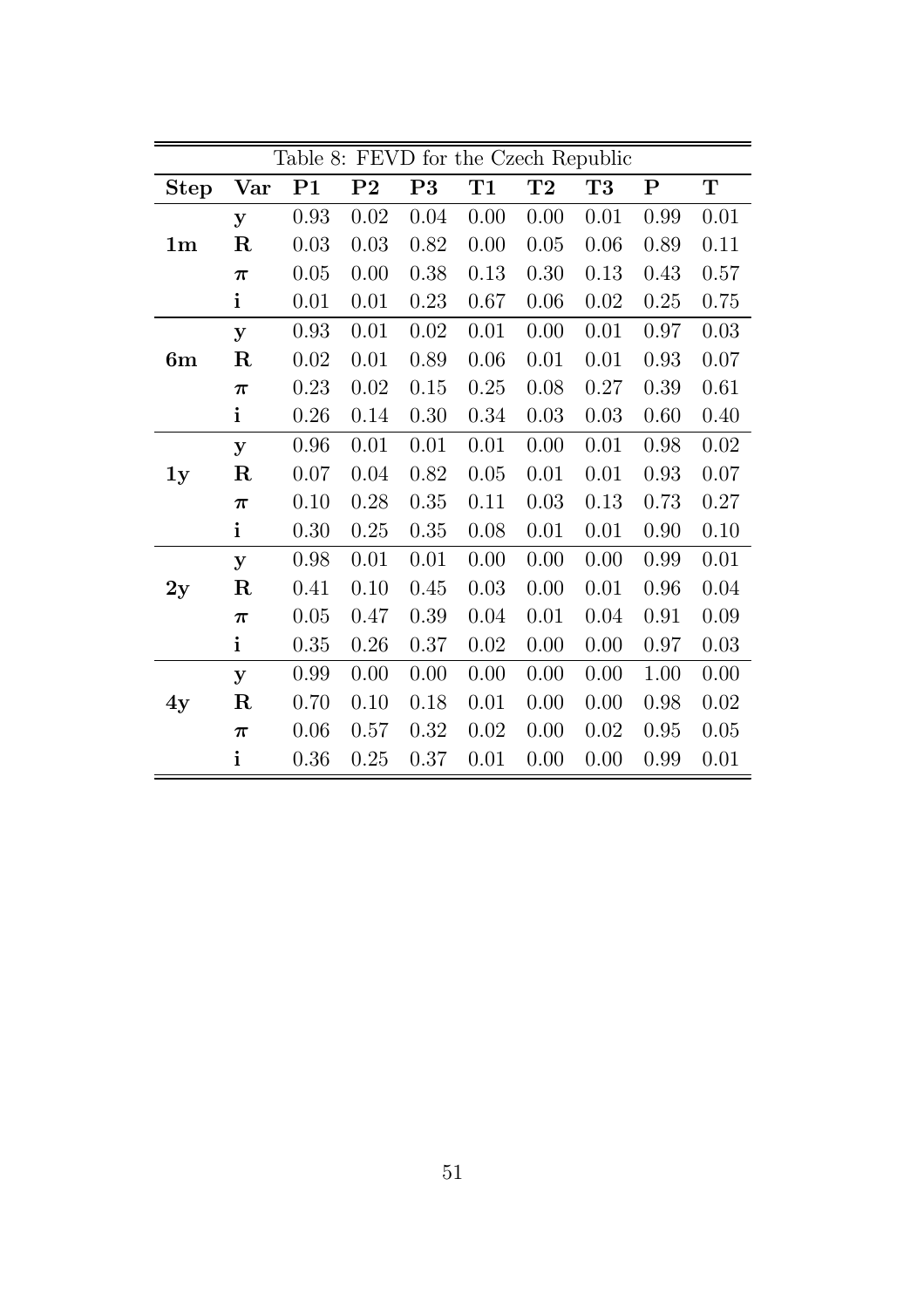Table 8: FEVD for the Czech Republic

| **Step** | **Var** | **P1** | **P2** | **P3** | **T1** | **T2** | **T3** | **P** | **T** |
|---|---|---|---|---|---|---|---|---|---|
| **1m** | $\mathbf{y}$ | 0.93 | 0.02 | 0.04 | 0.00 | 0.00 | 0.01 | 0.99 | 0.01 |
| | $\mathbf{R}$ | 0.03 | 0.03 | 0.82 | 0.00 | 0.05 | 0.06 | 0.89 | 0.11 |
| | $\boldsymbol{\pi}$ | 0.05 | 0.00 | 0.38 | 0.13 | 0.30 | 0.13 | 0.43 | 0.57 |
| | $\mathbf{i}$ | 0.01 | 0.01 | 0.23 | 0.67 | 0.06 | 0.02 | 0.25 | 0.75 |
| **6m** | $\mathbf{y}$ | 0.93 | 0.01 | 0.02 | 0.01 | 0.00 | 0.01 | 0.97 | 0.03 |
| | $\mathbf{R}$ | 0.02 | 0.01 | 0.89 | 0.06 | 0.01 | 0.01 | 0.93 | 0.07 |
| | $\boldsymbol{\pi}$ | 0.23 | 0.02 | 0.15 | 0.25 | 0.08 | 0.27 | 0.39 | 0.61 |
| | $\mathbf{i}$ | 0.26 | 0.14 | 0.30 | 0.34 | 0.03 | 0.03 | 0.60 | 0.40 |
| **1y** | $\mathbf{y}$ | 0.96 | 0.01 | 0.01 | 0.01 | 0.00 | 0.01 | 0.98 | 0.02 |
| | $\mathbf{R}$ | 0.07 | 0.04 | 0.82 | 0.05 | 0.01 | 0.01 | 0.93 | 0.07 |
| | $\boldsymbol{\pi}$ | 0.10 | 0.28 | 0.35 | 0.11 | 0.03 | 0.13 | 0.73 | 0.27 |
| | $\mathbf{i}$ | 0.30 | 0.25 | 0.35 | 0.08 | 0.01 | 0.01 | 0.90 | 0.10 |
| **2y** | $\mathbf{y}$ | 0.98 | 0.01 | 0.01 | 0.00 | 0.00 | 0.00 | 0.99 | 0.01 |
| | $\mathbf{R}$ | 0.41 | 0.10 | 0.45 | 0.03 | 0.00 | 0.01 | 0.96 | 0.04 |
| | $\boldsymbol{\pi}$ | 0.05 | 0.47 | 0.39 | 0.04 | 0.01 | 0.04 | 0.91 | 0.09 |
| | $\mathbf{i}$ | 0.35 | 0.26 | 0.37 | 0.02 | 0.00 | 0.00 | 0.97 | 0.03 |
| **4y** | $\mathbf{y}$ | 0.99 | 0.00 | 0.00 | 0.00 | 0.00 | 0.00 | 1.00 | 0.00 |
| | $\mathbf{R}$ | 0.70 | 0.10 | 0.18 | 0.01 | 0.00 | 0.00 | 0.98 | 0.02 |
| | $\boldsymbol{\pi}$ | 0.06 | 0.57 | 0.32 | 0.02 | 0.00 | 0.02 | 0.95 | 0.05 |
| | $\mathbf{i}$ | 0.36 | 0.25 | 0.37 | 0.01 | 0.00 | 0.00 | 0.99 | 0.01 |